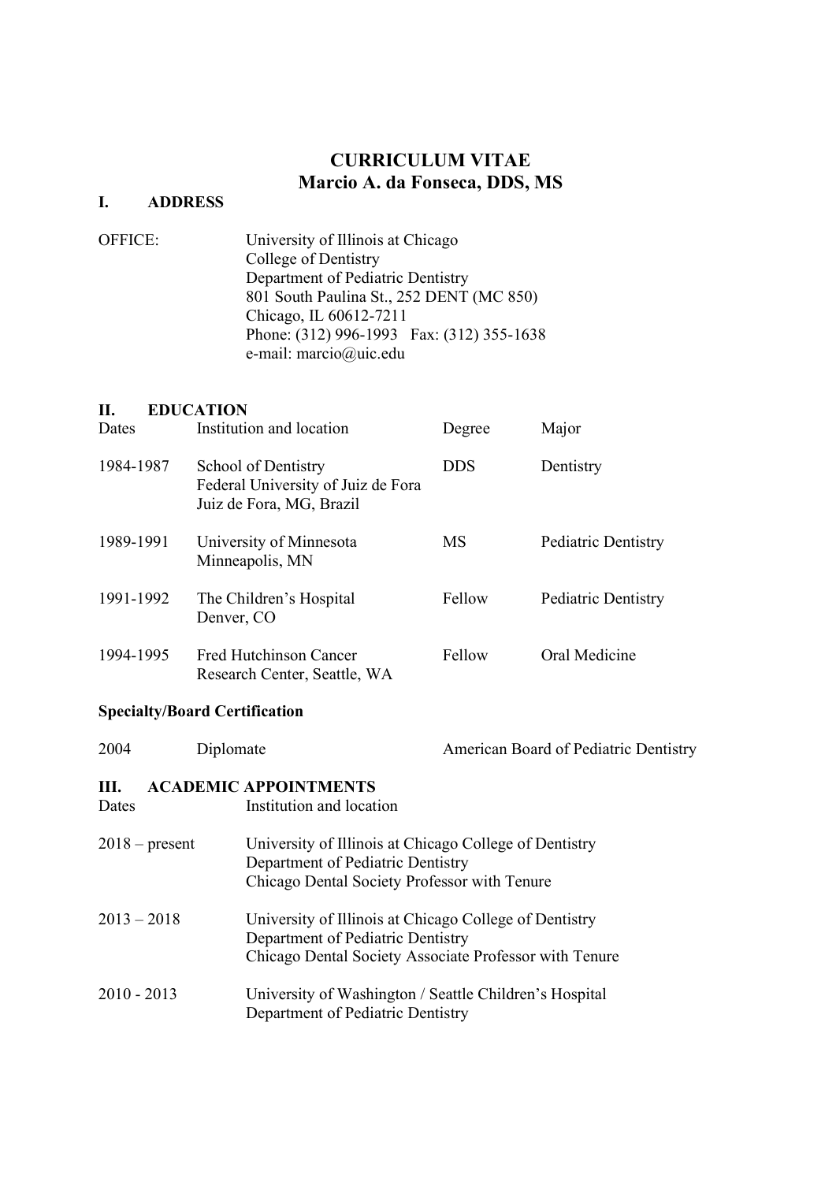# CURRICULUM VITAE
# Marcio A. da Fonseca, DDS, MS

## I. ADDRESS

OFFICE:

University of Illinois at Chicago
College of Dentistry
Department of Pediatric Dentistry
801 South Paulina St., 252 DENT (MC 850)
Chicago, IL 60612-7211
Phone: (312) 996-1993 Fax: (312) 355-1638
e-mail: marcio@uic.edu

## II. EDUCATION

| Dates | Institution and location | Degree | Major |
|---|---|---|---|
| 1984-1987 | School of Dentistry<br>Federal University of Juiz de Fora<br>Juiz de Fora, MG, Brazil | DDS | Dentistry |
| 1989-1991 | University of Minnesota<br>Minneapolis, MN | MS | Pediatric Dentistry |
| 1991-1992 | The Children's Hospital<br>Denver, CO | Fellow | Pediatric Dentistry |
| 1994-1995 | Fred Hutchinson Cancer<br>Research Center, Seattle, WA | Fellow | Oral Medicine |

### Specialty/Board Certification

| | | |
|---|---|---|
| 2004 | Diplomate | American Board of Pediatric Dentistry |

## III. ACADEMIC APPOINTMENTS

| Dates | Institution and location |
|---|---|
| 2018 – present | University of Illinois at Chicago College of Dentistry<br>Department of Pediatric Dentistry<br>Chicago Dental Society Professor with Tenure |
| 2013 – 2018 | University of Illinois at Chicago College of Dentistry<br>Department of Pediatric Dentistry<br>Chicago Dental Society Associate Professor with Tenure |
| 2010 - 2013 | University of Washington / Seattle Children's Hospital<br>Department of Pediatric Dentistry |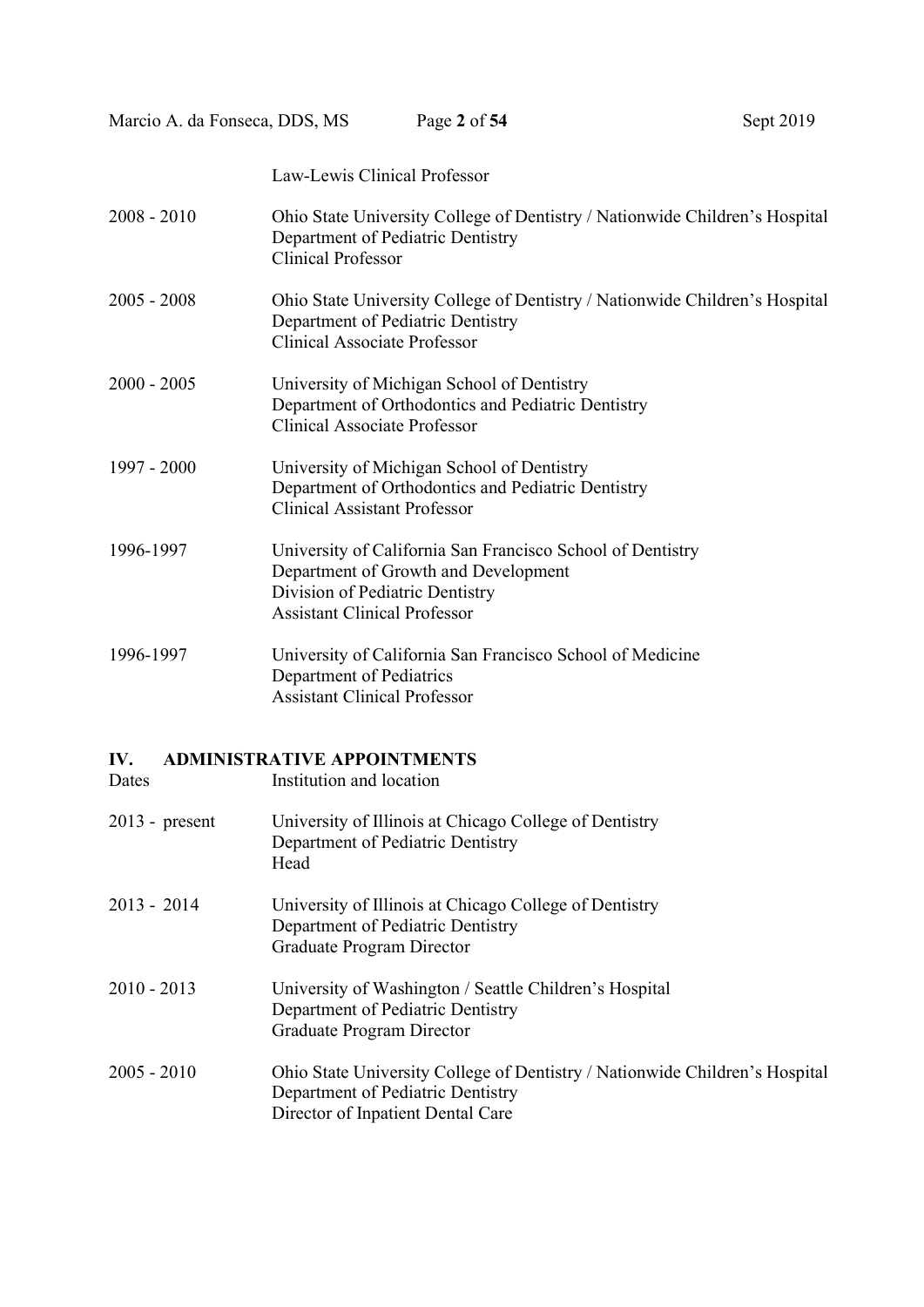Law-Lewis Clinical Professor

| | |
|---|---|
| 2008 - 2010 | Ohio State University College of Dentistry / Nationwide Children's Hospital<br>Department of Pediatric Dentistry<br>Clinical Professor |
| 2005 - 2008 | Ohio State University College of Dentistry / Nationwide Children's Hospital<br>Department of Pediatric Dentistry<br>Clinical Associate Professor |
| 2000 - 2005 | University of Michigan School of Dentistry<br>Department of Orthodontics and Pediatric Dentistry<br>Clinical Associate Professor |
| 1997 - 2000 | University of Michigan School of Dentistry<br>Department of Orthodontics and Pediatric Dentistry<br>Clinical Assistant Professor |
| 1996-1997 | University of California San Francisco School of Dentistry<br>Department of Growth and Development<br>Division of Pediatric Dentistry<br>Assistant Clinical Professor |
| 1996-1997 | University of California San Francisco School of Medicine<br>Department of Pediatrics<br>Assistant Clinical Professor |

## IV. ADMINISTRATIVE APPOINTMENTS

| Dates | Institution and location |
|---|---|
| 2013 - present | University of Illinois at Chicago College of Dentistry<br>Department of Pediatric Dentistry<br>Head |
| 2013 - 2014 | University of Illinois at Chicago College of Dentistry<br>Department of Pediatric Dentistry<br>Graduate Program Director |
| 2010 - 2013 | University of Washington / Seattle Children's Hospital<br>Department of Pediatric Dentistry<br>Graduate Program Director |
| 2005 - 2010 | Ohio State University College of Dentistry / Nationwide Children's Hospital<br>Department of Pediatric Dentistry<br>Director of Inpatient Dental Care |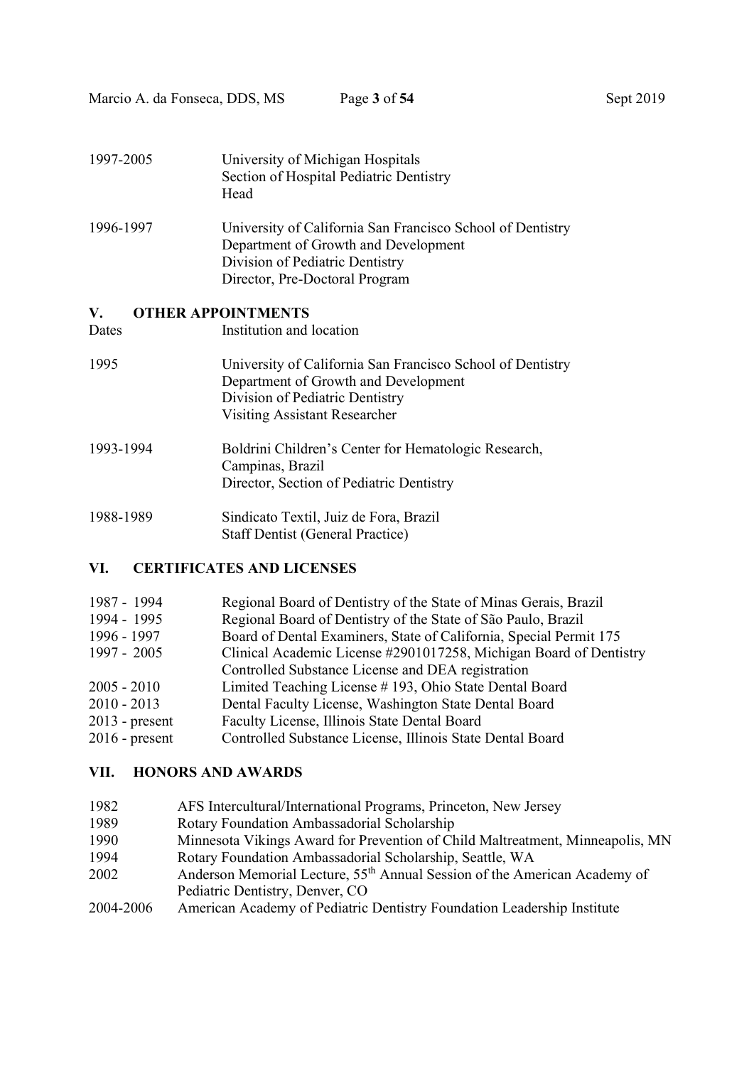1997-2005 University of Michigan Hospitals
Section of Hospital Pediatric Dentistry
Head

1996-1997 University of California San Francisco School of Dentistry
Department of Growth and Development
Division of Pediatric Dentistry
Director, Pre-Doctoral Program

## V. OTHER APPOINTMENTS

| Dates | Institution and location |
|---|---|
| 1995 | University of California San Francisco School of Dentistry<br>Department of Growth and Development<br>Division of Pediatric Dentistry<br>Visiting Assistant Researcher |
| 1993-1994 | Boldrini Children's Center for Hematologic Research,<br>Campinas, Brazil<br>Director, Section of Pediatric Dentistry |
| 1988-1989 | Sindicato Textil, Juiz de Fora, Brazil<br>Staff Dentist (General Practice) |

## VI. CERTIFICATES AND LICENSES

| | |
|---|---|
| 1987 - 1994 | Regional Board of Dentistry of the State of Minas Gerais, Brazil |
| 1994 - 1995 | Regional Board of Dentistry of the State of São Paulo, Brazil |
| 1996 - 1997 | Board of Dental Examiners, State of California, Special Permit 175 |
| 1997 - 2005 | Clinical Academic License #2901017258, Michigan Board of Dentistry<br>Controlled Substance License and DEA registration |
| 2005 - 2010 | Limited Teaching License # 193, Ohio State Dental Board |
| 2010 - 2013 | Dental Faculty License, Washington State Dental Board |
| 2013 - present | Faculty License, Illinois State Dental Board |
| 2016 - present | Controlled Substance License, Illinois State Dental Board |

## VII. HONORS AND AWARDS

| | |
|---|---|
| 1982 | AFS Intercultural/International Programs, Princeton, New Jersey |
| 1989 | Rotary Foundation Ambassadorial Scholarship |
| 1990 | Minnesota Vikings Award for Prevention of Child Maltreatment, Minneapolis, MN |
| 1994 | Rotary Foundation Ambassadorial Scholarship, Seattle, WA |
| 2002 | Anderson Memorial Lecture, 55th Annual Session of the American Academy of Pediatric Dentistry, Denver, CO |
| 2004-2006 | American Academy of Pediatric Dentistry Foundation Leadership Institute |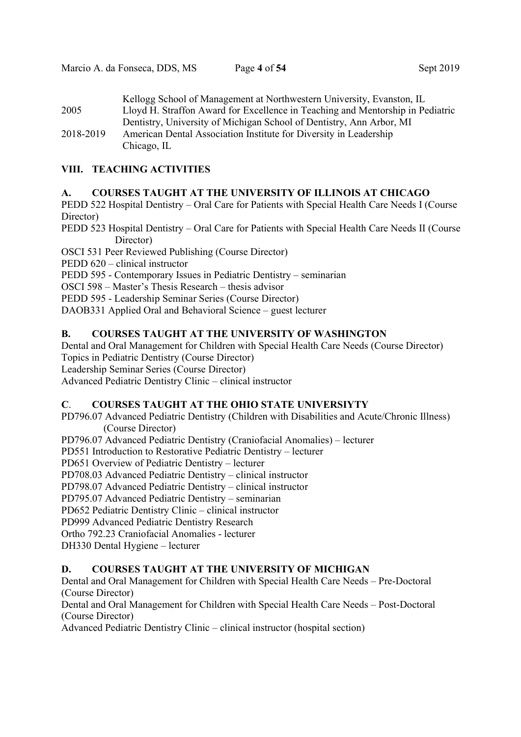| | |
|---|---|
| | Kellogg School of Management at Northwestern University, Evanston, IL |
| 2005 | Lloyd H. Straffon Award for Excellence in Teaching and Mentorship in Pediatric Dentistry, University of Michigan School of Dentistry, Ann Arbor, MI |
| 2018-2019 | American Dental Association Institute for Diversity in Leadership Chicago, IL |

## VIII. TEACHING ACTIVITIES

### A. COURSES TAUGHT AT THE UNIVERSITY OF ILLINOIS AT CHICAGO

PEDD 522 Hospital Dentistry – Oral Care for Patients with Special Health Care Needs I (Course Director)
PEDD 523 Hospital Dentistry – Oral Care for Patients with Special Health Care Needs II (Course Director)
OSCI 531 Peer Reviewed Publishing (Course Director)
PEDD 620 – clinical instructor
PEDD 595 - Contemporary Issues in Pediatric Dentistry – seminarian
OSCI 598 – Master's Thesis Research – thesis advisor
PEDD 595 - Leadership Seminar Series (Course Director)
DAOB331 Applied Oral and Behavioral Science – guest lecturer

### B. COURSES TAUGHT AT THE UNIVERSITY OF WASHINGTON

Dental and Oral Management for Children with Special Health Care Needs (Course Director)
Topics in Pediatric Dentistry (Course Director)
Leadership Seminar Series (Course Director)
Advanced Pediatric Dentistry Clinic – clinical instructor

### C. COURSES TAUGHT AT THE OHIO STATE UNIVERSIYTY

PD796.07 Advanced Pediatric Dentistry (Children with Disabilities and Acute/Chronic Illness) (Course Director)
PD796.07 Advanced Pediatric Dentistry (Craniofacial Anomalies) – lecturer
PD551 Introduction to Restorative Pediatric Dentistry – lecturer
PD651 Overview of Pediatric Dentistry – lecturer
PD708.03 Advanced Pediatric Dentistry – clinical instructor
PD798.07 Advanced Pediatric Dentistry – clinical instructor
PD795.07 Advanced Pediatric Dentistry – seminarian
PD652 Pediatric Dentistry Clinic – clinical instructor
PD999 Advanced Pediatric Dentistry Research
Ortho 792.23 Craniofacial Anomalies - lecturer
DH330 Dental Hygiene – lecturer

### D. COURSES TAUGHT AT THE UNIVERSITY OF MICHIGAN

Dental and Oral Management for Children with Special Health Care Needs – Pre-Doctoral (Course Director)
Dental and Oral Management for Children with Special Health Care Needs – Post-Doctoral (Course Director)
Advanced Pediatric Dentistry Clinic – clinical instructor (hospital section)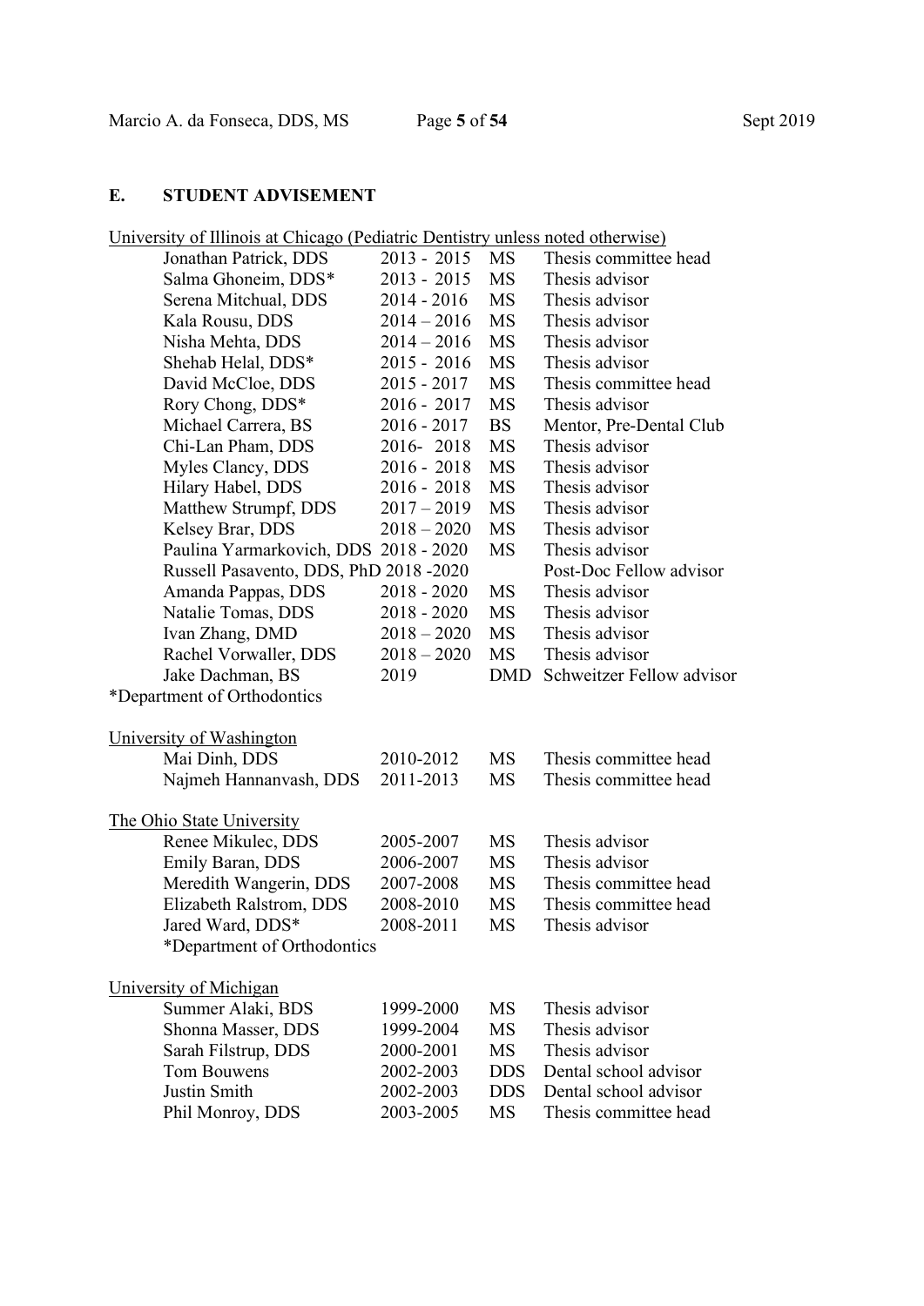## E. STUDENT ADVISEMENT

University of Illinois at Chicago (Pediatric Dentistry unless noted otherwise)

| Name | Years | Degree | Role |
|---|---|---|---|
| Jonathan Patrick, DDS | 2013 - 2015 | MS | Thesis committee head |
| Salma Ghoneim, DDS* | 2013 - 2015 | MS | Thesis advisor |
| Serena Mitchual, DDS | 2014 - 2016 | MS | Thesis advisor |
| Kala Rousu, DDS | 2014 – 2016 | MS | Thesis advisor |
| Nisha Mehta, DDS | 2014 – 2016 | MS | Thesis advisor |
| Shehab Helal, DDS* | 2015 - 2016 | MS | Thesis advisor |
| David McCloe, DDS | 2015 - 2017 | MS | Thesis committee head |
| Rory Chong, DDS* | 2016 - 2017 | MS | Thesis advisor |
| Michael Carrera, BS | 2016 - 2017 | BS | Mentor, Pre-Dental Club |
| Chi-Lan Pham, DDS | 2016- 2018 | MS | Thesis advisor |
| Myles Clancy, DDS | 2016 - 2018 | MS | Thesis advisor |
| Hilary Habel, DDS | 2016 - 2018 | MS | Thesis advisor |
| Matthew Strumpf, DDS | 2017 – 2019 | MS | Thesis advisor |
| Kelsey Brar, DDS | 2018 – 2020 | MS | Thesis advisor |
| Paulina Yarmarkovich, DDS | 2018 - 2020 | MS | Thesis advisor |
| Russell Pasavento, DDS, PhD | 2018 -2020 | | Post-Doc Fellow advisor |
| Amanda Pappas, DDS | 2018 - 2020 | MS | Thesis advisor |
| Natalie Tomas, DDS | 2018 - 2020 | MS | Thesis advisor |
| Ivan Zhang, DMD | 2018 – 2020 | MS | Thesis advisor |
| Rachel Vorwaller, DDS | 2018 – 2020 | MS | Thesis advisor |
| Jake Dachman, BS | 2019 | DMD | Schweitzer Fellow advisor |

*Department of Orthodontics

University of Washington

| Name | Years | Degree | Role |
|---|---|---|---|
| Mai Dinh, DDS | 2010-2012 | MS | Thesis committee head |
| Najmeh Hannanvash, DDS | 2011-2013 | MS | Thesis committee head |

The Ohio State University

| Name | Years | Degree | Role |
|---|---|---|---|
| Renee Mikulec, DDS | 2005-2007 | MS | Thesis advisor |
| Emily Baran, DDS | 2006-2007 | MS | Thesis advisor |
| Meredith Wangerin, DDS | 2007-2008 | MS | Thesis committee head |
| Elizabeth Ralstrom, DDS | 2008-2010 | MS | Thesis committee head |
| Jared Ward, DDS* | 2008-2011 | MS | Thesis advisor |

*Department of Orthodontics

University of Michigan

| Name | Years | Degree | Role |
|---|---|---|---|
| Summer Alaki, BDS | 1999-2000 | MS | Thesis advisor |
| Shonna Masser, DDS | 1999-2004 | MS | Thesis advisor |
| Sarah Filstrup, DDS | 2000-2001 | MS | Thesis advisor |
| Tom Bouwens | 2002-2003 | DDS | Dental school advisor |
| Justin Smith | 2002-2003 | DDS | Dental school advisor |
| Phil Monroy, DDS | 2003-2005 | MS | Thesis committee head |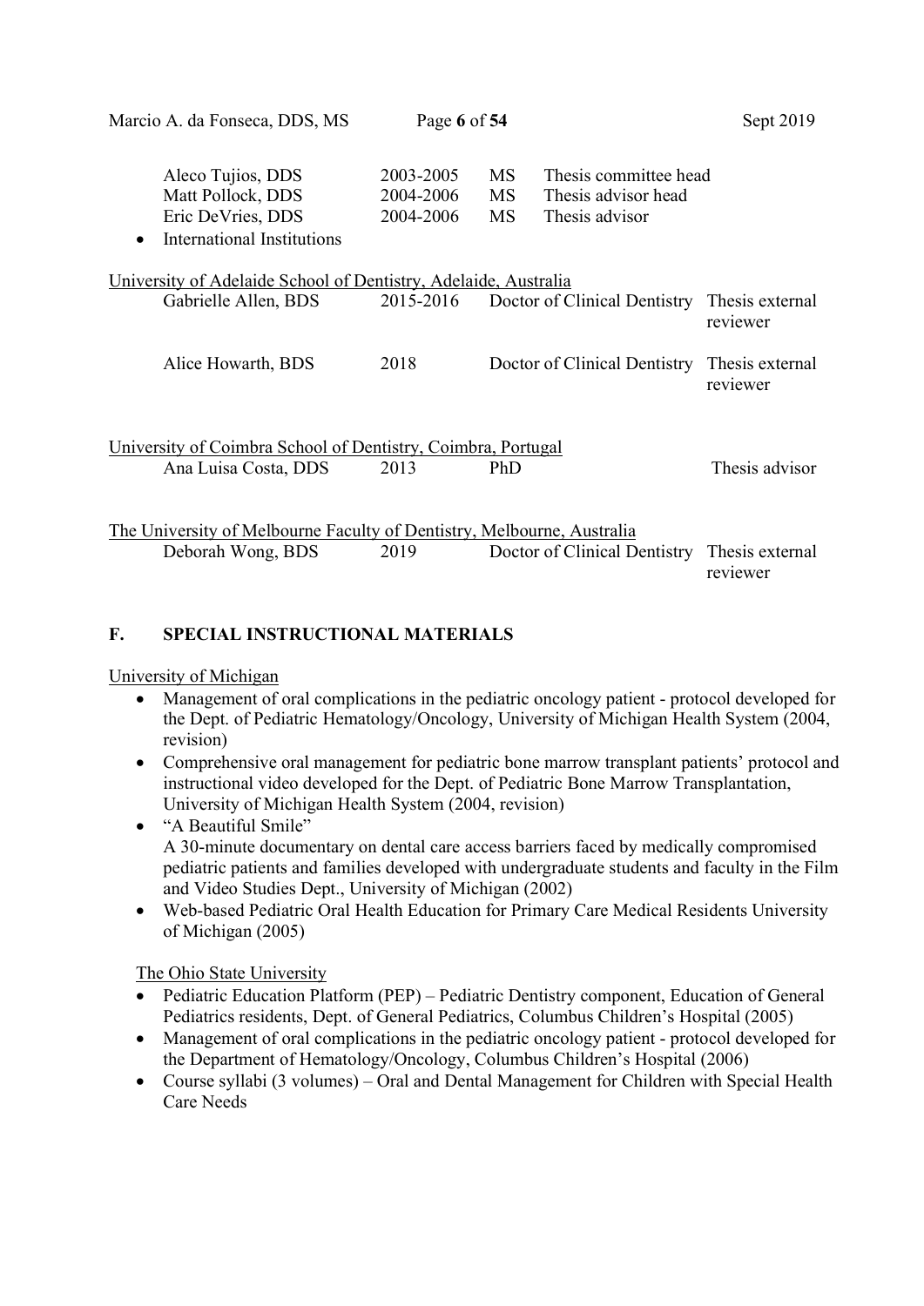| | | | |
|---|---|---|---|
| Aleco Tujios, DDS | 2003-2005 | MS | Thesis committee head |
| Matt Pollock, DDS | 2004-2006 | MS | Thesis advisor head |
| Eric DeVries, DDS | 2004-2006 | MS | Thesis advisor |

- International Institutions

University of Adelaide School of Dentistry, Adelaide, Australia

| | | | |
|---|---|---|---|
| Gabrielle Allen, BDS | 2015-2016 | Doctor of Clinical Dentistry | Thesis external reviewer |
| Alice Howarth, BDS | 2018 | Doctor of Clinical Dentistry | Thesis external reviewer |

University of Coimbra School of Dentistry, Coimbra, Portugal

| | | | |
|---|---|---|---|
| Ana Luisa Costa, DDS | 2013 | PhD | Thesis advisor |

The University of Melbourne Faculty of Dentistry, Melbourne, Australia

| | | | |
|---|---|---|---|
| Deborah Wong, BDS | 2019 | Doctor of Clinical Dentistry | Thesis external reviewer |

## F. SPECIAL INSTRUCTIONAL MATERIALS

University of Michigan

- Management of oral complications in the pediatric oncology patient - protocol developed for the Dept. of Pediatric Hematology/Oncology, University of Michigan Health System (2004, revision)
- Comprehensive oral management for pediatric bone marrow transplant patients' protocol and instructional video developed for the Dept. of Pediatric Bone Marrow Transplantation, University of Michigan Health System (2004, revision)
- "A Beautiful Smile"
  A 30-minute documentary on dental care access barriers faced by medically compromised pediatric patients and families developed with undergraduate students and faculty in the Film and Video Studies Dept., University of Michigan (2002)
- Web-based Pediatric Oral Health Education for Primary Care Medical Residents University of Michigan (2005)

The Ohio State University

- Pediatric Education Platform (PEP) – Pediatric Dentistry component, Education of General Pediatrics residents, Dept. of General Pediatrics, Columbus Children's Hospital (2005)
- Management of oral complications in the pediatric oncology patient - protocol developed for the Department of Hematology/Oncology, Columbus Children's Hospital (2006)
- Course syllabi (3 volumes) – Oral and Dental Management for Children with Special Health Care Needs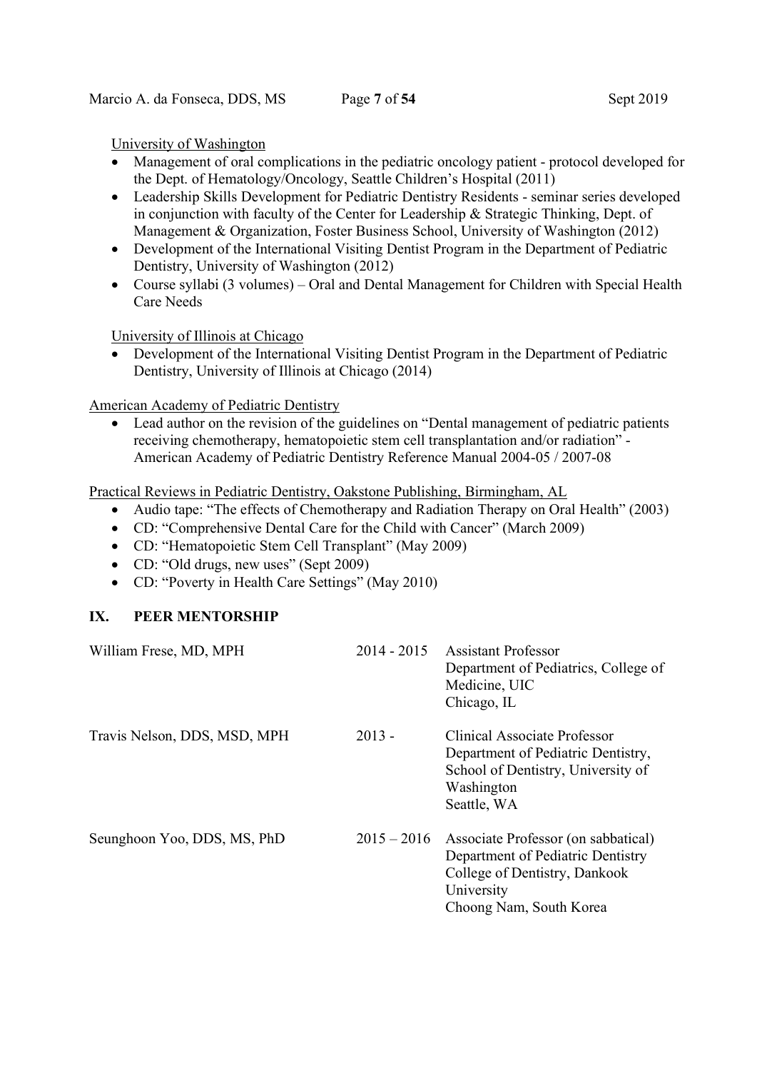University of Washington

- Management of oral complications in the pediatric oncology patient - protocol developed for the Dept. of Hematology/Oncology, Seattle Children's Hospital (2011)
- Leadership Skills Development for Pediatric Dentistry Residents - seminar series developed in conjunction with faculty of the Center for Leadership & Strategic Thinking, Dept. of Management & Organization, Foster Business School, University of Washington (2012)
- Development of the International Visiting Dentist Program in the Department of Pediatric Dentistry, University of Washington (2012)
- Course syllabi (3 volumes) – Oral and Dental Management for Children with Special Health Care Needs

University of Illinois at Chicago

- Development of the International Visiting Dentist Program in the Department of Pediatric Dentistry, University of Illinois at Chicago (2014)

American Academy of Pediatric Dentistry

- Lead author on the revision of the guidelines on "Dental management of pediatric patients receiving chemotherapy, hematopoietic stem cell transplantation and/or radiation" - American Academy of Pediatric Dentistry Reference Manual 2004-05 / 2007-08

Practical Reviews in Pediatric Dentistry, Oakstone Publishing, Birmingham, AL

- Audio tape: "The effects of Chemotherapy and Radiation Therapy on Oral Health" (2003)
- CD: "Comprehensive Dental Care for the Child with Cancer" (March 2009)
- CD: "Hematopoietic Stem Cell Transplant" (May 2009)
- CD: "Old drugs, new uses" (Sept 2009)
- CD: "Poverty in Health Care Settings" (May 2010)

## IX. PEER MENTORSHIP

| | | |
|---|---|---|
| William Frese, MD, MPH | 2014 - 2015 | Assistant Professor<br>Department of Pediatrics, College of Medicine, UIC<br>Chicago, IL |
| Travis Nelson, DDS, MSD, MPH | 2013 - | Clinical Associate Professor<br>Department of Pediatric Dentistry, School of Dentistry, University of Washington<br>Seattle, WA |
| Seunghoon Yoo, DDS, MS, PhD | 2015 – 2016 | Associate Professor (on sabbatical)<br>Department of Pediatric Dentistry<br>College of Dentistry, Dankook University<br>Choong Nam, South Korea |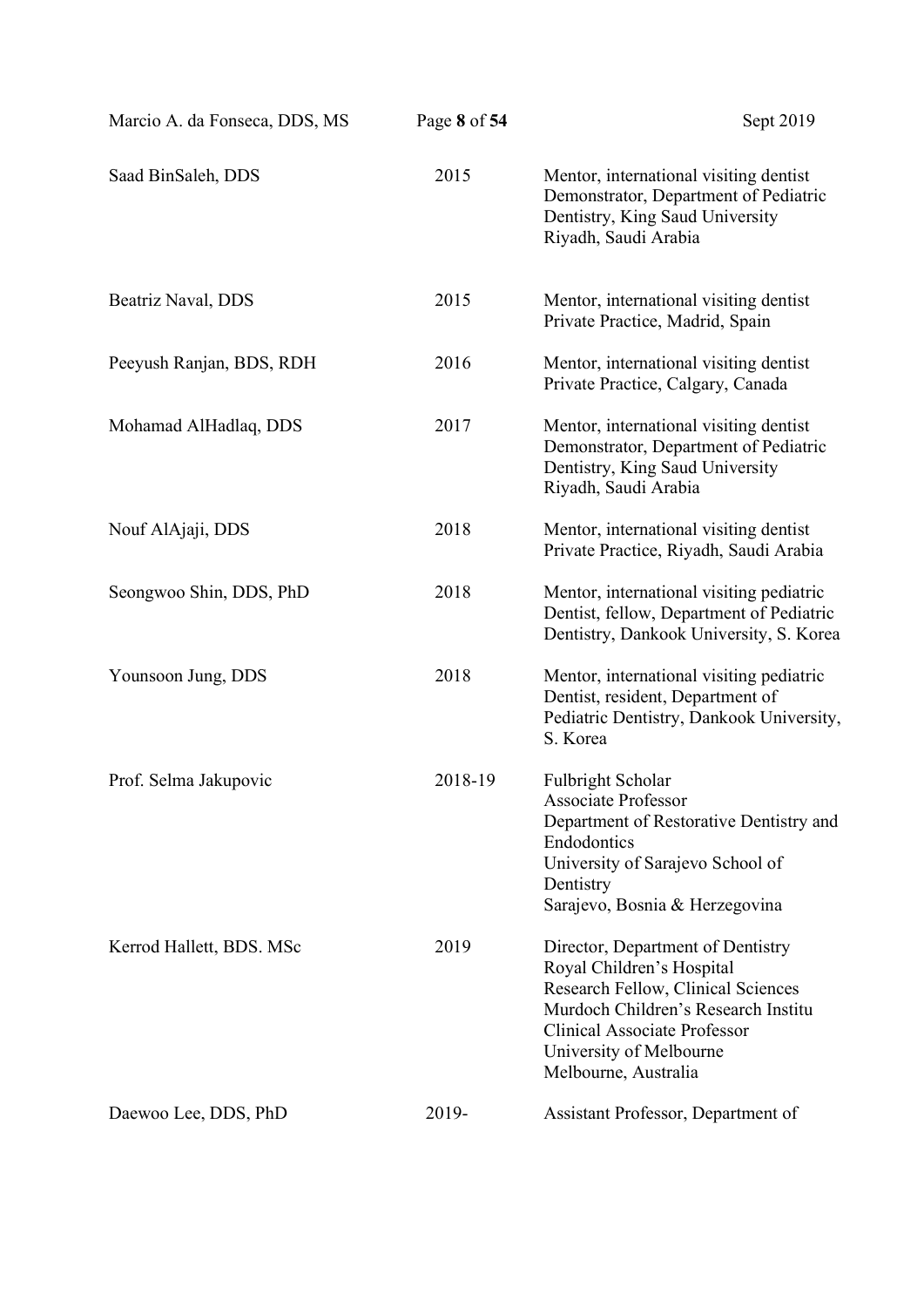| | | |
|---|---|---|
| Saad BinSaleh, DDS | 2015 | Mentor, international visiting dentist<br>Demonstrator, Department of Pediatric Dentistry, King Saud University<br>Riyadh, Saudi Arabia |
| Beatriz Naval, DDS | 2015 | Mentor, international visiting dentist<br>Private Practice, Madrid, Spain |
| Peeyush Ranjan, BDS, RDH | 2016 | Mentor, international visiting dentist<br>Private Practice, Calgary, Canada |
| Mohamad AlHadlaq, DDS | 2017 | Mentor, international visiting dentist<br>Demonstrator, Department of Pediatric Dentistry, King Saud University<br>Riyadh, Saudi Arabia |
| Nouf AlAjaji, DDS | 2018 | Mentor, international visiting dentist<br>Private Practice, Riyadh, Saudi Arabia |
| Seongwoo Shin, DDS, PhD | 2018 | Mentor, international visiting pediatric Dentist, fellow, Department of Pediatric Dentistry, Dankook University, S. Korea |
| Younsoon Jung, DDS | 2018 | Mentor, international visiting pediatric Dentist, resident, Department of Pediatric Dentistry, Dankook University, S. Korea |
| Prof. Selma Jakupovic | 2018-19 | Fulbright Scholar<br>Associate Professor<br>Department of Restorative Dentistry and Endodontics<br>University of Sarajevo School of Dentistry<br>Sarajevo, Bosnia & Herzegovina |
| Kerrod Hallett, BDS. MSc | 2019 | Director, Department of Dentistry<br>Royal Children's Hospital<br>Research Fellow, Clinical Sciences<br>Murdoch Children's Research Institu<br>Clinical Associate Professor<br>University of Melbourne<br>Melbourne, Australia |
| Daewoo Lee, DDS, PhD | 2019- | Assistant Professor, Department of |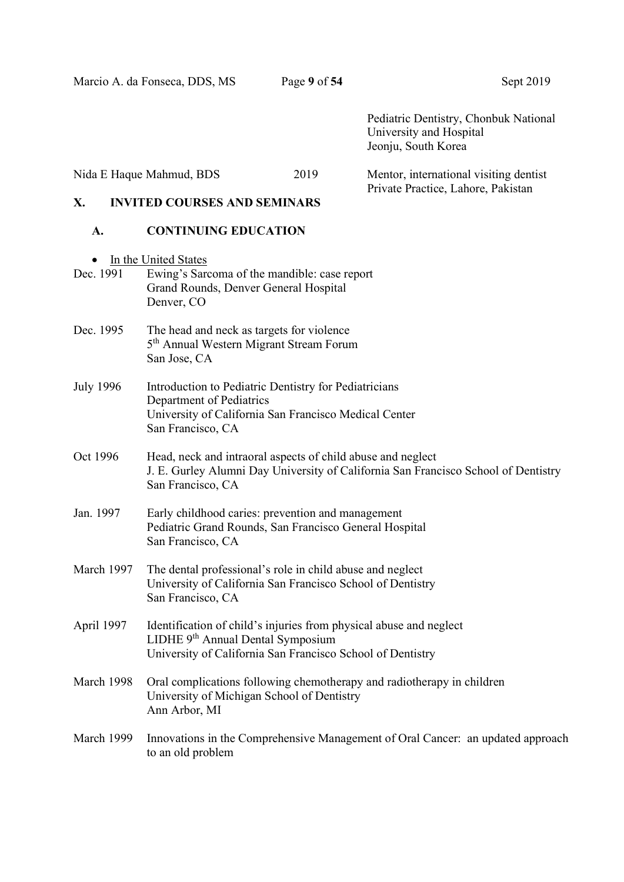Pediatric Dentistry, Chonbuk National University and Hospital
Jeonju, South Korea

Nida E Haque Mahmud, BDS — 2019 — Mentor, international visiting dentist
Private Practice, Lahore, Pakistan

## X. INVITED COURSES AND SEMINARS

### A. CONTINUING EDUCATION

- In the United States

Dec. 1991 — Ewing's Sarcoma of the mandible: case report
Grand Rounds, Denver General Hospital
Denver, CO

Dec. 1995 — The head and neck as targets for violence
5th Annual Western Migrant Stream Forum
San Jose, CA

July 1996 — Introduction to Pediatric Dentistry for Pediatricians
Department of Pediatrics
University of California San Francisco Medical Center
San Francisco, CA

Oct 1996 — Head, neck and intraoral aspects of child abuse and neglect
J. E. Gurley Alumni Day University of California San Francisco School of Dentistry
San Francisco, CA

Jan. 1997 — Early childhood caries: prevention and management
Pediatric Grand Rounds, San Francisco General Hospital
San Francisco, CA

March 1997 — The dental professional's role in child abuse and neglect
University of California San Francisco School of Dentistry
San Francisco, CA

April 1997 — Identification of child's injuries from physical abuse and neglect
LIDHE 9th Annual Dental Symposium
University of California San Francisco School of Dentistry

March 1998 — Oral complications following chemotherapy and radiotherapy in children
University of Michigan School of Dentistry
Ann Arbor, MI

March 1999 — Innovations in the Comprehensive Management of Oral Cancer: an updated approach to an old problem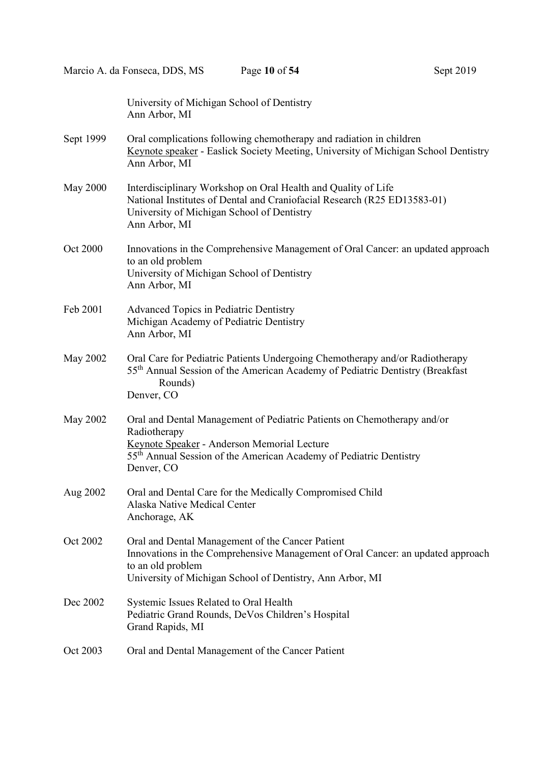University of Michigan School of Dentistry
Ann Arbor, MI

Sept 1999 Oral complications following chemotherapy and radiation in children
<u>Keynote speaker</u> - Easlick Society Meeting, University of Michigan School Dentistry
Ann Arbor, MI

May 2000 Interdisciplinary Workshop on Oral Health and Quality of Life
National Institutes of Dental and Craniofacial Research (R25 ED13583-01)
University of Michigan School of Dentistry
Ann Arbor, MI

Oct 2000 Innovations in the Comprehensive Management of Oral Cancer: an updated approach to an old problem
University of Michigan School of Dentistry
Ann Arbor, MI

Feb 2001 Advanced Topics in Pediatric Dentistry
Michigan Academy of Pediatric Dentistry
Ann Arbor, MI

May 2002 Oral Care for Pediatric Patients Undergoing Chemotherapy and/or Radiotherapy
55th Annual Session of the American Academy of Pediatric Dentistry (Breakfast Rounds)
Denver, CO

May 2002 Oral and Dental Management of Pediatric Patients on Chemotherapy and/or Radiotherapy
<u>Keynote Speaker</u> - Anderson Memorial Lecture
55th Annual Session of the American Academy of Pediatric Dentistry
Denver, CO

Aug 2002 Oral and Dental Care for the Medically Compromised Child
Alaska Native Medical Center
Anchorage, AK

Oct 2002 Oral and Dental Management of the Cancer Patient
Innovations in the Comprehensive Management of Oral Cancer: an updated approach to an old problem
University of Michigan School of Dentistry, Ann Arbor, MI

Dec 2002 Systemic Issues Related to Oral Health
Pediatric Grand Rounds, DeVos Children's Hospital
Grand Rapids, MI

Oct 2003 Oral and Dental Management of the Cancer Patient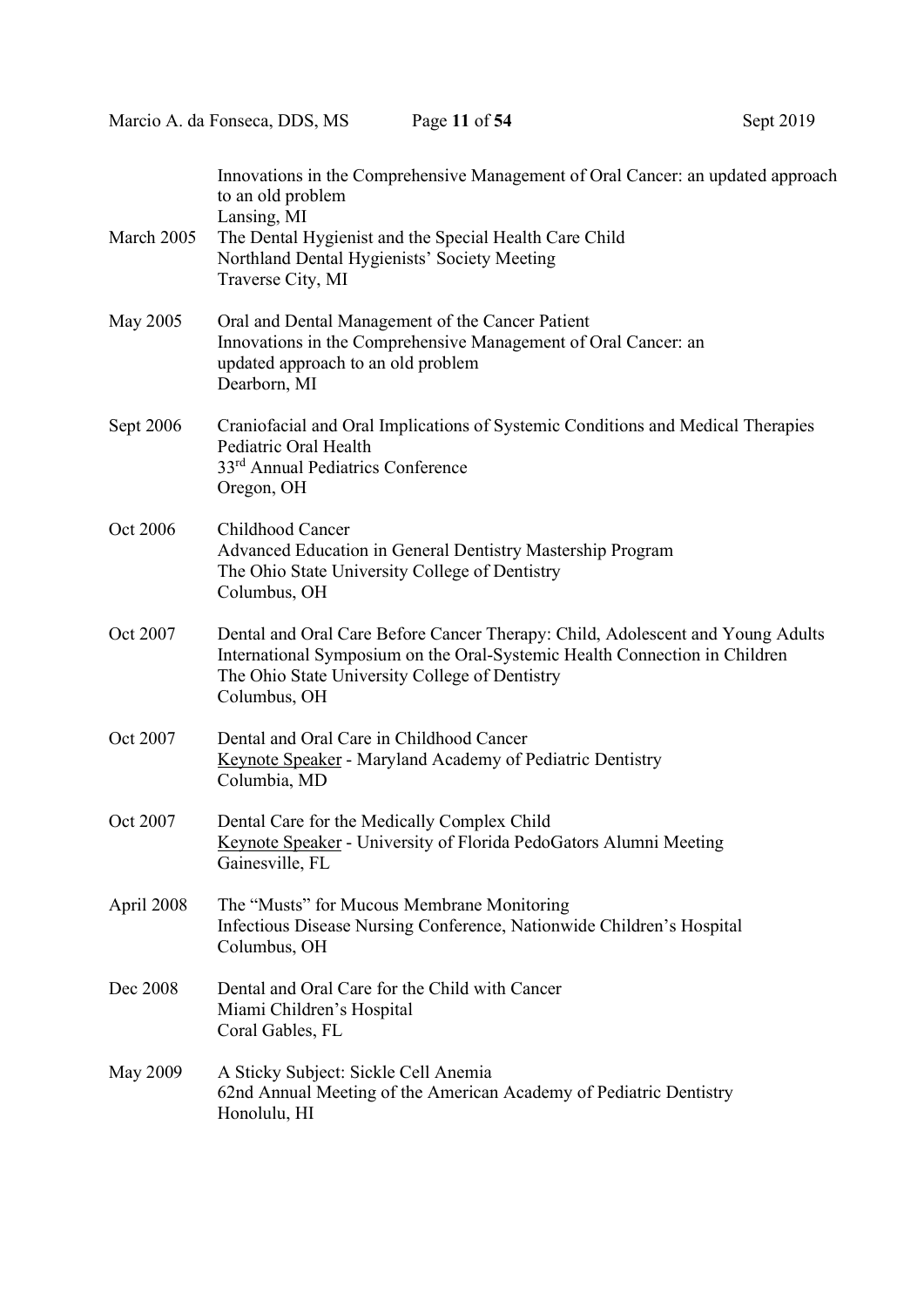Innovations in the Comprehensive Management of Oral Cancer: an updated approach to an old problem
Lansing, MI

March 2005 The Dental Hygienist and the Special Health Care Child
Northland Dental Hygienists' Society Meeting
Traverse City, MI

May 2005 Oral and Dental Management of the Cancer Patient
Innovations in the Comprehensive Management of Oral Cancer: an updated approach to an old problem
Dearborn, MI

Sept 2006 Craniofacial and Oral Implications of Systemic Conditions and Medical Therapies
Pediatric Oral Health
33rd Annual Pediatrics Conference
Oregon, OH

Oct 2006 Childhood Cancer
Advanced Education in General Dentistry Mastership Program
The Ohio State University College of Dentistry
Columbus, OH

Oct 2007 Dental and Oral Care Before Cancer Therapy: Child, Adolescent and Young Adults
International Symposium on the Oral-Systemic Health Connection in Children
The Ohio State University College of Dentistry
Columbus, OH

Oct 2007 Dental and Oral Care in Childhood Cancer
Keynote Speaker - Maryland Academy of Pediatric Dentistry
Columbia, MD

Oct 2007 Dental Care for the Medically Complex Child
Keynote Speaker - University of Florida PedoGators Alumni Meeting
Gainesville, FL

April 2008 The "Musts" for Mucous Membrane Monitoring
Infectious Disease Nursing Conference, Nationwide Children's Hospital
Columbus, OH

Dec 2008 Dental and Oral Care for the Child with Cancer
Miami Children's Hospital
Coral Gables, FL

May 2009 A Sticky Subject: Sickle Cell Anemia
62nd Annual Meeting of the American Academy of Pediatric Dentistry
Honolulu, HI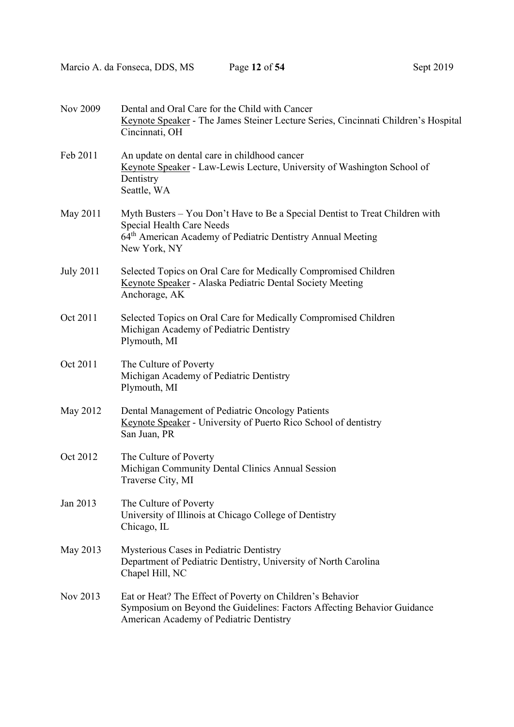Nov 2009 Dental and Oral Care for the Child with Cancer
Keynote Speaker - The James Steiner Lecture Series, Cincinnati Children's Hospital
Cincinnati, OH

Feb 2011 An update on dental care in childhood cancer
Keynote Speaker - Law-Lewis Lecture, University of Washington School of Dentistry
Seattle, WA

May 2011 Myth Busters – You Don't Have to Be a Special Dentist to Treat Children with Special Health Care Needs
64th American Academy of Pediatric Dentistry Annual Meeting
New York, NY

July 2011 Selected Topics on Oral Care for Medically Compromised Children
Keynote Speaker - Alaska Pediatric Dental Society Meeting
Anchorage, AK

Oct 2011 Selected Topics on Oral Care for Medically Compromised Children
Michigan Academy of Pediatric Dentistry
Plymouth, MI

Oct 2011 The Culture of Poverty
Michigan Academy of Pediatric Dentistry
Plymouth, MI

May 2012 Dental Management of Pediatric Oncology Patients
Keynote Speaker - University of Puerto Rico School of dentistry
San Juan, PR

Oct 2012 The Culture of Poverty
Michigan Community Dental Clinics Annual Session
Traverse City, MI

Jan 2013 The Culture of Poverty
University of Illinois at Chicago College of Dentistry
Chicago, IL

May 2013 Mysterious Cases in Pediatric Dentistry
Department of Pediatric Dentistry, University of North Carolina
Chapel Hill, NC

Nov 2013 Eat or Heat? The Effect of Poverty on Children's Behavior
Symposium on Beyond the Guidelines: Factors Affecting Behavior Guidance
American Academy of Pediatric Dentistry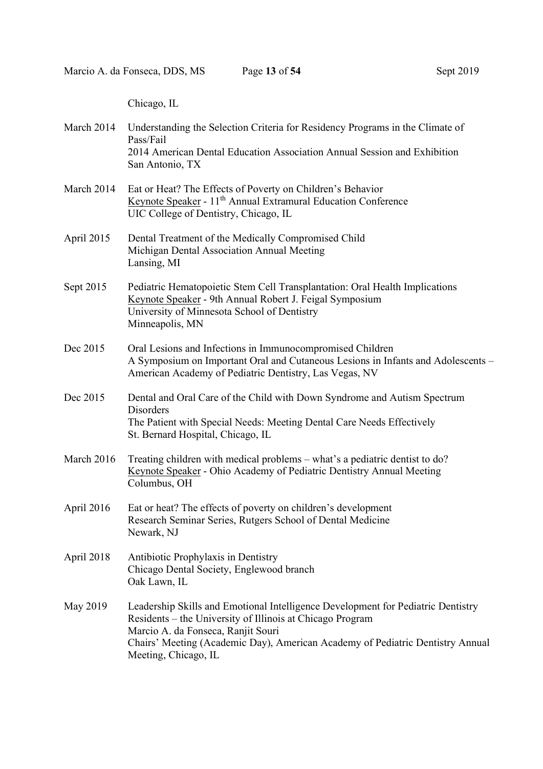Chicago, IL

March 2014 Understanding the Selection Criteria for Residency Programs in the Climate of Pass/Fail
2014 American Dental Education Association Annual Session and Exhibition
San Antonio, TX

March 2014 Eat or Heat? The Effects of Poverty on Children's Behavior
Keynote Speaker - 11th Annual Extramural Education Conference
UIC College of Dentistry, Chicago, IL

April 2015 Dental Treatment of the Medically Compromised Child
Michigan Dental Association Annual Meeting
Lansing, MI

Sept 2015 Pediatric Hematopoietic Stem Cell Transplantation: Oral Health Implications
Keynote Speaker - 9th Annual Robert J. Feigal Symposium
University of Minnesota School of Dentistry
Minneapolis, MN

Dec 2015 Oral Lesions and Infections in Immunocompromised Children
A Symposium on Important Oral and Cutaneous Lesions in Infants and Adolescents – American Academy of Pediatric Dentistry, Las Vegas, NV

Dec 2015 Dental and Oral Care of the Child with Down Syndrome and Autism Spectrum Disorders
The Patient with Special Needs: Meeting Dental Care Needs Effectively
St. Bernard Hospital, Chicago, IL

March 2016 Treating children with medical problems – what's a pediatric dentist to do?
Keynote Speaker - Ohio Academy of Pediatric Dentistry Annual Meeting
Columbus, OH

April 2016 Eat or heat? The effects of poverty on children's development
Research Seminar Series, Rutgers School of Dental Medicine
Newark, NJ

April 2018 Antibiotic Prophylaxis in Dentistry
Chicago Dental Society, Englewood branch
Oak Lawn, IL

May 2019 Leadership Skills and Emotional Intelligence Development for Pediatric Dentistry Residents – the University of Illinois at Chicago Program
Marcio A. da Fonseca, Ranjit Souri
Chairs' Meeting (Academic Day), American Academy of Pediatric Dentistry Annual Meeting, Chicago, IL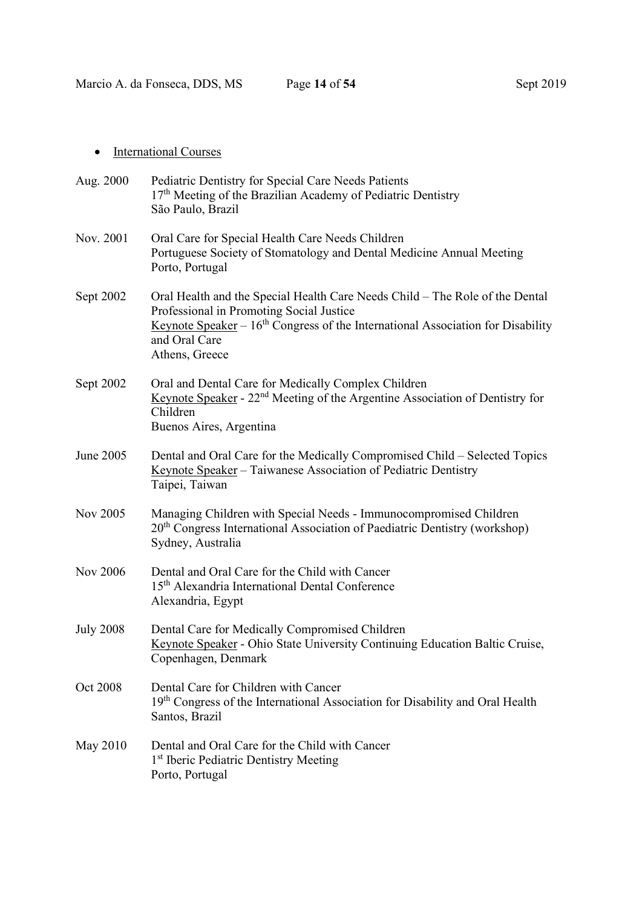- International Courses

Aug. 2000 Pediatric Dentistry for Special Care Needs Patients
17th Meeting of the Brazilian Academy of Pediatric Dentistry
São Paulo, Brazil

Nov. 2001 Oral Care for Special Health Care Needs Children
Portuguese Society of Stomatology and Dental Medicine Annual Meeting
Porto, Portugal

Sept 2002 Oral Health and the Special Health Care Needs Child – The Role of the Dental Professional in Promoting Social Justice
Keynote Speaker – 16th Congress of the International Association for Disability and Oral Care
Athens, Greece

Sept 2002 Oral and Dental Care for Medically Complex Children
Keynote Speaker - 22nd Meeting of the Argentine Association of Dentistry for Children
Buenos Aires, Argentina

June 2005 Dental and Oral Care for the Medically Compromised Child – Selected Topics
Keynote Speaker – Taiwanese Association of Pediatric Dentistry
Taipei, Taiwan

Nov 2005 Managing Children with Special Needs - Immunocompromised Children
20th Congress International Association of Paediatric Dentistry (workshop)
Sydney, Australia

Nov 2006 Dental and Oral Care for the Child with Cancer
15th Alexandria International Dental Conference
Alexandria, Egypt

July 2008 Dental Care for Medically Compromised Children
Keynote Speaker - Ohio State University Continuing Education Baltic Cruise,
Copenhagen, Denmark

Oct 2008 Dental Care for Children with Cancer
19th Congress of the International Association for Disability and Oral Health
Santos, Brazil

May 2010 Dental and Oral Care for the Child with Cancer
1st Iberic Pediatric Dentistry Meeting
Porto, Portugal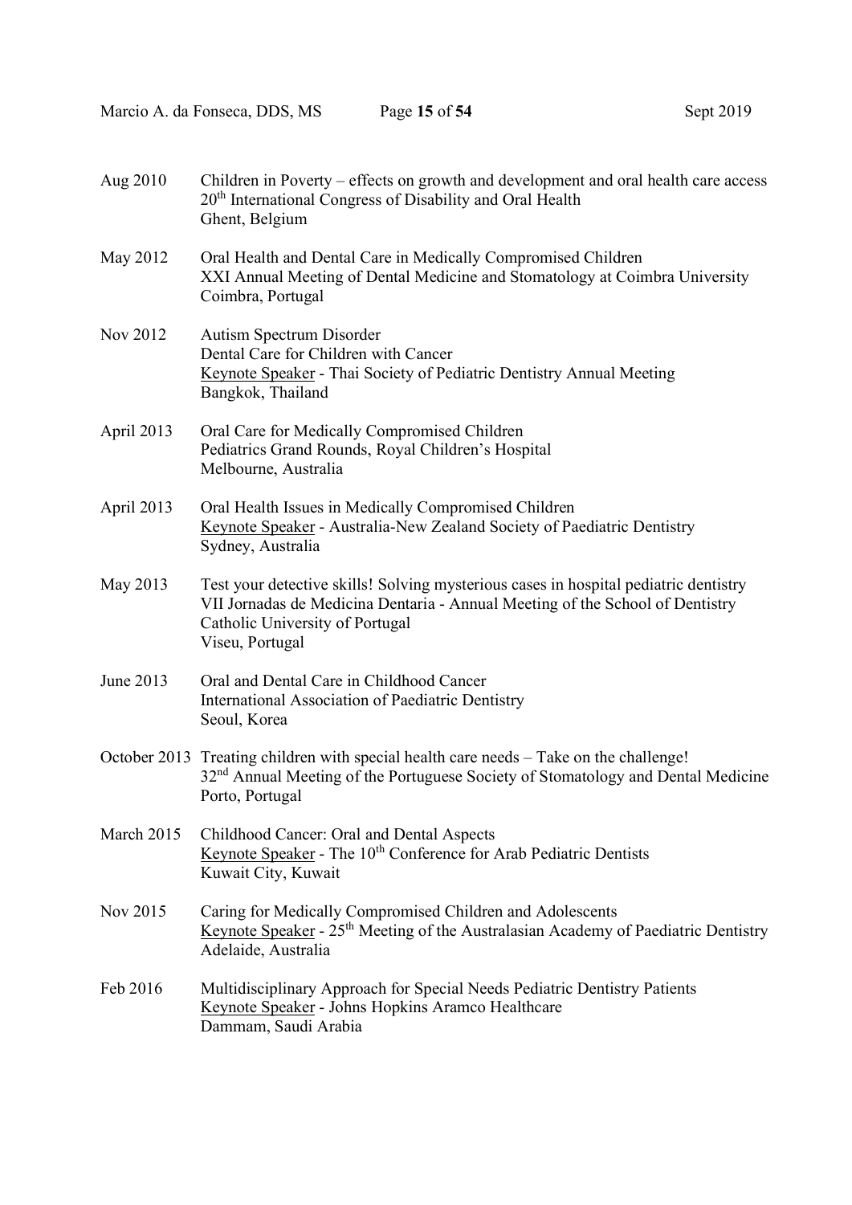Aug 2010 Children in Poverty – effects on growth and development and oral health care access
20th International Congress of Disability and Oral Health
Ghent, Belgium

May 2012 Oral Health and Dental Care in Medically Compromised Children
XXI Annual Meeting of Dental Medicine and Stomatology at Coimbra University
Coimbra, Portugal

Nov 2012 Autism Spectrum Disorder
Dental Care for Children with Cancer
Keynote Speaker - Thai Society of Pediatric Dentistry Annual Meeting
Bangkok, Thailand

April 2013 Oral Care for Medically Compromised Children
Pediatrics Grand Rounds, Royal Children's Hospital
Melbourne, Australia

April 2013 Oral Health Issues in Medically Compromised Children
Keynote Speaker - Australia-New Zealand Society of Paediatric Dentistry
Sydney, Australia

May 2013 Test your detective skills! Solving mysterious cases in hospital pediatric dentistry
VII Jornadas de Medicina Dentaria - Annual Meeting of the School of Dentistry
Catholic University of Portugal
Viseu, Portugal

June 2013 Oral and Dental Care in Childhood Cancer
International Association of Paediatric Dentistry
Seoul, Korea

October 2013 Treating children with special health care needs – Take on the challenge!
32nd Annual Meeting of the Portuguese Society of Stomatology and Dental Medicine
Porto, Portugal

March 2015 Childhood Cancer: Oral and Dental Aspects
Keynote Speaker - The 10th Conference for Arab Pediatric Dentists
Kuwait City, Kuwait

Nov 2015 Caring for Medically Compromised Children and Adolescents
Keynote Speaker - 25th Meeting of the Australasian Academy of Paediatric Dentistry
Adelaide, Australia

Feb 2016 Multidisciplinary Approach for Special Needs Pediatric Dentistry Patients
Keynote Speaker - Johns Hopkins Aramco Healthcare
Dammam, Saudi Arabia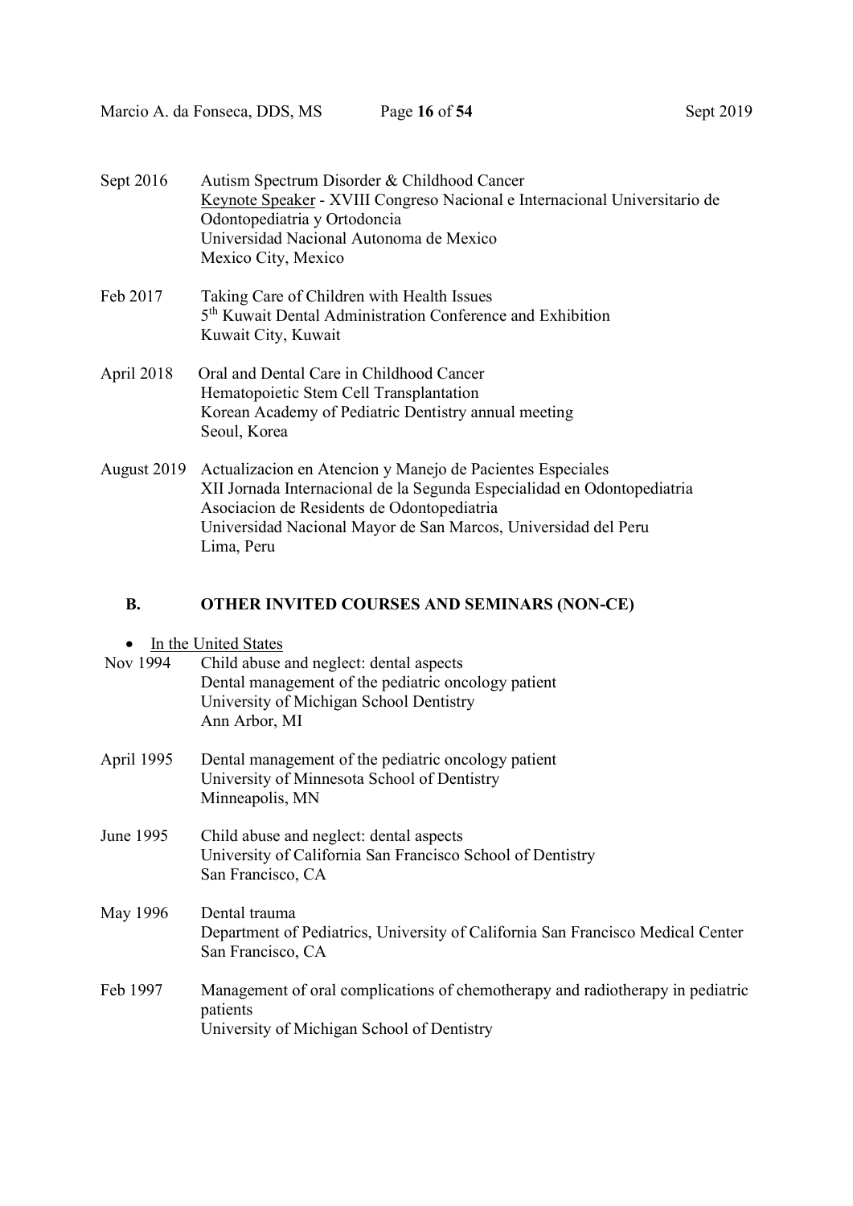Sept 2016 Autism Spectrum Disorder & Childhood Cancer
Keynote Speaker - XVIII Congreso Nacional e Internacional Universitario de Odontopediatria y Ortodoncia
Universidad Nacional Autonoma de Mexico
Mexico City, Mexico

Feb 2017 Taking Care of Children with Health Issues
5th Kuwait Dental Administration Conference and Exhibition
Kuwait City, Kuwait

April 2018 Oral and Dental Care in Childhood Cancer
Hematopoietic Stem Cell Transplantation
Korean Academy of Pediatric Dentistry annual meeting
Seoul, Korea

August 2019 Actualizacion en Atencion y Manejo de Pacientes Especiales
XII Jornada Internacional de la Segunda Especialidad en Odontopediatria
Asociacion de Residents de Odontopediatria
Universidad Nacional Mayor de San Marcos, Universidad del Peru
Lima, Peru

## B. OTHER INVITED COURSES AND SEMINARS (NON-CE)

- In the United States

Nov 1994 Child abuse and neglect: dental aspects
Dental management of the pediatric oncology patient
University of Michigan School Dentistry
Ann Arbor, MI

April 1995 Dental management of the pediatric oncology patient
University of Minnesota School of Dentistry
Minneapolis, MN

June 1995 Child abuse and neglect: dental aspects
University of California San Francisco School of Dentistry
San Francisco, CA

May 1996 Dental trauma
Department of Pediatrics, University of California San Francisco Medical Center
San Francisco, CA

Feb 1997 Management of oral complications of chemotherapy and radiotherapy in pediatric patients
University of Michigan School of Dentistry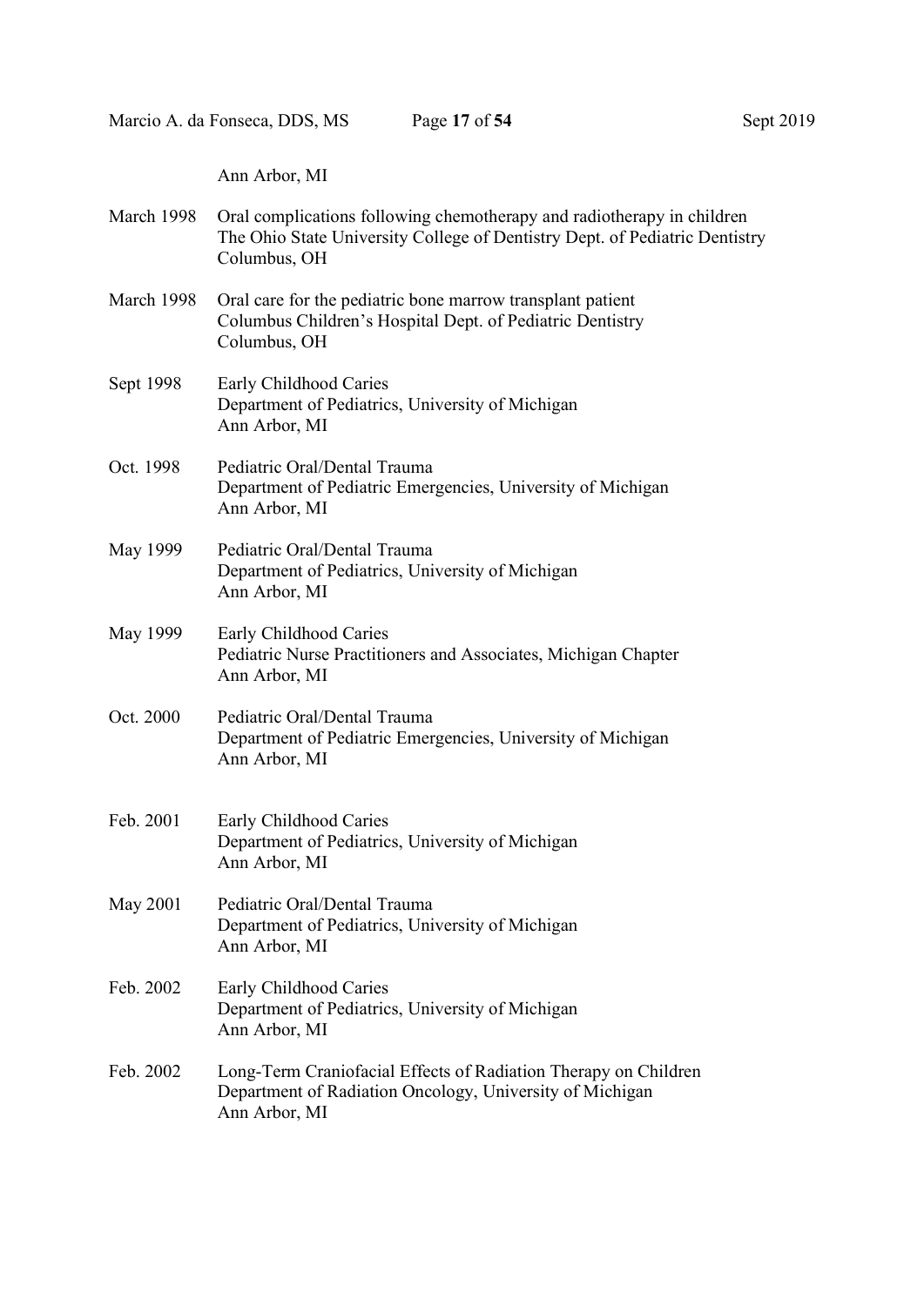Ann Arbor, MI

| | |
|---|---|
| March 1998 | Oral complications following chemotherapy and radiotherapy in children<br>The Ohio State University College of Dentistry Dept. of Pediatric Dentistry<br>Columbus, OH |
| March 1998 | Oral care for the pediatric bone marrow transplant patient<br>Columbus Children's Hospital Dept. of Pediatric Dentistry<br>Columbus, OH |
| Sept 1998 | Early Childhood Caries<br>Department of Pediatrics, University of Michigan<br>Ann Arbor, MI |
| Oct. 1998 | Pediatric Oral/Dental Trauma<br>Department of Pediatric Emergencies, University of Michigan<br>Ann Arbor, MI |
| May 1999 | Pediatric Oral/Dental Trauma<br>Department of Pediatrics, University of Michigan<br>Ann Arbor, MI |
| May 1999 | Early Childhood Caries<br>Pediatric Nurse Practitioners and Associates, Michigan Chapter<br>Ann Arbor, MI |
| Oct. 2000 | Pediatric Oral/Dental Trauma<br>Department of Pediatric Emergencies, University of Michigan<br>Ann Arbor, MI |
| Feb. 2001 | Early Childhood Caries<br>Department of Pediatrics, University of Michigan<br>Ann Arbor, MI |
| May 2001 | Pediatric Oral/Dental Trauma<br>Department of Pediatrics, University of Michigan<br>Ann Arbor, MI |
| Feb. 2002 | Early Childhood Caries<br>Department of Pediatrics, University of Michigan<br>Ann Arbor, MI |
| Feb. 2002 | Long-Term Craniofacial Effects of Radiation Therapy on Children<br>Department of Radiation Oncology, University of Michigan<br>Ann Arbor, MI |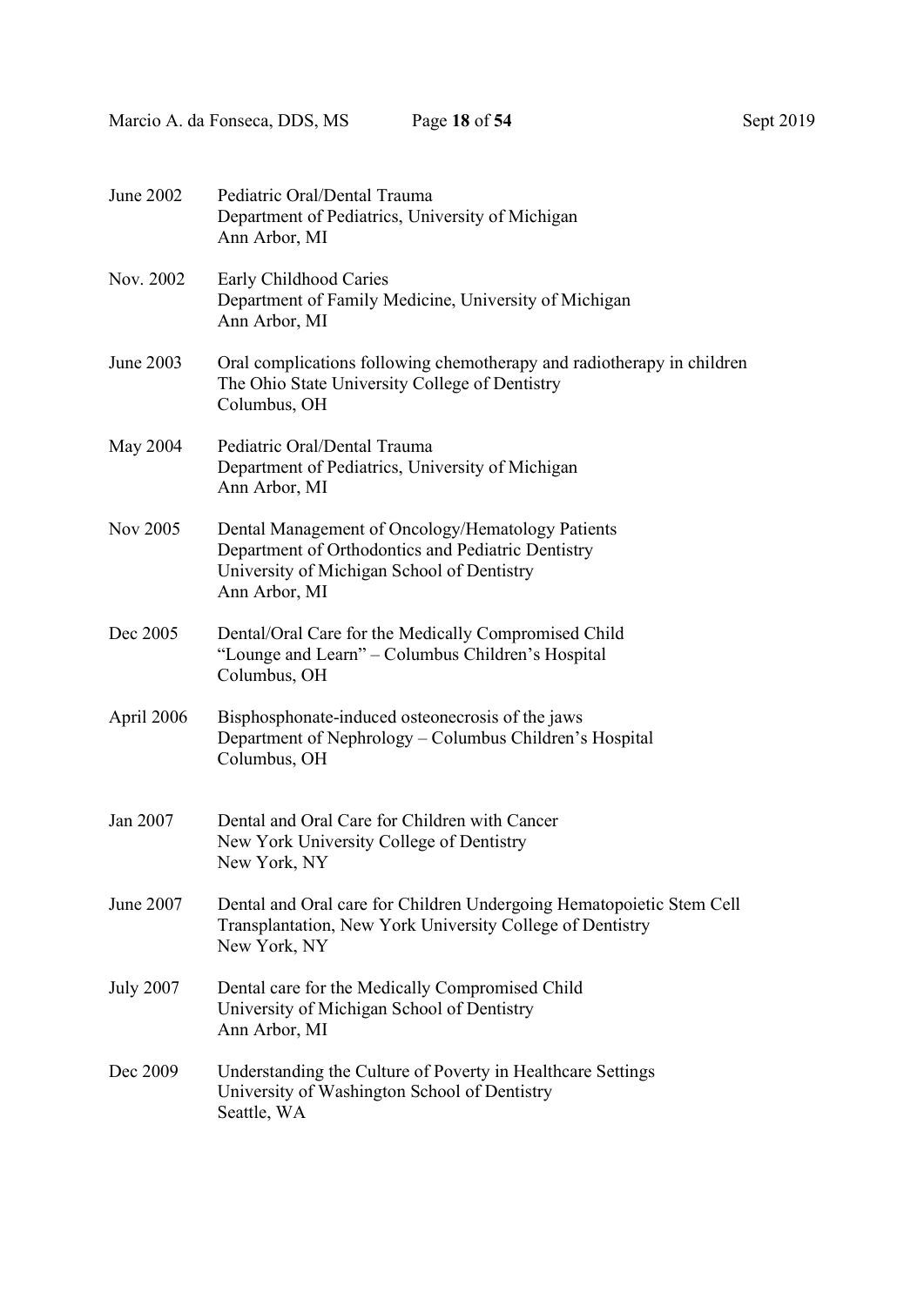June 2002 Pediatric Oral/Dental Trauma
Department of Pediatrics, University of Michigan
Ann Arbor, MI

Nov. 2002 Early Childhood Caries
Department of Family Medicine, University of Michigan
Ann Arbor, MI

June 2003 Oral complications following chemotherapy and radiotherapy in children
The Ohio State University College of Dentistry
Columbus, OH

May 2004 Pediatric Oral/Dental Trauma
Department of Pediatrics, University of Michigan
Ann Arbor, MI

Nov 2005 Dental Management of Oncology/Hematology Patients
Department of Orthodontics and Pediatric Dentistry
University of Michigan School of Dentistry
Ann Arbor, MI

Dec 2005 Dental/Oral Care for the Medically Compromised Child
"Lounge and Learn" – Columbus Children's Hospital
Columbus, OH

April 2006 Bisphosphonate-induced osteonecrosis of the jaws
Department of Nephrology – Columbus Children's Hospital
Columbus, OH

Jan 2007 Dental and Oral Care for Children with Cancer
New York University College of Dentistry
New York, NY

June 2007 Dental and Oral care for Children Undergoing Hematopoietic Stem Cell Transplantation, New York University College of Dentistry
New York, NY

July 2007 Dental care for the Medically Compromised Child
University of Michigan School of Dentistry
Ann Arbor, MI

Dec 2009 Understanding the Culture of Poverty in Healthcare Settings
University of Washington School of Dentistry
Seattle, WA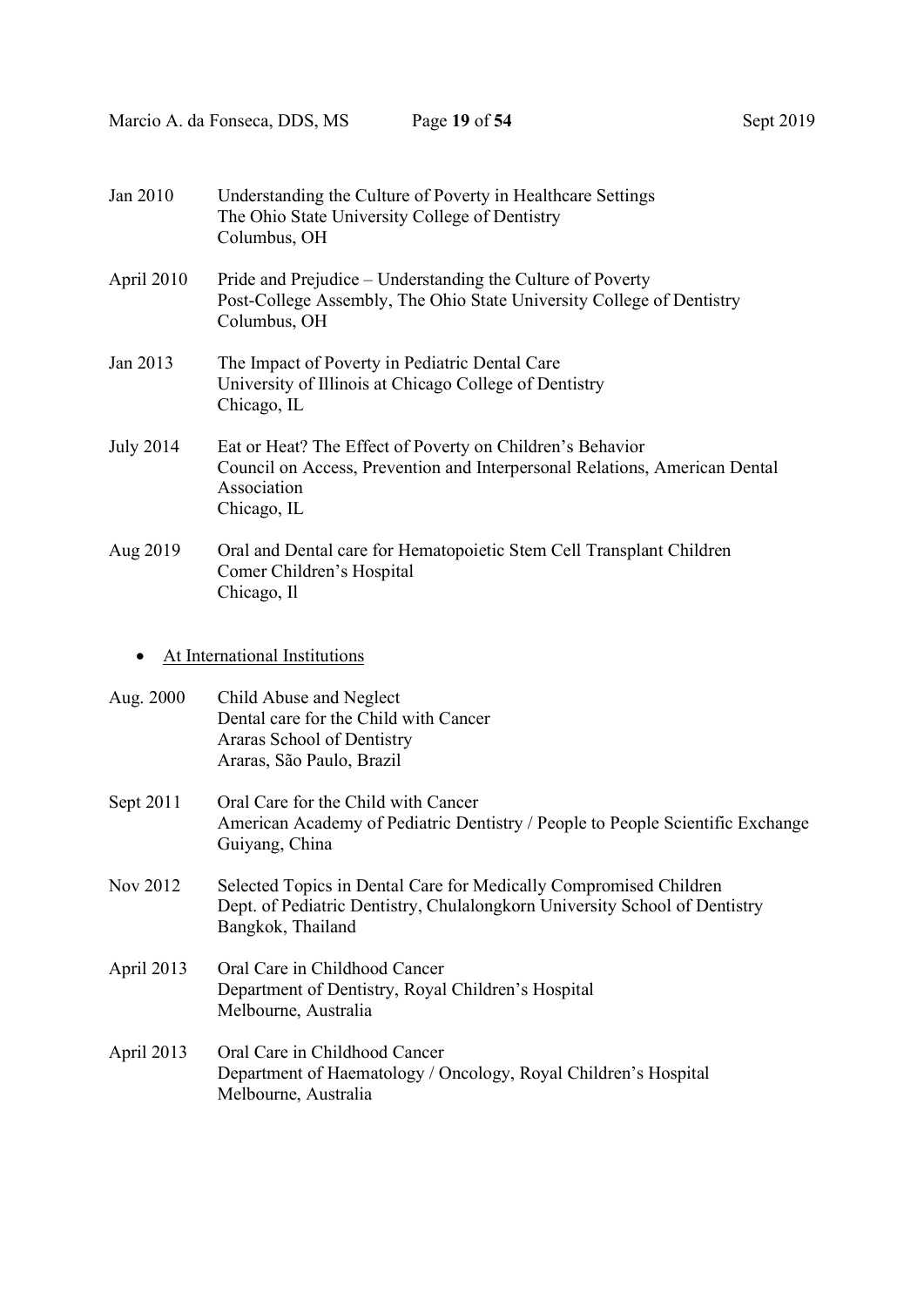Jan 2010 — Understanding the Culture of Poverty in Healthcare Settings
The Ohio State University College of Dentistry
Columbus, OH

April 2010 — Pride and Prejudice – Understanding the Culture of Poverty
Post-College Assembly, The Ohio State University College of Dentistry
Columbus, OH

Jan 2013 — The Impact of Poverty in Pediatric Dental Care
University of Illinois at Chicago College of Dentistry
Chicago, IL

July 2014 — Eat or Heat? The Effect of Poverty on Children's Behavior
Council on Access, Prevention and Interpersonal Relations, American Dental Association
Chicago, IL

Aug 2019 — Oral and Dental care for Hematopoietic Stem Cell Transplant Children
Comer Children's Hospital
Chicago, Il

- <u>At International Institutions</u>

Aug. 2000 — Child Abuse and Neglect
Dental care for the Child with Cancer
Araras School of Dentistry
Araras, São Paulo, Brazil

Sept 2011 — Oral Care for the Child with Cancer
American Academy of Pediatric Dentistry / People to People Scientific Exchange
Guiyang, China

Nov 2012 — Selected Topics in Dental Care for Medically Compromised Children
Dept. of Pediatric Dentistry, Chulalongkorn University School of Dentistry
Bangkok, Thailand

April 2013 — Oral Care in Childhood Cancer
Department of Dentistry, Royal Children's Hospital
Melbourne, Australia

April 2013 — Oral Care in Childhood Cancer
Department of Haematology / Oncology, Royal Children's Hospital
Melbourne, Australia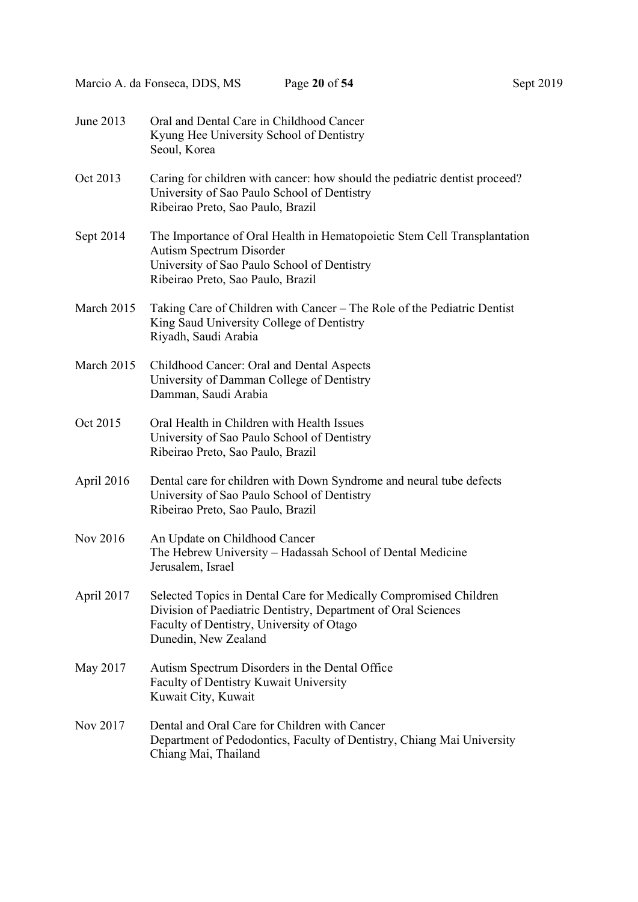June 2013 Oral and Dental Care in Childhood Cancer
Kyung Hee University School of Dentistry
Seoul, Korea

Oct 2013 Caring for children with cancer: how should the pediatric dentist proceed?
University of Sao Paulo School of Dentistry
Ribeirao Preto, Sao Paulo, Brazil

Sept 2014 The Importance of Oral Health in Hematopoietic Stem Cell Transplantation
Autism Spectrum Disorder
University of Sao Paulo School of Dentistry
Ribeirao Preto, Sao Paulo, Brazil

March 2015 Taking Care of Children with Cancer – The Role of the Pediatric Dentist
King Saud University College of Dentistry
Riyadh, Saudi Arabia

March 2015 Childhood Cancer: Oral and Dental Aspects
University of Damman College of Dentistry
Damman, Saudi Arabia

Oct 2015 Oral Health in Children with Health Issues
University of Sao Paulo School of Dentistry
Ribeirao Preto, Sao Paulo, Brazil

April 2016 Dental care for children with Down Syndrome and neural tube defects
University of Sao Paulo School of Dentistry
Ribeirao Preto, Sao Paulo, Brazil

Nov 2016 An Update on Childhood Cancer
The Hebrew University – Hadassah School of Dental Medicine
Jerusalem, Israel

April 2017 Selected Topics in Dental Care for Medically Compromised Children
Division of Paediatric Dentistry, Department of Oral Sciences
Faculty of Dentistry, University of Otago
Dunedin, New Zealand

May 2017 Autism Spectrum Disorders in the Dental Office
Faculty of Dentistry Kuwait University
Kuwait City, Kuwait

Nov 2017 Dental and Oral Care for Children with Cancer
Department of Pedodontics, Faculty of Dentistry, Chiang Mai University
Chiang Mai, Thailand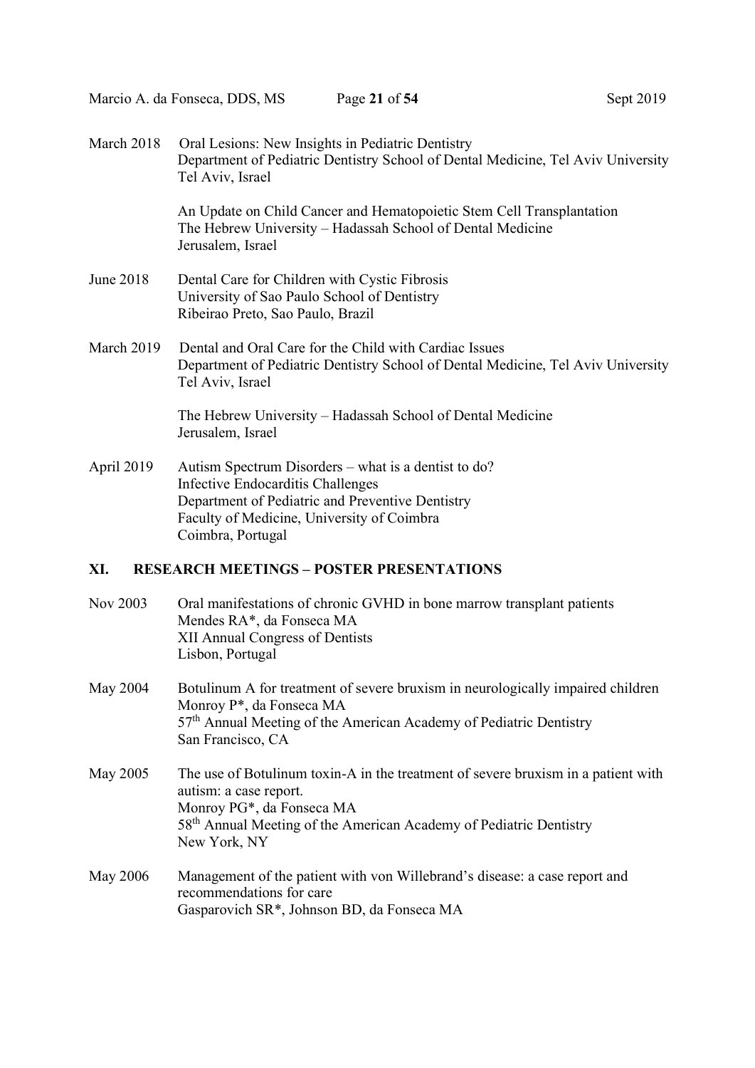March 2018 Oral Lesions: New Insights in Pediatric Dentistry
Department of Pediatric Dentistry School of Dental Medicine, Tel Aviv University
Tel Aviv, Israel

An Update on Child Cancer and Hematopoietic Stem Cell Transplantation
The Hebrew University – Hadassah School of Dental Medicine
Jerusalem, Israel

June 2018 Dental Care for Children with Cystic Fibrosis
University of Sao Paulo School of Dentistry
Ribeirao Preto, Sao Paulo, Brazil

March 2019 Dental and Oral Care for the Child with Cardiac Issues
Department of Pediatric Dentistry School of Dental Medicine, Tel Aviv University
Tel Aviv, Israel

The Hebrew University – Hadassah School of Dental Medicine
Jerusalem, Israel

April 2019 Autism Spectrum Disorders – what is a dentist to do?
Infective Endocarditis Challenges
Department of Pediatric and Preventive Dentistry
Faculty of Medicine, University of Coimbra
Coimbra, Portugal

## XI. RESEARCH MEETINGS – POSTER PRESENTATIONS

Nov 2003 Oral manifestations of chronic GVHD in bone marrow transplant patients
Mendes RA*, da Fonseca MA
XII Annual Congress of Dentists
Lisbon, Portugal

May 2004 Botulinum A for treatment of severe bruxism in neurologically impaired children
Monroy P*, da Fonseca MA
57th Annual Meeting of the American Academy of Pediatric Dentistry
San Francisco, CA

May 2005 The use of Botulinum toxin-A in the treatment of severe bruxism in a patient with autism: a case report.
Monroy PG*, da Fonseca MA
58th Annual Meeting of the American Academy of Pediatric Dentistry
New York, NY

May 2006 Management of the patient with von Willebrand's disease: a case report and recommendations for care
Gasparovich SR*, Johnson BD, da Fonseca MA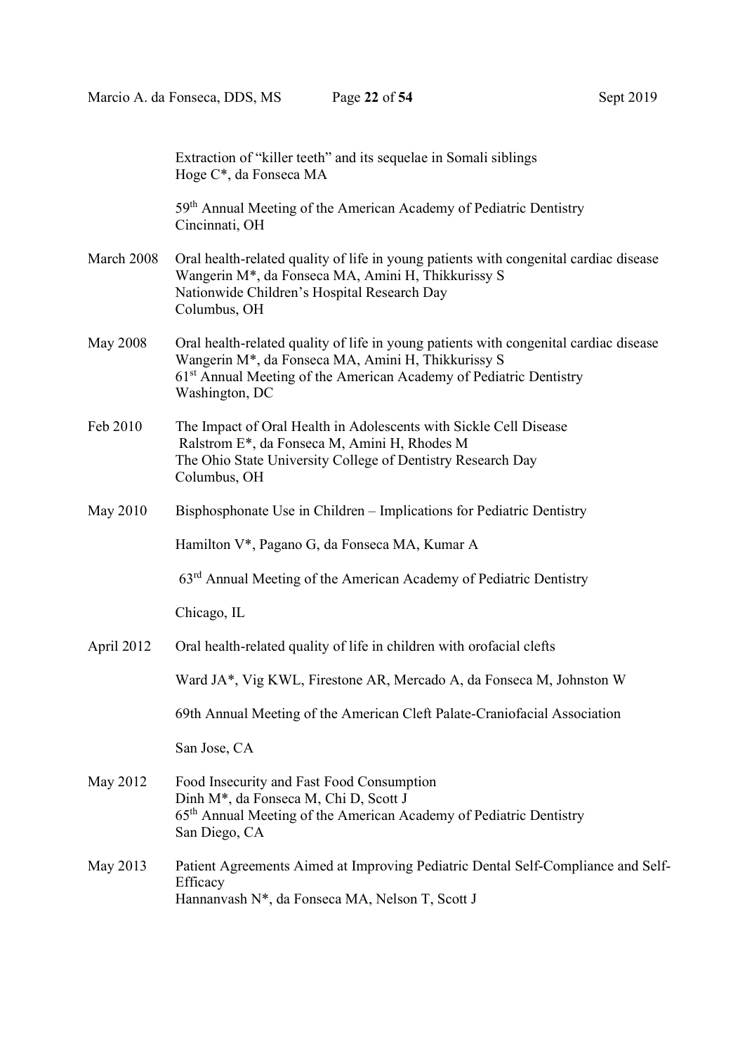Extraction of "killer teeth" and its sequelae in Somali siblings
Hoge C*, da Fonseca MA

59th Annual Meeting of the American Academy of Pediatric Dentistry
Cincinnati, OH

March 2008 Oral health-related quality of life in young patients with congenital cardiac disease
Wangerin M*, da Fonseca MA, Amini H, Thikkurissy S
Nationwide Children's Hospital Research Day
Columbus, OH

May 2008 Oral health-related quality of life in young patients with congenital cardiac disease
Wangerin M*, da Fonseca MA, Amini H, Thikkurissy S
61st Annual Meeting of the American Academy of Pediatric Dentistry
Washington, DC

Feb 2010 The Impact of Oral Health in Adolescents with Sickle Cell Disease
Ralstrom E*, da Fonseca M, Amini H, Rhodes M
The Ohio State University College of Dentistry Research Day
Columbus, OH

May 2010 Bisphosphonate Use in Children – Implications for Pediatric Dentistry

Hamilton V*, Pagano G, da Fonseca MA, Kumar A

63rd Annual Meeting of the American Academy of Pediatric Dentistry

Chicago, IL

April 2012 Oral health-related quality of life in children with orofacial clefts

Ward JA*, Vig KWL, Firestone AR, Mercado A, da Fonseca M, Johnston W

69th Annual Meeting of the American Cleft Palate-Craniofacial Association

San Jose, CA

May 2012 Food Insecurity and Fast Food Consumption
Dinh M*, da Fonseca M, Chi D, Scott J
65th Annual Meeting of the American Academy of Pediatric Dentistry
San Diego, CA

May 2013 Patient Agreements Aimed at Improving Pediatric Dental Self-Compliance and Self-Efficacy
Hannanvash N*, da Fonseca MA, Nelson T, Scott J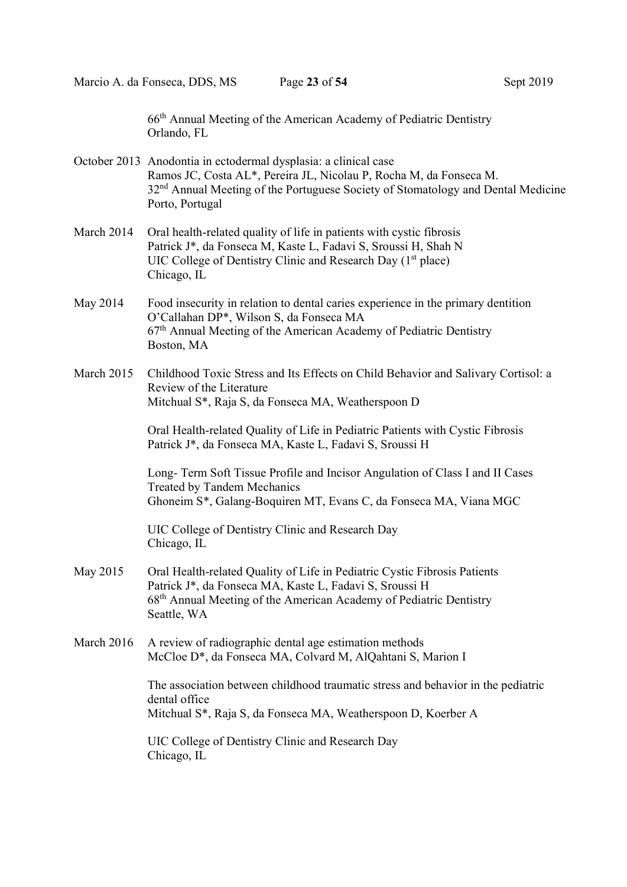66th Annual Meeting of the American Academy of Pediatric Dentistry
Orlando, FL

October 2013 Anodontia in ectodermal dysplasia: a clinical case
Ramos JC, Costa AL*, Pereira JL, Nicolau P, Rocha M, da Fonseca M.
32nd Annual Meeting of the Portuguese Society of Stomatology and Dental Medicine
Porto, Portugal

March 2014 Oral health-related quality of life in patients with cystic fibrosis
Patrick J*, da Fonseca M, Kaste L, Fadavi S, Sroussi H, Shah N
UIC College of Dentistry Clinic and Research Day (1st place)
Chicago, IL

May 2014 Food insecurity in relation to dental caries experience in the primary dentition
O'Callahan DP*, Wilson S, da Fonseca MA
67th Annual Meeting of the American Academy of Pediatric Dentistry
Boston, MA

March 2015 Childhood Toxic Stress and Its Effects on Child Behavior and Salivary Cortisol: a Review of the Literature
Mitchual S*, Raja S, da Fonseca MA, Weatherspoon D

Oral Health-related Quality of Life in Pediatric Patients with Cystic Fibrosis
Patrick J*, da Fonseca MA, Kaste L, Fadavi S, Sroussi H

Long- Term Soft Tissue Profile and Incisor Angulation of Class I and II Cases Treated by Tandem Mechanics
Ghoneim S*, Galang-Boquiren MT, Evans C, da Fonseca MA, Viana MGC

UIC College of Dentistry Clinic and Research Day
Chicago, IL

May 2015 Oral Health-related Quality of Life in Pediatric Cystic Fibrosis Patients
Patrick J*, da Fonseca MA, Kaste L, Fadavi S, Sroussi H
68th Annual Meeting of the American Academy of Pediatric Dentistry
Seattle, WA

March 2016 A review of radiographic dental age estimation methods
McCloe D*, da Fonseca MA, Colvard M, AlQahtani S, Marion I

The association between childhood traumatic stress and behavior in the pediatric dental office
Mitchual S*, Raja S, da Fonseca MA, Weatherspoon D, Koerber A

UIC College of Dentistry Clinic and Research Day
Chicago, IL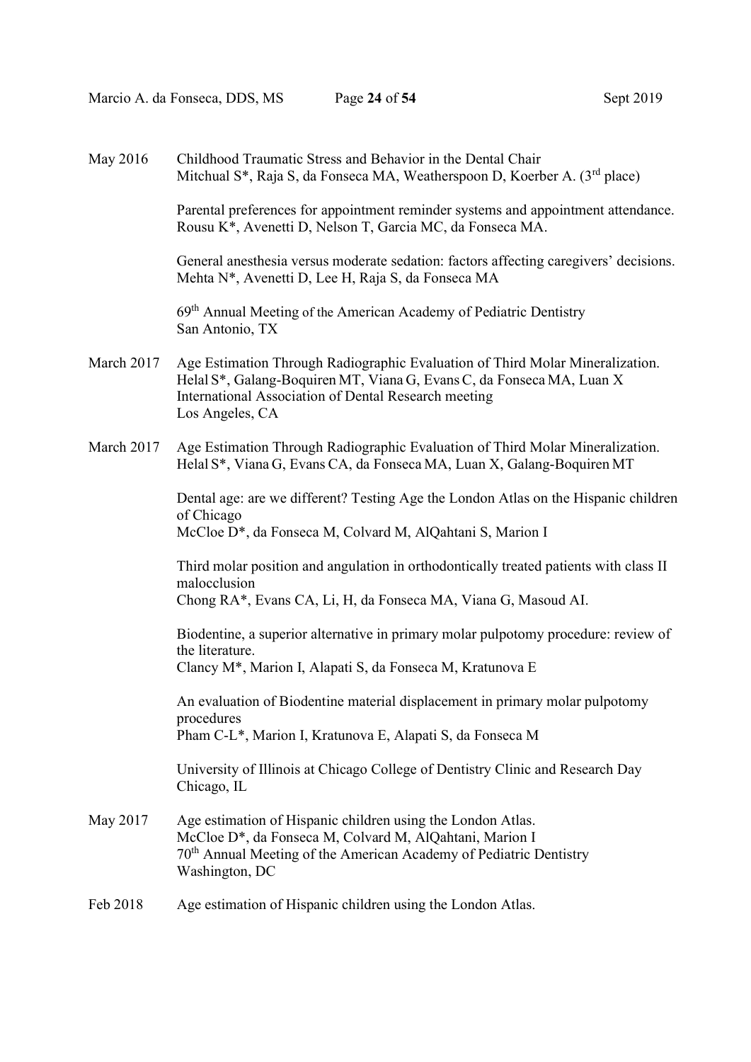May 2016 Childhood Traumatic Stress and Behavior in the Dental Chair
Mitchual S*, Raja S, da Fonseca MA, Weatherspoon D, Koerber A. (3rd place)

Parental preferences for appointment reminder systems and appointment attendance.
Rousu K*, Avenetti D, Nelson T, Garcia MC, da Fonseca MA.

General anesthesia versus moderate sedation: factors affecting caregivers' decisions.
Mehta N*, Avenetti D, Lee H, Raja S, da Fonseca MA

69th Annual Meeting of the American Academy of Pediatric Dentistry
San Antonio, TX

March 2017 Age Estimation Through Radiographic Evaluation of Third Molar Mineralization.
Helal S*, Galang-Boquiren MT, Viana G, Evans C, da Fonseca MA, Luan X
International Association of Dental Research meeting
Los Angeles, CA

March 2017 Age Estimation Through Radiographic Evaluation of Third Molar Mineralization.
Helal S*, Viana G, Evans CA, da Fonseca MA, Luan X, Galang-Boquiren MT

Dental age: are we different? Testing Age the London Atlas on the Hispanic children of Chicago
McCloe D*, da Fonseca M, Colvard M, AlQahtani S, Marion I

Third molar position and angulation in orthodontically treated patients with class II malocclusion
Chong RA*, Evans CA, Li, H, da Fonseca MA, Viana G, Masoud AI.

Biodentine, a superior alternative in primary molar pulpotomy procedure: review of the literature.
Clancy M*, Marion I, Alapati S, da Fonseca M, Kratunova E

An evaluation of Biodentine material displacement in primary molar pulpotomy procedures
Pham C-L*, Marion I, Kratunova E, Alapati S, da Fonseca M

University of Illinois at Chicago College of Dentistry Clinic and Research Day
Chicago, IL

May 2017 Age estimation of Hispanic children using the London Atlas.
McCloe D*, da Fonseca M, Colvard M, AlQahtani, Marion I
70th Annual Meeting of the American Academy of Pediatric Dentistry
Washington, DC

Feb 2018 Age estimation of Hispanic children using the London Atlas.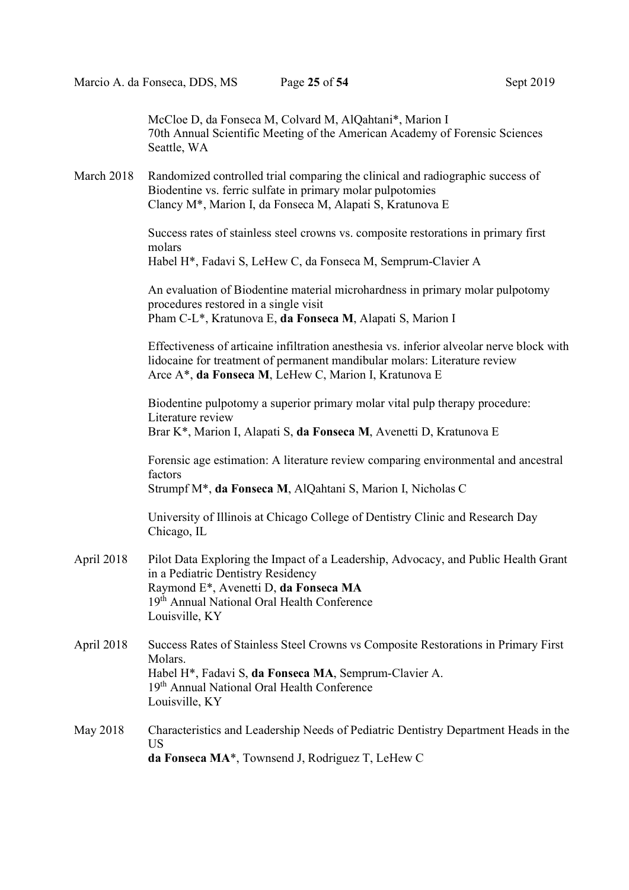McCloe D, da Fonseca M, Colvard M, AlQahtani*, Marion I
70th Annual Scientific Meeting of the American Academy of Forensic Sciences
Seattle, WA

March 2018 Randomized controlled trial comparing the clinical and radiographic success of Biodentine vs. ferric sulfate in primary molar pulpotomies
Clancy M*, Marion I, da Fonseca M, Alapati S, Kratunova E

Success rates of stainless steel crowns vs. composite restorations in primary first molars
Habel H*, Fadavi S, LeHew C, da Fonseca M, Semprum-Clavier A

An evaluation of Biodentine material microhardness in primary molar pulpotomy procedures restored in a single visit
Pham C-L*, Kratunova E, **da Fonseca M**, Alapati S, Marion I

Effectiveness of articaine infiltration anesthesia vs. inferior alveolar nerve block with lidocaine for treatment of permanent mandibular molars: Literature review
Arce A*, **da Fonseca M**, LeHew C, Marion I, Kratunova E

Biodentine pulpotomy a superior primary molar vital pulp therapy procedure: Literature review
Brar K*, Marion I, Alapati S, **da Fonseca M**, Avenetti D, Kratunova E

Forensic age estimation: A literature review comparing environmental and ancestral factors
Strumpf M*, **da Fonseca M**, AlQahtani S, Marion I, Nicholas C

University of Illinois at Chicago College of Dentistry Clinic and Research Day
Chicago, IL

April 2018 Pilot Data Exploring the Impact of a Leadership, Advocacy, and Public Health Grant in a Pediatric Dentistry Residency
Raymond E*, Avenetti D, **da Fonseca MA**
19th Annual National Oral Health Conference
Louisville, KY

April 2018 Success Rates of Stainless Steel Crowns vs Composite Restorations in Primary First Molars.
Habel H*, Fadavi S, **da Fonseca MA**, Semprum-Clavier A.
19th Annual National Oral Health Conference
Louisville, KY

May 2018 Characteristics and Leadership Needs of Pediatric Dentistry Department Heads in the US
**da Fonseca MA***, Townsend J, Rodriguez T, LeHew C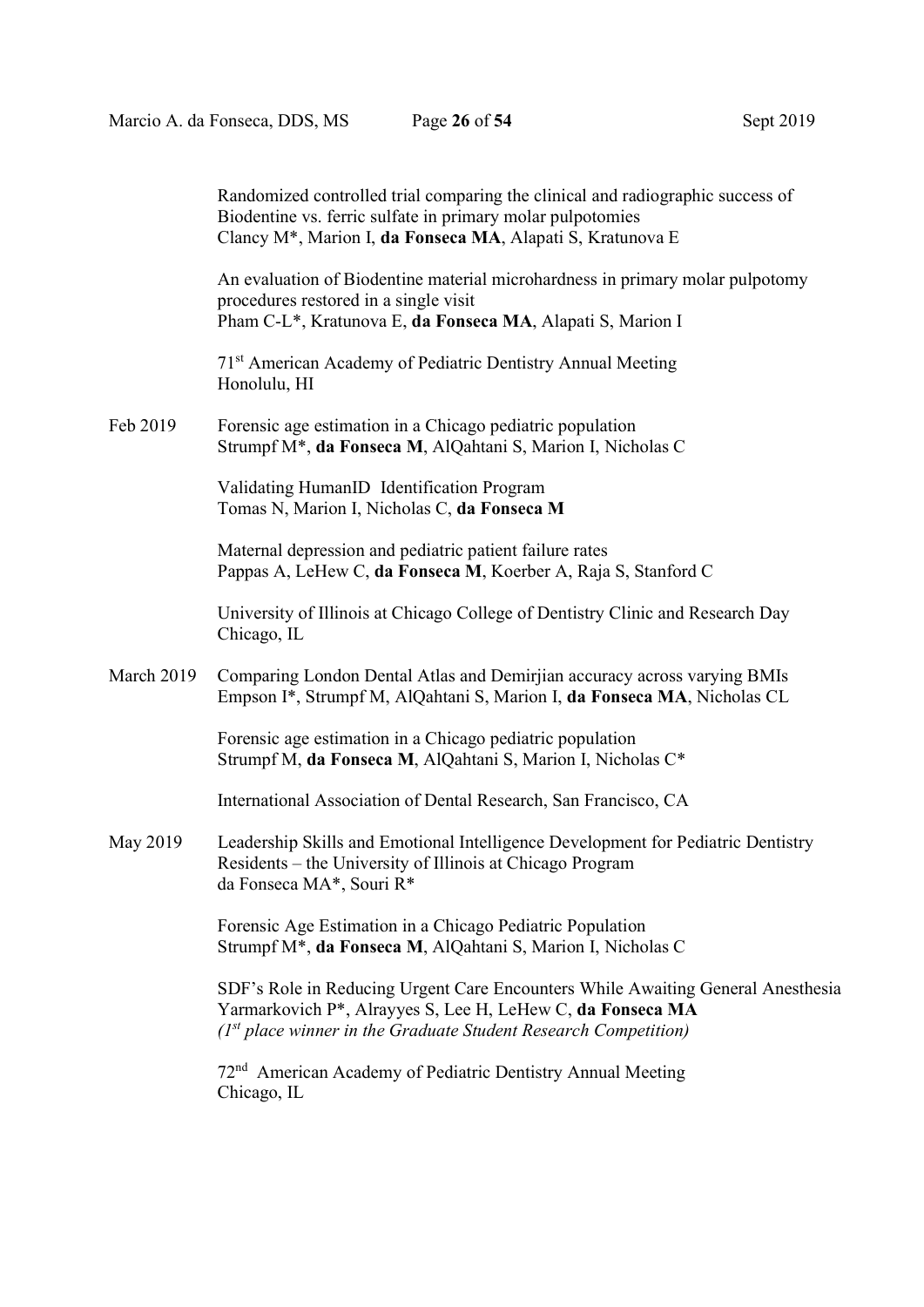Randomized controlled trial comparing the clinical and radiographic success of Biodentine vs. ferric sulfate in primary molar pulpotomies
Clancy M*, Marion I, **da Fonseca MA**, Alapati S, Kratunova E

An evaluation of Biodentine material microhardness in primary molar pulpotomy procedures restored in a single visit
Pham C-L*, Kratunova E, **da Fonseca MA**, Alapati S, Marion I

71st American Academy of Pediatric Dentistry Annual Meeting
Honolulu, HI

Feb 2019 — Forensic age estimation in a Chicago pediatric population
Strumpf M*, **da Fonseca M**, AlQahtani S, Marion I, Nicholas C

Validating HumanID Identification Program
Tomas N, Marion I, Nicholas C, **da Fonseca M**

Maternal depression and pediatric patient failure rates
Pappas A, LeHew C, **da Fonseca M**, Koerber A, Raja S, Stanford C

University of Illinois at Chicago College of Dentistry Clinic and Research Day
Chicago, IL

March 2019 — Comparing London Dental Atlas and Demirjian accuracy across varying BMIs
Empson I*, Strumpf M, AlQahtani S, Marion I, **da Fonseca MA**, Nicholas CL

Forensic age estimation in a Chicago pediatric population
Strumpf M, **da Fonseca M**, AlQahtani S, Marion I, Nicholas C*

International Association of Dental Research, San Francisco, CA

May 2019 — Leadership Skills and Emotional Intelligence Development for Pediatric Dentistry Residents – the University of Illinois at Chicago Program
da Fonseca MA*, Souri R*

Forensic Age Estimation in a Chicago Pediatric Population
Strumpf M*, **da Fonseca M**, AlQahtani S, Marion I, Nicholas C

SDF's Role in Reducing Urgent Care Encounters While Awaiting General Anesthesia
Yarmarkovich P*, Alrayyes S, Lee H, LeHew C, **da Fonseca MA**
*(1st place winner in the Graduate Student Research Competition)*

72nd American Academy of Pediatric Dentistry Annual Meeting
Chicago, IL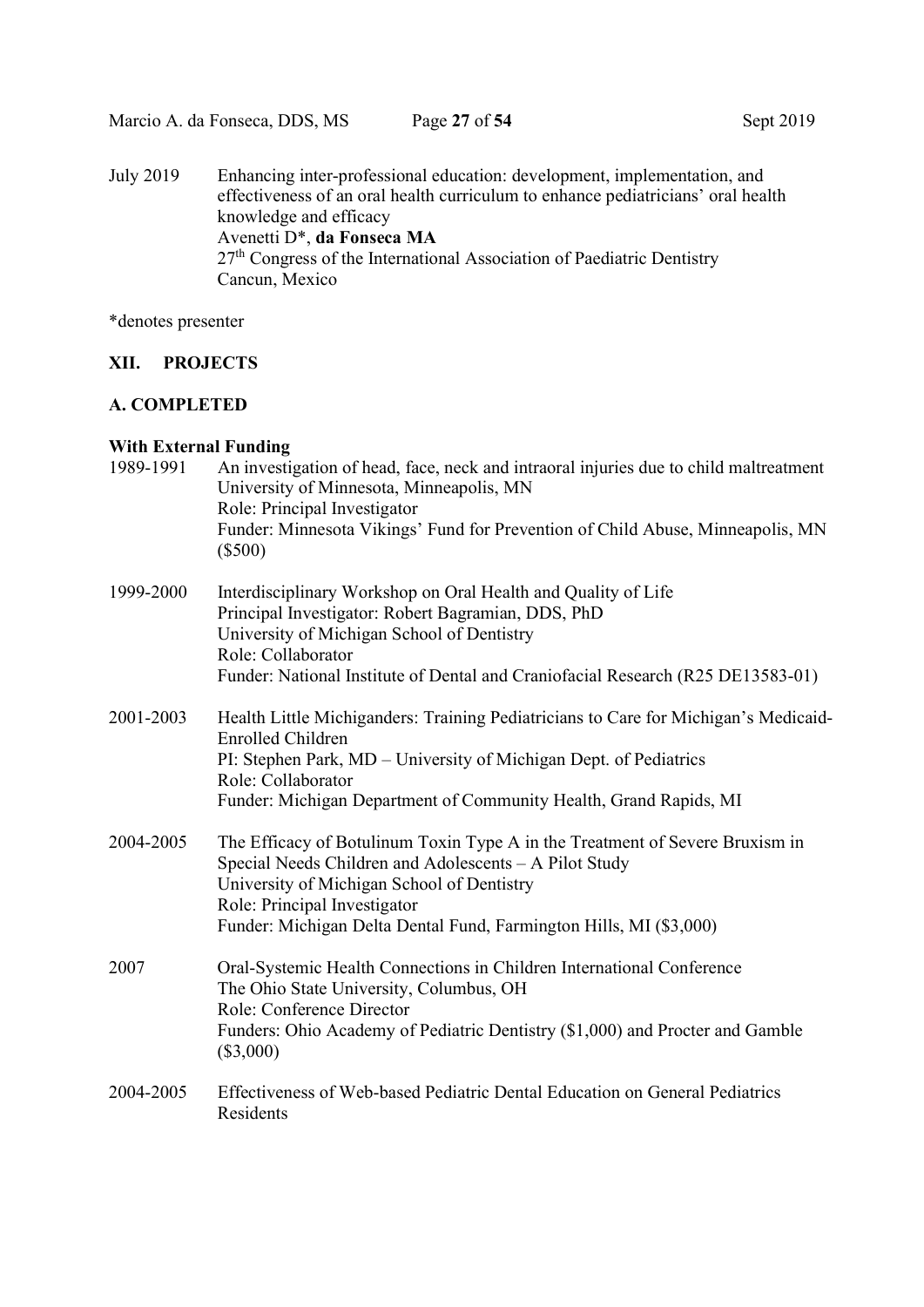July 2019 Enhancing inter-professional education: development, implementation, and effectiveness of an oral health curriculum to enhance pediatricians' oral health knowledge and efficacy
Avenetti D*, **da Fonseca MA**
27th Congress of the International Association of Paediatric Dentistry
Cancun, Mexico

*denotes presenter

## XII. PROJECTS

### A. COMPLETED

**With External Funding**

1989-1991 An investigation of head, face, neck and intraoral injuries due to child maltreatment
University of Minnesota, Minneapolis, MN
Role: Principal Investigator
Funder: Minnesota Vikings' Fund for Prevention of Child Abuse, Minneapolis, MN ($500)

1999-2000 Interdisciplinary Workshop on Oral Health and Quality of Life
Principal Investigator: Robert Bagramian, DDS, PhD
University of Michigan School of Dentistry
Role: Collaborator
Funder: National Institute of Dental and Craniofacial Research (R25 DE13583-01)

2001-2003 Health Little Michiganders: Training Pediatricians to Care for Michigan's Medicaid-Enrolled Children
PI: Stephen Park, MD – University of Michigan Dept. of Pediatrics
Role: Collaborator
Funder: Michigan Department of Community Health, Grand Rapids, MI

2004-2005 The Efficacy of Botulinum Toxin Type A in the Treatment of Severe Bruxism in Special Needs Children and Adolescents – A Pilot Study
University of Michigan School of Dentistry
Role: Principal Investigator
Funder: Michigan Delta Dental Fund, Farmington Hills, MI ($3,000)

2007 Oral-Systemic Health Connections in Children International Conference
The Ohio State University, Columbus, OH
Role: Conference Director
Funders: Ohio Academy of Pediatric Dentistry ($1,000) and Procter and Gamble ($3,000)

2004-2005 Effectiveness of Web-based Pediatric Dental Education on General Pediatrics Residents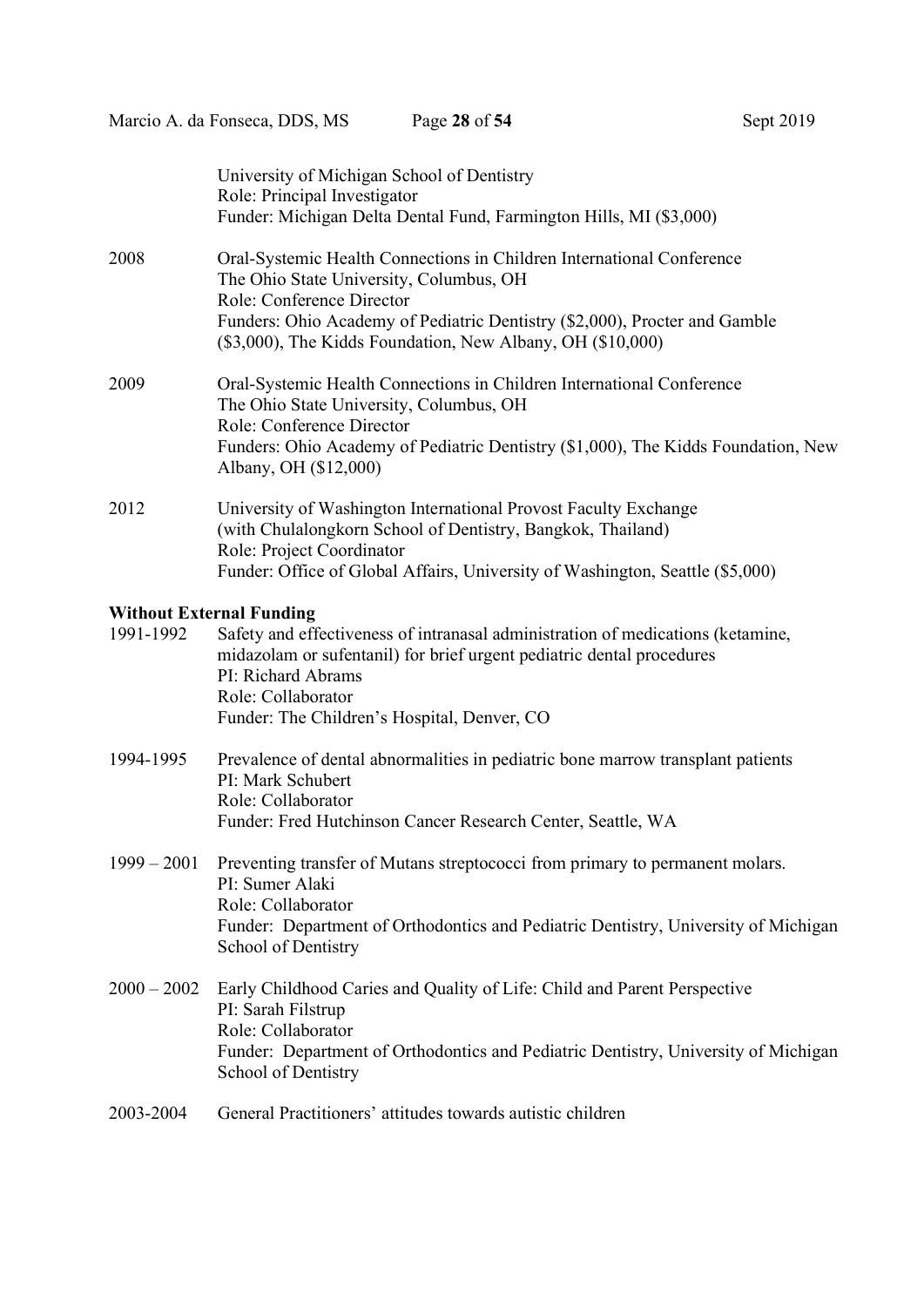University of Michigan School of Dentistry
Role: Principal Investigator
Funder: Michigan Delta Dental Fund, Farmington Hills, MI ($3,000)

2008 Oral-Systemic Health Connections in Children International Conference
The Ohio State University, Columbus, OH
Role: Conference Director
Funders: Ohio Academy of Pediatric Dentistry ($2,000), Procter and Gamble ($3,000), The Kidds Foundation, New Albany, OH ($10,000)

2009 Oral-Systemic Health Connections in Children International Conference
The Ohio State University, Columbus, OH
Role: Conference Director
Funders: Ohio Academy of Pediatric Dentistry ($1,000), The Kidds Foundation, New Albany, OH ($12,000)

2012 University of Washington International Provost Faculty Exchange
(with Chulalongkorn School of Dentistry, Bangkok, Thailand)
Role: Project Coordinator
Funder: Office of Global Affairs, University of Washington, Seattle ($5,000)

**Without External Funding**

1991-1992 Safety and effectiveness of intranasal administration of medications (ketamine, midazolam or sufentanil) for brief urgent pediatric dental procedures
PI: Richard Abrams
Role: Collaborator
Funder: The Children's Hospital, Denver, CO

1994-1995 Prevalence of dental abnormalities in pediatric bone marrow transplant patients
PI: Mark Schubert
Role: Collaborator
Funder: Fred Hutchinson Cancer Research Center, Seattle, WA

1999 – 2001 Preventing transfer of Mutans streptococci from primary to permanent molars.
PI: Sumer Alaki
Role: Collaborator
Funder: Department of Orthodontics and Pediatric Dentistry, University of Michigan School of Dentistry

2000 – 2002 Early Childhood Caries and Quality of Life: Child and Parent Perspective
PI: Sarah Filstrup
Role: Collaborator
Funder: Department of Orthodontics and Pediatric Dentistry, University of Michigan School of Dentistry

2003-2004 General Practitioners' attitudes towards autistic children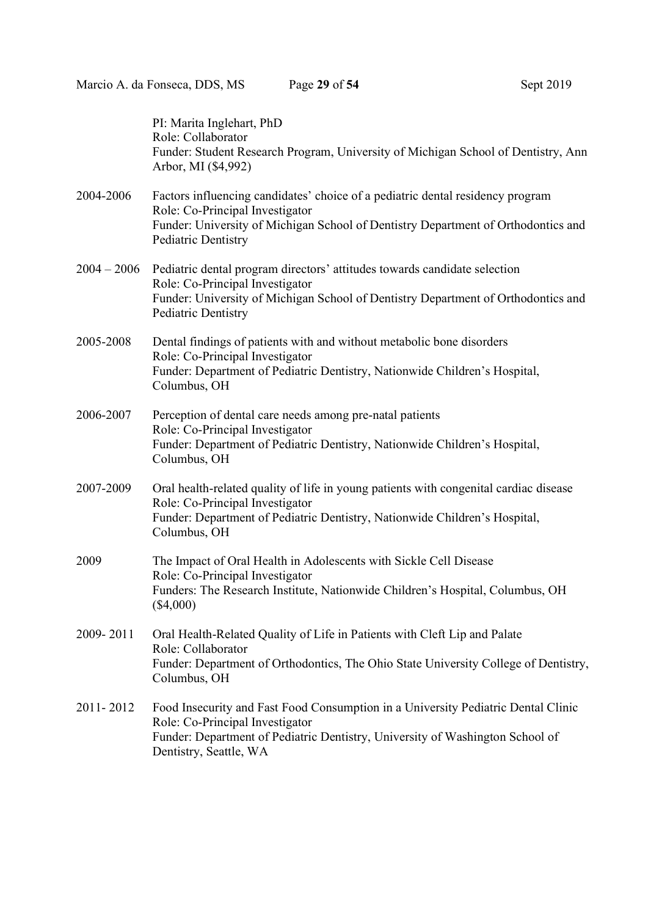PI: Marita Inglehart, PhD
Role: Collaborator
Funder: Student Research Program, University of Michigan School of Dentistry, Ann Arbor, MI ($4,992)

2004-2006 Factors influencing candidates' choice of a pediatric dental residency program
Role: Co-Principal Investigator
Funder: University of Michigan School of Dentistry Department of Orthodontics and Pediatric Dentistry

2004 – 2006 Pediatric dental program directors' attitudes towards candidate selection
Role: Co-Principal Investigator
Funder: University of Michigan School of Dentistry Department of Orthodontics and Pediatric Dentistry

2005-2008 Dental findings of patients with and without metabolic bone disorders
Role: Co-Principal Investigator
Funder: Department of Pediatric Dentistry, Nationwide Children's Hospital, Columbus, OH

2006-2007 Perception of dental care needs among pre-natal patients
Role: Co-Principal Investigator
Funder: Department of Pediatric Dentistry, Nationwide Children's Hospital, Columbus, OH

2007-2009 Oral health-related quality of life in young patients with congenital cardiac disease
Role: Co-Principal Investigator
Funder: Department of Pediatric Dentistry, Nationwide Children's Hospital, Columbus, OH

2009 The Impact of Oral Health in Adolescents with Sickle Cell Disease
Role: Co-Principal Investigator
Funders: The Research Institute, Nationwide Children's Hospital, Columbus, OH ($4,000)

2009- 2011 Oral Health-Related Quality of Life in Patients with Cleft Lip and Palate
Role: Collaborator
Funder: Department of Orthodontics, The Ohio State University College of Dentistry, Columbus, OH

2011- 2012 Food Insecurity and Fast Food Consumption in a University Pediatric Dental Clinic
Role: Co-Principal Investigator
Funder: Department of Pediatric Dentistry, University of Washington School of Dentistry, Seattle, WA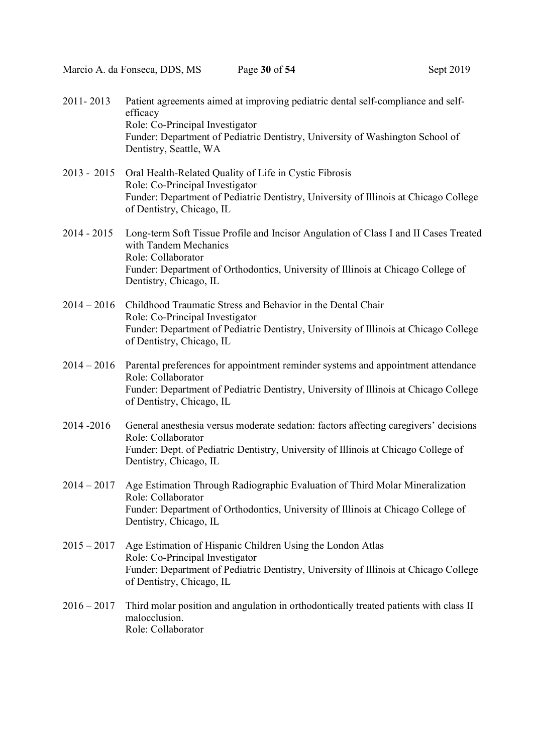2011- 2013 Patient agreements aimed at improving pediatric dental self-compliance and self-efficacy
Role: Co-Principal Investigator
Funder: Department of Pediatric Dentistry, University of Washington School of Dentistry, Seattle, WA

2013 - 2015 Oral Health-Related Quality of Life in Cystic Fibrosis
Role: Co-Principal Investigator
Funder: Department of Pediatric Dentistry, University of Illinois at Chicago College of Dentistry, Chicago, IL

2014 - 2015 Long-term Soft Tissue Profile and Incisor Angulation of Class I and II Cases Treated with Tandem Mechanics
Role: Collaborator
Funder: Department of Orthodontics, University of Illinois at Chicago College of Dentistry, Chicago, IL

2014 – 2016 Childhood Traumatic Stress and Behavior in the Dental Chair
Role: Co-Principal Investigator
Funder: Department of Pediatric Dentistry, University of Illinois at Chicago College of Dentistry, Chicago, IL

2014 – 2016 Parental preferences for appointment reminder systems and appointment attendance
Role: Collaborator
Funder: Department of Pediatric Dentistry, University of Illinois at Chicago College of Dentistry, Chicago, IL

2014 -2016 General anesthesia versus moderate sedation: factors affecting caregivers' decisions
Role: Collaborator
Funder: Dept. of Pediatric Dentistry, University of Illinois at Chicago College of Dentistry, Chicago, IL

2014 – 2017 Age Estimation Through Radiographic Evaluation of Third Molar Mineralization
Role: Collaborator
Funder: Department of Orthodontics, University of Illinois at Chicago College of Dentistry, Chicago, IL

2015 – 2017 Age Estimation of Hispanic Children Using the London Atlas
Role: Co-Principal Investigator
Funder: Department of Pediatric Dentistry, University of Illinois at Chicago College of Dentistry, Chicago, IL

2016 – 2017 Third molar position and angulation in orthodontically treated patients with class II malocclusion.
Role: Collaborator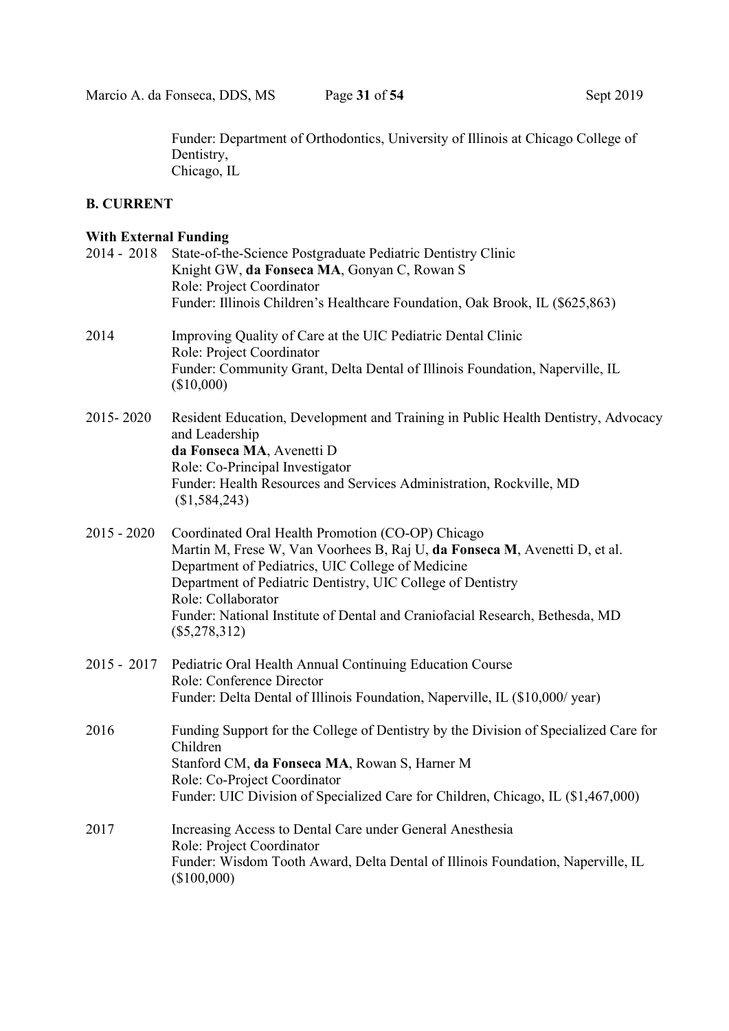Funder: Department of Orthodontics, University of Illinois at Chicago College of Dentistry,
Chicago, IL

## B. CURRENT

### With External Funding

2014 - 2018 State-of-the-Science Postgraduate Pediatric Dentistry Clinic
Knight GW, **da Fonseca MA**, Gonyan C, Rowan S
Role: Project Coordinator
Funder: Illinois Children's Healthcare Foundation, Oak Brook, IL ($625,863)

2014 Improving Quality of Care at the UIC Pediatric Dental Clinic
Role: Project Coordinator
Funder: Community Grant, Delta Dental of Illinois Foundation, Naperville, IL ($10,000)

2015- 2020 Resident Education, Development and Training in Public Health Dentistry, Advocacy and Leadership
**da Fonseca MA**, Avenetti D
Role: Co-Principal Investigator
Funder: Health Resources and Services Administration, Rockville, MD ($1,584,243)

2015 - 2020 Coordinated Oral Health Promotion (CO-OP) Chicago
Martin M, Frese W, Van Voorhees B, Raj U, **da Fonseca M**, Avenetti D, et al.
Department of Pediatrics, UIC College of Medicine
Department of Pediatric Dentistry, UIC College of Dentistry
Role: Collaborator
Funder: National Institute of Dental and Craniofacial Research, Bethesda, MD ($5,278,312)

2015 - 2017 Pediatric Oral Health Annual Continuing Education Course
Role: Conference Director
Funder: Delta Dental of Illinois Foundation, Naperville, IL ($10,000/ year)

2016 Funding Support for the College of Dentistry by the Division of Specialized Care for Children
Stanford CM, **da Fonseca MA**, Rowan S, Harner M
Role: Co-Project Coordinator
Funder: UIC Division of Specialized Care for Children, Chicago, IL ($1,467,000)

2017 Increasing Access to Dental Care under General Anesthesia
Role: Project Coordinator
Funder: Wisdom Tooth Award, Delta Dental of Illinois Foundation, Naperville, IL ($100,000)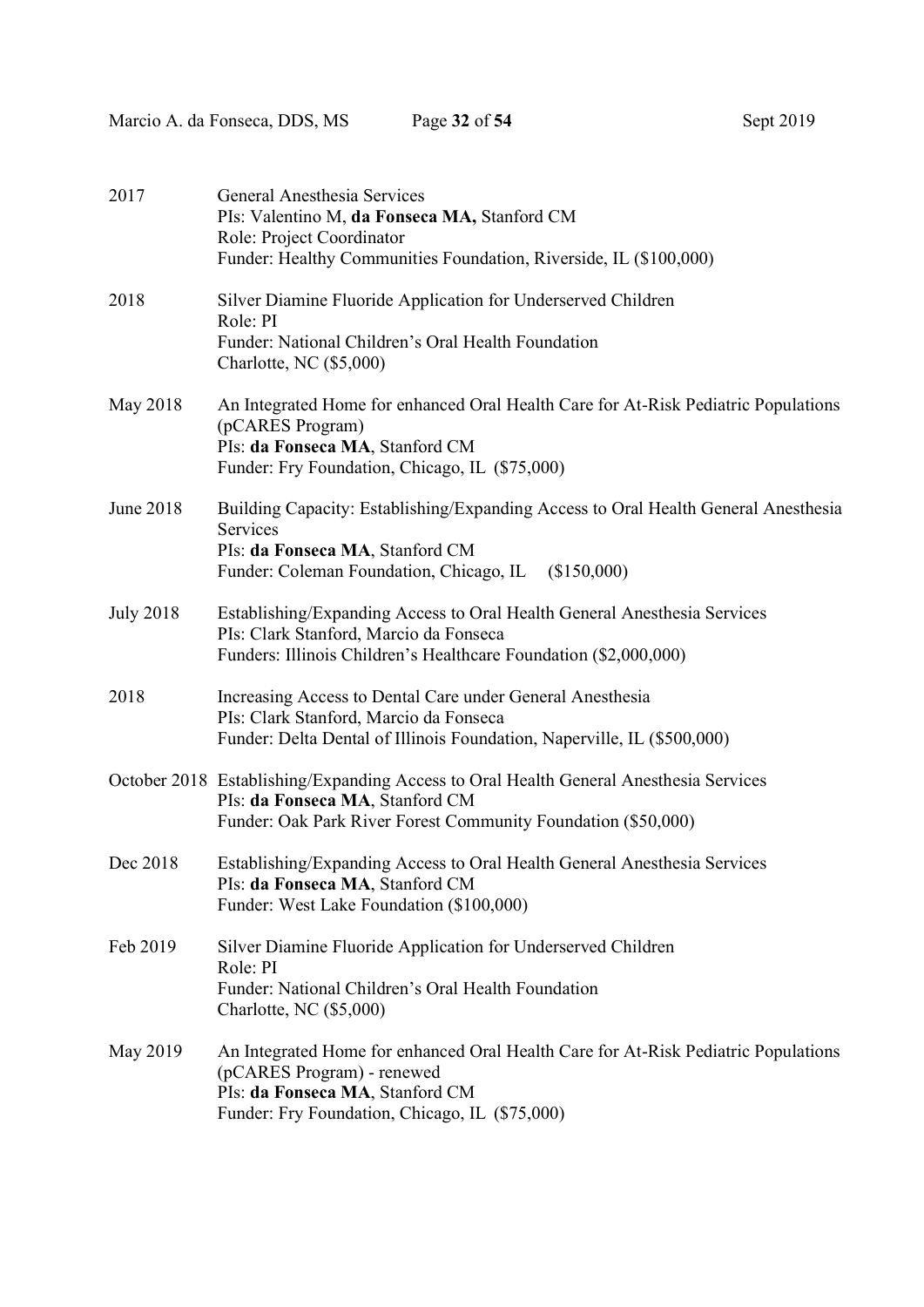2017 General Anesthesia Services
PIs: Valentino M, **da Fonseca MA,** Stanford CM
Role: Project Coordinator
Funder: Healthy Communities Foundation, Riverside, IL ($100,000)

2018 Silver Diamine Fluoride Application for Underserved Children
Role: PI
Funder: National Children's Oral Health Foundation
Charlotte, NC ($5,000)

May 2018 An Integrated Home for enhanced Oral Health Care for At-Risk Pediatric Populations (pCARES Program)
PIs: **da Fonseca MA**, Stanford CM
Funder: Fry Foundation, Chicago, IL ($75,000)

June 2018 Building Capacity: Establishing/Expanding Access to Oral Health General Anesthesia Services
PIs: **da Fonseca MA**, Stanford CM
Funder: Coleman Foundation, Chicago, IL ($150,000)

July 2018 Establishing/Expanding Access to Oral Health General Anesthesia Services
PIs: Clark Stanford, Marcio da Fonseca
Funders: Illinois Children's Healthcare Foundation ($2,000,000)

2018 Increasing Access to Dental Care under General Anesthesia
PIs: Clark Stanford, Marcio da Fonseca
Funder: Delta Dental of Illinois Foundation, Naperville, IL ($500,000)

October 2018 Establishing/Expanding Access to Oral Health General Anesthesia Services
PIs: **da Fonseca MA**, Stanford CM
Funder: Oak Park River Forest Community Foundation ($50,000)

Dec 2018 Establishing/Expanding Access to Oral Health General Anesthesia Services
PIs: **da Fonseca MA**, Stanford CM
Funder: West Lake Foundation ($100,000)

Feb 2019 Silver Diamine Fluoride Application for Underserved Children
Role: PI
Funder: National Children's Oral Health Foundation
Charlotte, NC ($5,000)

May 2019 An Integrated Home for enhanced Oral Health Care for At-Risk Pediatric Populations (pCARES Program) - renewed
PIs: **da Fonseca MA**, Stanford CM
Funder: Fry Foundation, Chicago, IL ($75,000)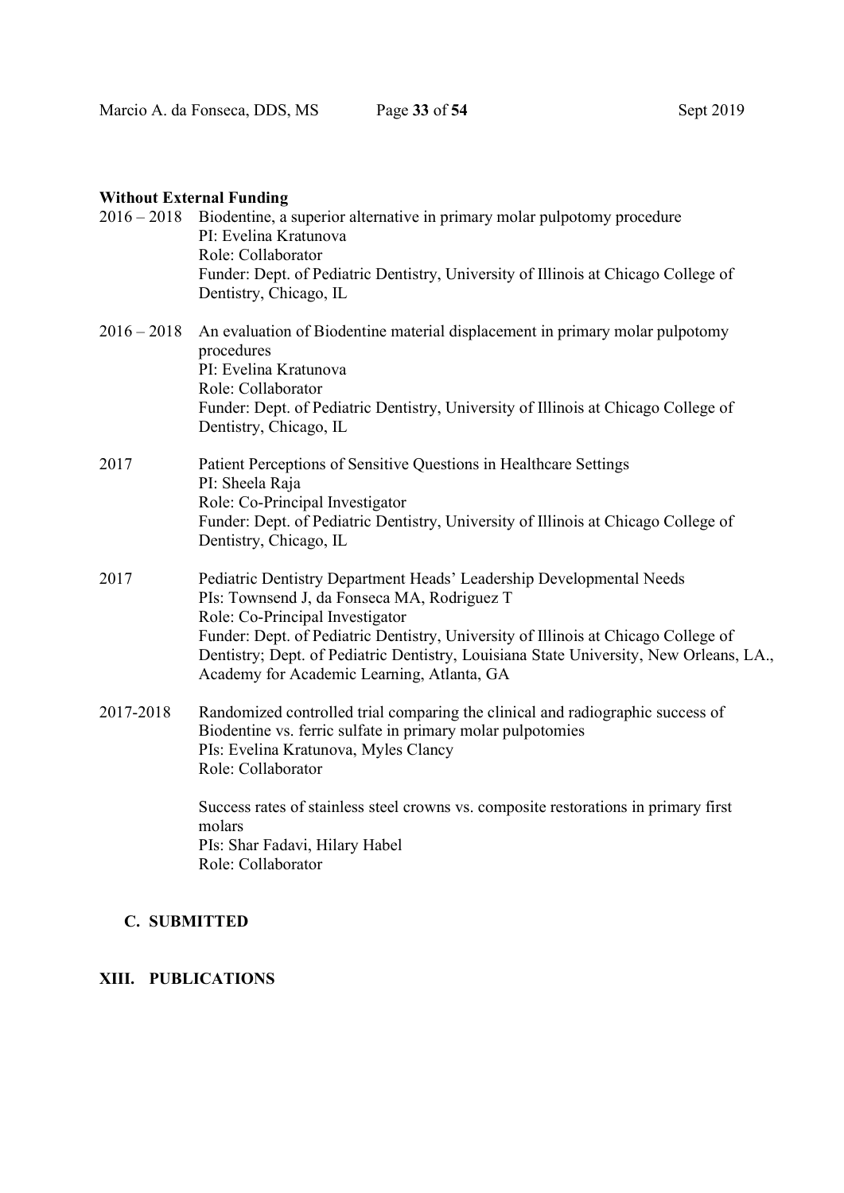**Without External Funding**

2016 – 2018 Biodentine, a superior alternative in primary molar pulpotomy procedure
PI: Evelina Kratunova
Role: Collaborator
Funder: Dept. of Pediatric Dentistry, University of Illinois at Chicago College of Dentistry, Chicago, IL

2016 – 2018 An evaluation of Biodentine material displacement in primary molar pulpotomy procedures
PI: Evelina Kratunova
Role: Collaborator
Funder: Dept. of Pediatric Dentistry, University of Illinois at Chicago College of Dentistry, Chicago, IL

2017 Patient Perceptions of Sensitive Questions in Healthcare Settings
PI: Sheela Raja
Role: Co-Principal Investigator
Funder: Dept. of Pediatric Dentistry, University of Illinois at Chicago College of Dentistry, Chicago, IL

2017 Pediatric Dentistry Department Heads' Leadership Developmental Needs
PIs: Townsend J, da Fonseca MA, Rodriguez T
Role: Co-Principal Investigator
Funder: Dept. of Pediatric Dentistry, University of Illinois at Chicago College of Dentistry; Dept. of Pediatric Dentistry, Louisiana State University, New Orleans, LA., Academy for Academic Learning, Atlanta, GA

2017-2018 Randomized controlled trial comparing the clinical and radiographic success of Biodentine vs. ferric sulfate in primary molar pulpotomies
PIs: Evelina Kratunova, Myles Clancy
Role: Collaborator

Success rates of stainless steel crowns vs. composite restorations in primary first molars
PIs: Shar Fadavi, Hilary Habel
Role: Collaborator

### C. SUBMITTED

## XIII. PUBLICATIONS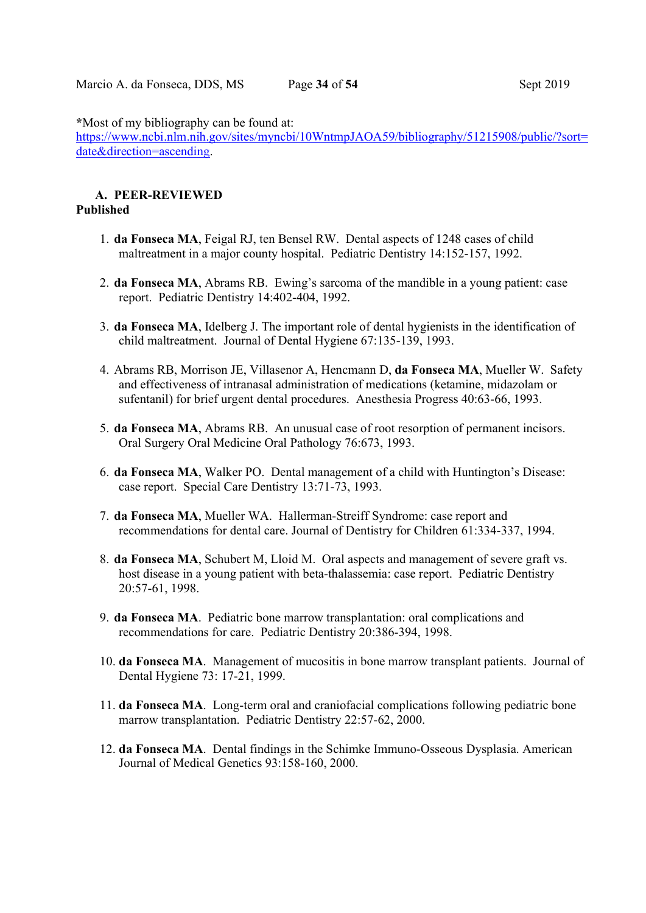*Most of my bibliography can be found at: https://www.ncbi.nlm.nih.gov/sites/myncbi/10WntmpJAOA59/bibliography/51215908/public/?sort=date&direction=ascending.

## A. PEER-REVIEWED

### Published

1. **da Fonseca MA**, Feigal RJ, ten Bensel RW. Dental aspects of 1248 cases of child maltreatment in a major county hospital. Pediatric Dentistry 14:152-157, 1992.

2. **da Fonseca MA**, Abrams RB. Ewing's sarcoma of the mandible in a young patient: case report. Pediatric Dentistry 14:402-404, 1992.

3. **da Fonseca MA**, Idelberg J. The important role of dental hygienists in the identification of child maltreatment. Journal of Dental Hygiene 67:135-139, 1993.

4. Abrams RB, Morrison JE, Villasenor A, Hencmann D, **da Fonseca MA**, Mueller W. Safety and effectiveness of intranasal administration of medications (ketamine, midazolam or sufentanil) for brief urgent dental procedures. Anesthesia Progress 40:63-66, 1993.

5. **da Fonseca MA**, Abrams RB. An unusual case of root resorption of permanent incisors. Oral Surgery Oral Medicine Oral Pathology 76:673, 1993.

6. **da Fonseca MA**, Walker PO. Dental management of a child with Huntington's Disease: case report. Special Care Dentistry 13:71-73, 1993.

7. **da Fonseca MA**, Mueller WA. Hallerman-Streiff Syndrome: case report and recommendations for dental care. Journal of Dentistry for Children 61:334-337, 1994.

8. **da Fonseca MA**, Schubert M, Lloid M. Oral aspects and management of severe graft vs. host disease in a young patient with beta-thalassemia: case report. Pediatric Dentistry 20:57-61, 1998.

9. **da Fonseca MA**. Pediatric bone marrow transplantation: oral complications and recommendations for care. Pediatric Dentistry 20:386-394, 1998.

10. **da Fonseca MA**. Management of mucositis in bone marrow transplant patients. Journal of Dental Hygiene 73: 17-21, 1999.

11. **da Fonseca MA**. Long-term oral and craniofacial complications following pediatric bone marrow transplantation. Pediatric Dentistry 22:57-62, 2000.

12. **da Fonseca MA**. Dental findings in the Schimke Immuno-Osseous Dysplasia. American Journal of Medical Genetics 93:158-160, 2000.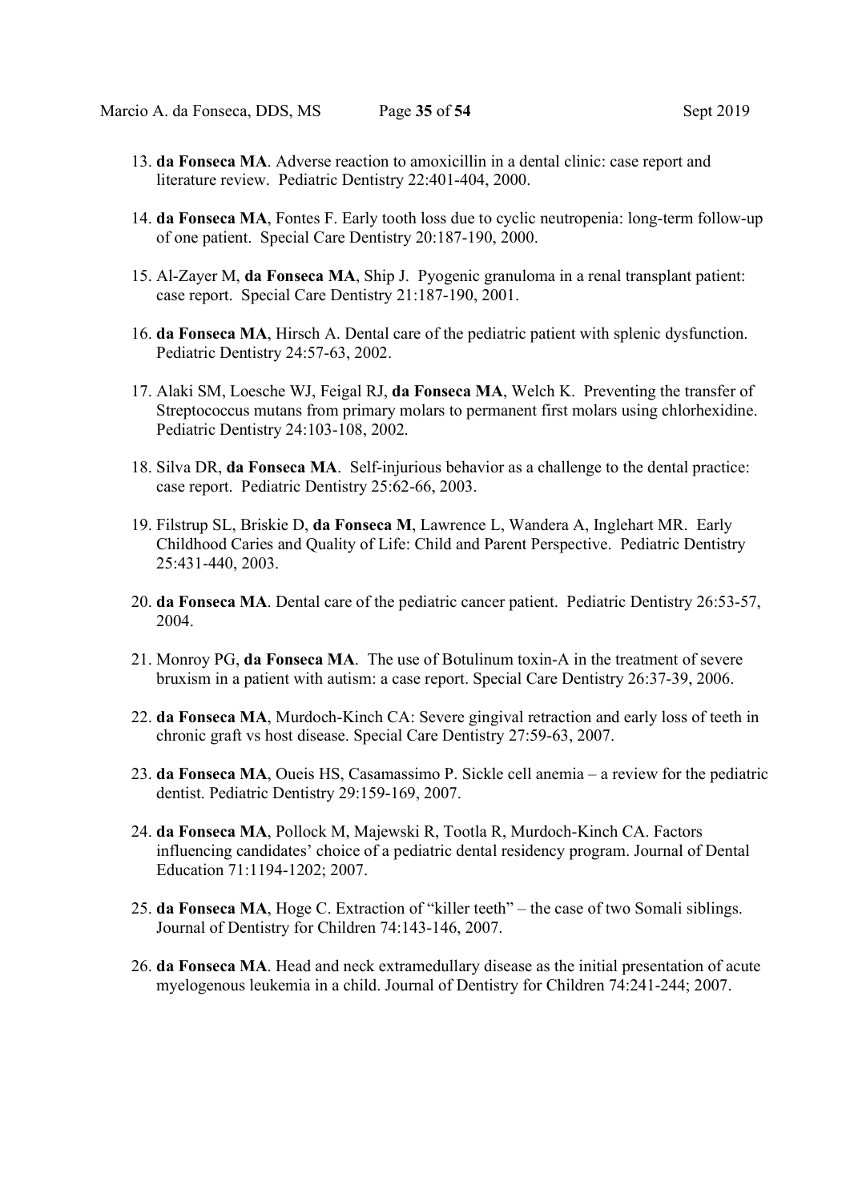13. **da Fonseca MA**. Adverse reaction to amoxicillin in a dental clinic: case report and literature review. Pediatric Dentistry 22:401-404, 2000.

14. **da Fonseca MA**, Fontes F. Early tooth loss due to cyclic neutropenia: long-term follow-up of one patient. Special Care Dentistry 20:187-190, 2000.

15. Al-Zayer M, **da Fonseca MA**, Ship J. Pyogenic granuloma in a renal transplant patient: case report. Special Care Dentistry 21:187-190, 2001.

16. **da Fonseca MA**, Hirsch A. Dental care of the pediatric patient with splenic dysfunction. Pediatric Dentistry 24:57-63, 2002.

17. Alaki SM, Loesche WJ, Feigal RJ, **da Fonseca MA**, Welch K. Preventing the transfer of Streptococcus mutans from primary molars to permanent first molars using chlorhexidine. Pediatric Dentistry 24:103-108, 2002.

18. Silva DR, **da Fonseca MA**. Self-injurious behavior as a challenge to the dental practice: case report. Pediatric Dentistry 25:62-66, 2003.

19. Filstrup SL, Briskie D, **da Fonseca M**, Lawrence L, Wandera A, Inglehart MR. Early Childhood Caries and Quality of Life: Child and Parent Perspective. Pediatric Dentistry 25:431-440, 2003.

20. **da Fonseca MA**. Dental care of the pediatric cancer patient. Pediatric Dentistry 26:53-57, 2004.

21. Monroy PG, **da Fonseca MA**. The use of Botulinum toxin-A in the treatment of severe bruxism in a patient with autism: a case report. Special Care Dentistry 26:37-39, 2006.

22. **da Fonseca MA**, Murdoch-Kinch CA: Severe gingival retraction and early loss of teeth in chronic graft vs host disease. Special Care Dentistry 27:59-63, 2007.

23. **da Fonseca MA**, Oueis HS, Casamassimo P. Sickle cell anemia – a review for the pediatric dentist. Pediatric Dentistry 29:159-169, 2007.

24. **da Fonseca MA**, Pollock M, Majewski R, Tootla R, Murdoch-Kinch CA. Factors influencing candidates' choice of a pediatric dental residency program. Journal of Dental Education 71:1194-1202; 2007.

25. **da Fonseca MA**, Hoge C. Extraction of "killer teeth" – the case of two Somali siblings. Journal of Dentistry for Children 74:143-146, 2007.

26. **da Fonseca MA**. Head and neck extramedullary disease as the initial presentation of acute myelogenous leukemia in a child. Journal of Dentistry for Children 74:241-244; 2007.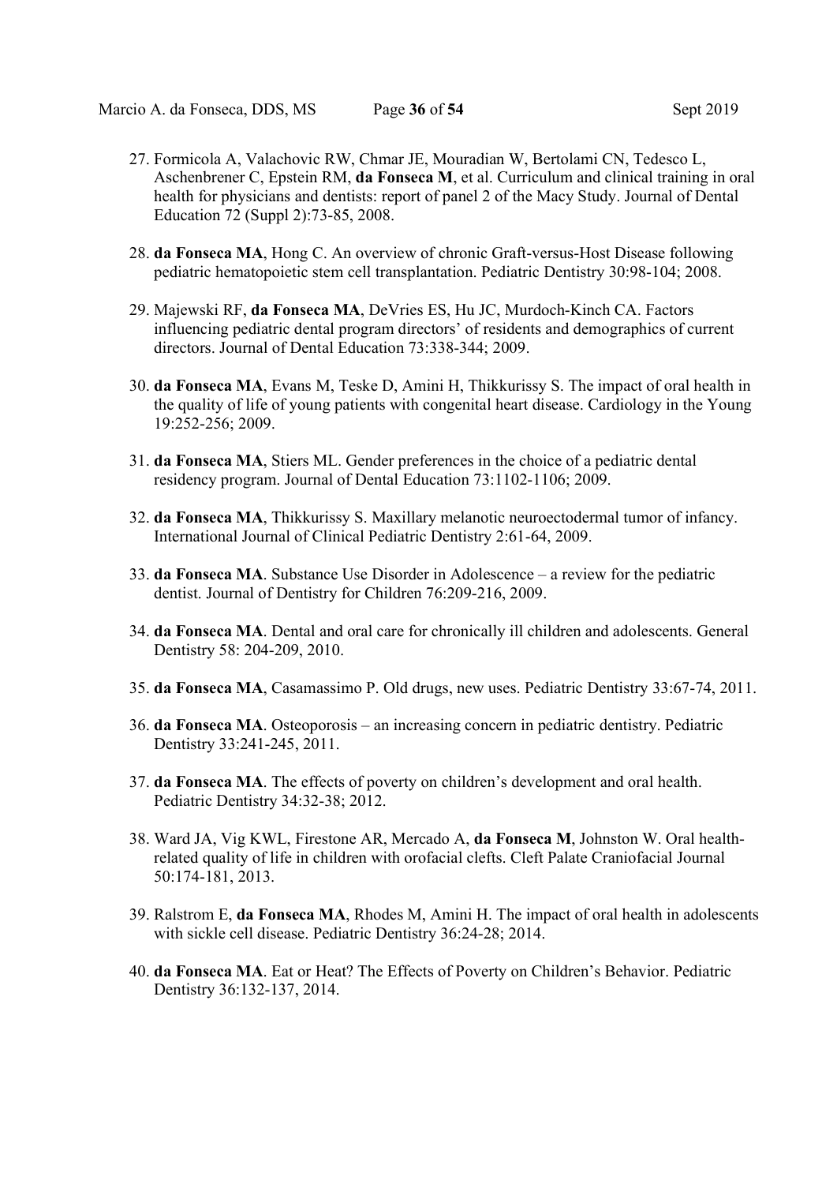27. Formicola A, Valachovic RW, Chmar JE, Mouradian W, Bertolami CN, Tedesco L, Aschenbrener C, Epstein RM, **da Fonseca M**, et al. Curriculum and clinical training in oral health for physicians and dentists: report of panel 2 of the Macy Study. Journal of Dental Education 72 (Suppl 2):73-85, 2008.

28. **da Fonseca MA**, Hong C. An overview of chronic Graft-versus-Host Disease following pediatric hematopoietic stem cell transplantation. Pediatric Dentistry 30:98-104; 2008.

29. Majewski RF, **da Fonseca MA**, DeVries ES, Hu JC, Murdoch-Kinch CA. Factors influencing pediatric dental program directors' of residents and demographics of current directors. Journal of Dental Education 73:338-344; 2009.

30. **da Fonseca MA**, Evans M, Teske D, Amini H, Thikkurissy S. The impact of oral health in the quality of life of young patients with congenital heart disease. Cardiology in the Young 19:252-256; 2009.

31. **da Fonseca MA**, Stiers ML. Gender preferences in the choice of a pediatric dental residency program. Journal of Dental Education 73:1102-1106; 2009.

32. **da Fonseca MA**, Thikkurissy S. Maxillary melanotic neuroectodermal tumor of infancy. International Journal of Clinical Pediatric Dentistry 2:61-64, 2009.

33. **da Fonseca MA**. Substance Use Disorder in Adolescence – a review for the pediatric dentist. Journal of Dentistry for Children 76:209-216, 2009.

34. **da Fonseca MA**. Dental and oral care for chronically ill children and adolescents. General Dentistry 58: 204-209, 2010.

35. **da Fonseca MA**, Casamassimo P. Old drugs, new uses. Pediatric Dentistry 33:67-74, 2011.

36. **da Fonseca MA**. Osteoporosis – an increasing concern in pediatric dentistry. Pediatric Dentistry 33:241-245, 2011.

37. **da Fonseca MA**. The effects of poverty on children's development and oral health. Pediatric Dentistry 34:32-38; 2012.

38. Ward JA, Vig KWL, Firestone AR, Mercado A, **da Fonseca M**, Johnston W. Oral health-related quality of life in children with orofacial clefts. Cleft Palate Craniofacial Journal 50:174-181, 2013.

39. Ralstrom E, **da Fonseca MA**, Rhodes M, Amini H. The impact of oral health in adolescents with sickle cell disease. Pediatric Dentistry 36:24-28; 2014.

40. **da Fonseca MA**. Eat or Heat? The Effects of Poverty on Children's Behavior. Pediatric Dentistry 36:132-137, 2014.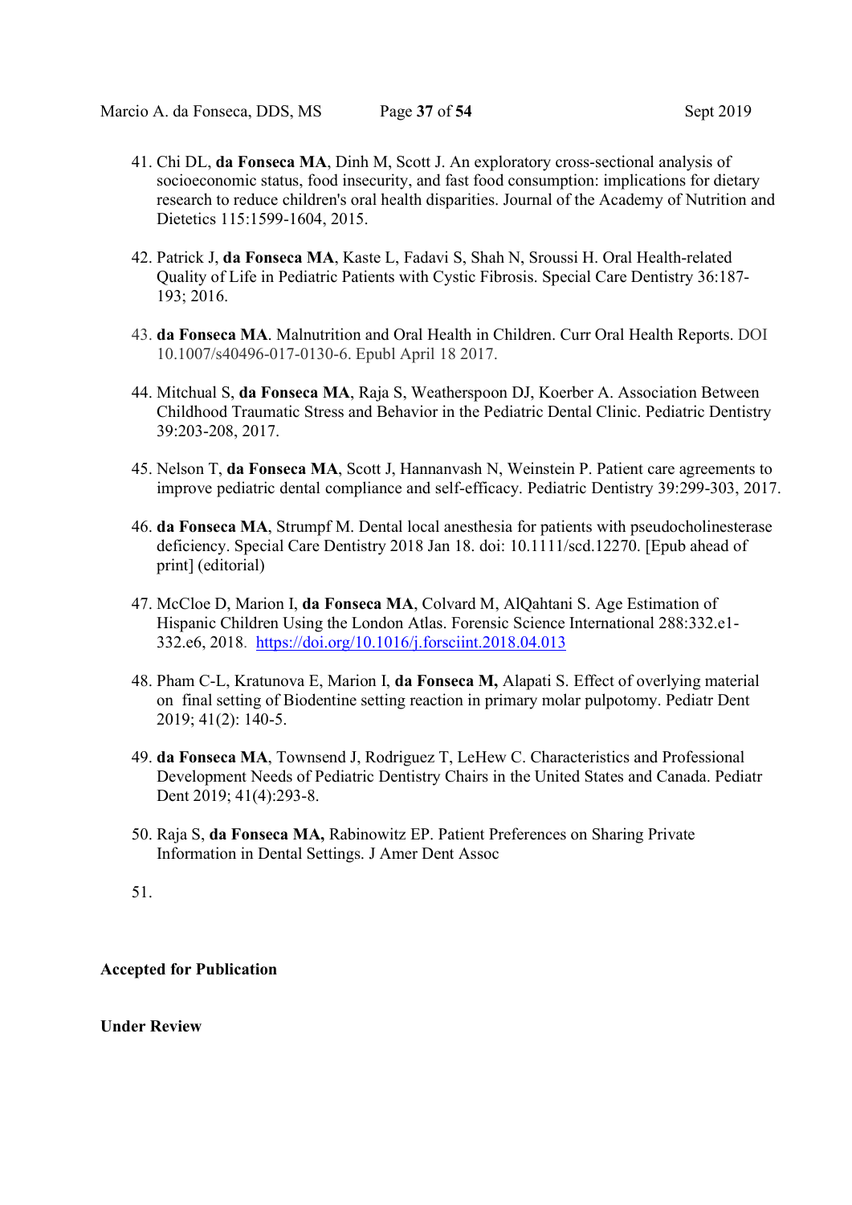41. Chi DL, **da Fonseca MA**, Dinh M, Scott J. An exploratory cross-sectional analysis of socioeconomic status, food insecurity, and fast food consumption: implications for dietary research to reduce children's oral health disparities. Journal of the Academy of Nutrition and Dietetics 115:1599-1604, 2015.

42. Patrick J, **da Fonseca MA**, Kaste L, Fadavi S, Shah N, Sroussi H. Oral Health-related Quality of Life in Pediatric Patients with Cystic Fibrosis. Special Care Dentistry 36:187-193; 2016.

43. **da Fonseca MA**. Malnutrition and Oral Health in Children. Curr Oral Health Reports. DOI 10.1007/s40496-017-0130-6. Epubl April 18 2017.

44. Mitchual S, **da Fonseca MA**, Raja S, Weatherspoon DJ, Koerber A. Association Between Childhood Traumatic Stress and Behavior in the Pediatric Dental Clinic. Pediatric Dentistry 39:203-208, 2017.

45. Nelson T, **da Fonseca MA**, Scott J, Hannanvash N, Weinstein P. Patient care agreements to improve pediatric dental compliance and self-efficacy. Pediatric Dentistry 39:299-303, 2017.

46. **da Fonseca MA**, Strumpf M. Dental local anesthesia for patients with pseudocholinesterase deficiency. Special Care Dentistry 2018 Jan 18. doi: 10.1111/scd.12270. [Epub ahead of print] (editorial)

47. McCloe D, Marion I, **da Fonseca MA**, Colvard M, AlQahtani S. Age Estimation of Hispanic Children Using the London Atlas. Forensic Science International 288:332.e1-332.e6, 2018. https://doi.org/10.1016/j.forsciint.2018.04.013

48. Pham C-L, Kratunova E, Marion I, **da Fonseca M,** Alapati S. Effect of overlying material on final setting of Biodentine setting reaction in primary molar pulpotomy. Pediatr Dent 2019; 41(2): 140-5.

49. **da Fonseca MA**, Townsend J, Rodriguez T, LeHew C. Characteristics and Professional Development Needs of Pediatric Dentistry Chairs in the United States and Canada. Pediatr Dent 2019; 41(4):293-8.

50. Raja S, **da Fonseca MA,** Rabinowitz EP. Patient Preferences on Sharing Private Information in Dental Settings. J Amer Dent Assoc

51.

**Accepted for Publication**

**Under Review**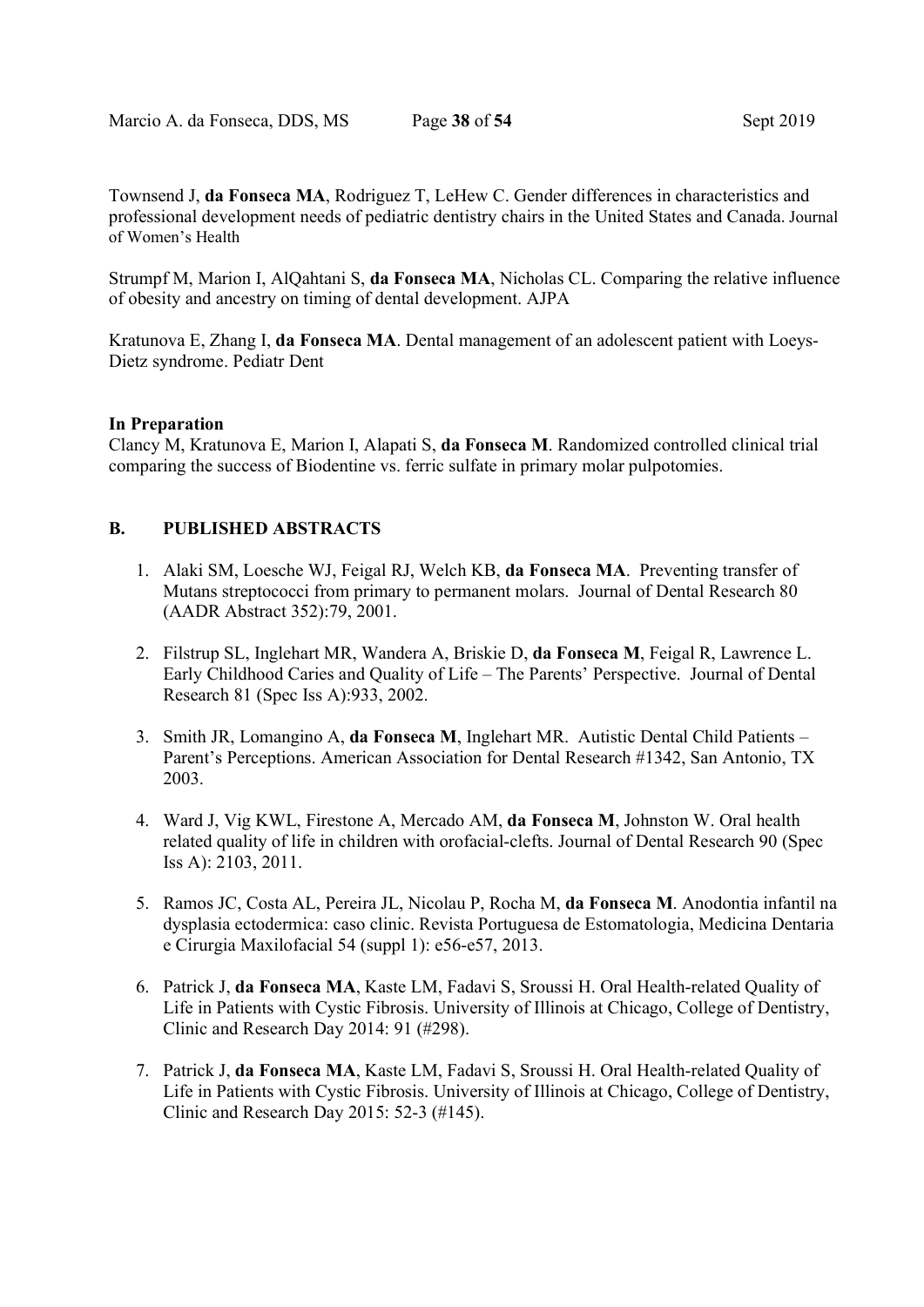Townsend J, **da Fonseca MA**, Rodriguez T, LeHew C. Gender differences in characteristics and professional development needs of pediatric dentistry chairs in the United States and Canada. Journal of Women's Health

Strumpf M, Marion I, AlQahtani S, **da Fonseca MA**, Nicholas CL. Comparing the relative influence of obesity and ancestry on timing of dental development. AJPA

Kratunova E, Zhang I, **da Fonseca MA**. Dental management of an adolescent patient with Loeys-Dietz syndrome. Pediatr Dent

**In Preparation**

Clancy M, Kratunova E, Marion I, Alapati S, **da Fonseca M**. Randomized controlled clinical trial comparing the success of Biodentine vs. ferric sulfate in primary molar pulpotomies.

### B. PUBLISHED ABSTRACTS

1. Alaki SM, Loesche WJ, Feigal RJ, Welch KB, **da Fonseca MA**. Preventing transfer of Mutans streptococci from primary to permanent molars. Journal of Dental Research 80 (AADR Abstract 352):79, 2001.
2. Filstrup SL, Inglehart MR, Wandera A, Briskie D, **da Fonseca M**, Feigal R, Lawrence L. Early Childhood Caries and Quality of Life – The Parents' Perspective. Journal of Dental Research 81 (Spec Iss A):933, 2002.
3. Smith JR, Lomangino A, **da Fonseca M**, Inglehart MR. Autistic Dental Child Patients – Parent's Perceptions. American Association for Dental Research #1342, San Antonio, TX 2003.
4. Ward J, Vig KWL, Firestone A, Mercado AM, **da Fonseca M**, Johnston W. Oral health related quality of life in children with orofacial-clefts. Journal of Dental Research 90 (Spec Iss A): 2103, 2011.
5. Ramos JC, Costa AL, Pereira JL, Nicolau P, Rocha M, **da Fonseca M**. Anodontia infantil na dysplasia ectodermica: caso clinic. Revista Portuguesa de Estomatologia, Medicina Dentaria e Cirurgia Maxilofacial 54 (suppl 1): e56-e57, 2013.
6. Patrick J, **da Fonseca MA**, Kaste LM, Fadavi S, Sroussi H. Oral Health-related Quality of Life in Patients with Cystic Fibrosis. University of Illinois at Chicago, College of Dentistry, Clinic and Research Day 2014: 91 (#298).
7. Patrick J, **da Fonseca MA**, Kaste LM, Fadavi S, Sroussi H. Oral Health-related Quality of Life in Patients with Cystic Fibrosis. University of Illinois at Chicago, College of Dentistry, Clinic and Research Day 2015: 52-3 (#145).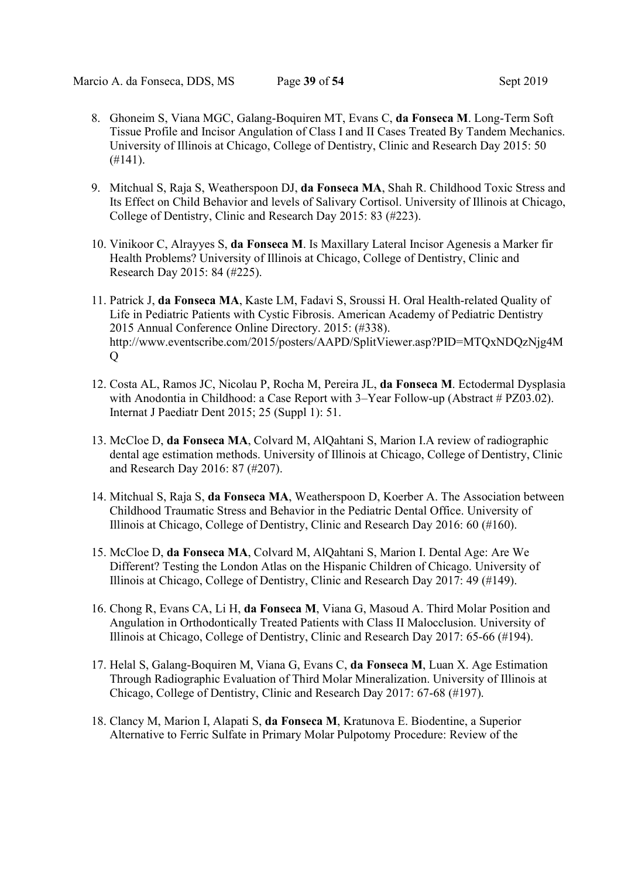8. Ghoneim S, Viana MGC, Galang-Boquiren MT, Evans C, **da Fonseca M**. Long-Term Soft Tissue Profile and Incisor Angulation of Class I and II Cases Treated By Tandem Mechanics. University of Illinois at Chicago, College of Dentistry, Clinic and Research Day 2015: 50 (#141).

9. Mitchual S, Raja S, Weatherspoon DJ, **da Fonseca MA**, Shah R. Childhood Toxic Stress and Its Effect on Child Behavior and levels of Salivary Cortisol. University of Illinois at Chicago, College of Dentistry, Clinic and Research Day 2015: 83 (#223).

10. Vinikoor C, Alrayyes S, **da Fonseca M**. Is Maxillary Lateral Incisor Agenesis a Marker fir Health Problems? University of Illinois at Chicago, College of Dentistry, Clinic and Research Day 2015: 84 (#225).

11. Patrick J, **da Fonseca MA**, Kaste LM, Fadavi S, Sroussi H. Oral Health-related Quality of Life in Pediatric Patients with Cystic Fibrosis. American Academy of Pediatric Dentistry 2015 Annual Conference Online Directory. 2015: (#338). http://www.eventscribe.com/2015/posters/AAPD/SplitViewer.asp?PID=MTQxNDQzNjg4MQ

12. Costa AL, Ramos JC, Nicolau P, Rocha M, Pereira JL, **da Fonseca M**. Ectodermal Dysplasia with Anodontia in Childhood: a Case Report with 3–Year Follow-up (Abstract # PZ03.02). Internat J Paediatr Dent 2015; 25 (Suppl 1): 51.

13. McCloe D, **da Fonseca MA**, Colvard M, AlQahtani S, Marion I.A review of radiographic dental age estimation methods. University of Illinois at Chicago, College of Dentistry, Clinic and Research Day 2016: 87 (#207).

14. Mitchual S, Raja S, **da Fonseca MA**, Weatherspoon D, Koerber A. The Association between Childhood Traumatic Stress and Behavior in the Pediatric Dental Office. University of Illinois at Chicago, College of Dentistry, Clinic and Research Day 2016: 60 (#160).

15. McCloe D, **da Fonseca MA**, Colvard M, AlQahtani S, Marion I. Dental Age: Are We Different? Testing the London Atlas on the Hispanic Children of Chicago. University of Illinois at Chicago, College of Dentistry, Clinic and Research Day 2017: 49 (#149).

16. Chong R, Evans CA, Li H, **da Fonseca M**, Viana G, Masoud A. Third Molar Position and Angulation in Orthodontically Treated Patients with Class II Malocclusion. University of Illinois at Chicago, College of Dentistry, Clinic and Research Day 2017: 65-66 (#194).

17. Helal S, Galang-Boquiren M, Viana G, Evans C, **da Fonseca M**, Luan X. Age Estimation Through Radiographic Evaluation of Third Molar Mineralization. University of Illinois at Chicago, College of Dentistry, Clinic and Research Day 2017: 67-68 (#197).

18. Clancy M, Marion I, Alapati S, **da Fonseca M**, Kratunova E. Biodentine, a Superior Alternative to Ferric Sulfate in Primary Molar Pulpotomy Procedure: Review of the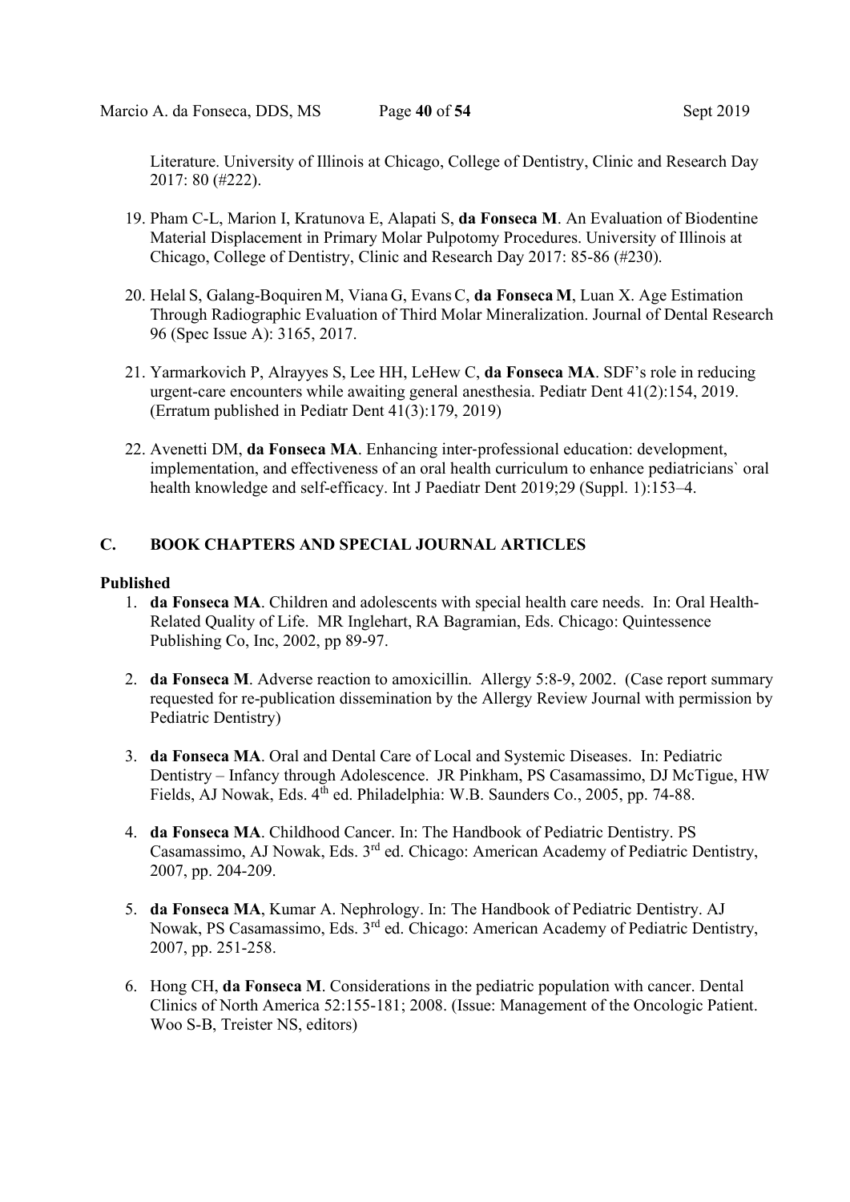Literature. University of Illinois at Chicago, College of Dentistry, Clinic and Research Day 2017: 80 (#222).

19. Pham C-L, Marion I, Kratunova E, Alapati S, **da Fonseca M**. An Evaluation of Biodentine Material Displacement in Primary Molar Pulpotomy Procedures. University of Illinois at Chicago, College of Dentistry, Clinic and Research Day 2017: 85-86 (#230).

20. Helal S, Galang-Boquiren M, Viana G, Evans C, **da Fonseca M**, Luan X. Age Estimation Through Radiographic Evaluation of Third Molar Mineralization. Journal of Dental Research 96 (Spec Issue A): 3165, 2017.

21. Yarmarkovich P, Alrayyes S, Lee HH, LeHew C, **da Fonseca MA**. SDF's role in reducing urgent-care encounters while awaiting general anesthesia. Pediatr Dent 41(2):154, 2019. (Erratum published in Pediatr Dent 41(3):179, 2019)

22. Avenetti DM, **da Fonseca MA**. Enhancing inter-professional education: development, implementation, and effectiveness of an oral health curriculum to enhance pediatricians` oral health knowledge and self-efficacy. Int J Paediatr Dent 2019;29 (Suppl. 1):153–4.

## C. BOOK CHAPTERS AND SPECIAL JOURNAL ARTICLES

**Published**

1. **da Fonseca MA**. Children and adolescents with special health care needs. In: Oral Health-Related Quality of Life. MR Inglehart, RA Bagramian, Eds. Chicago: Quintessence Publishing Co, Inc, 2002, pp 89-97.

2. **da Fonseca M**. Adverse reaction to amoxicillin. Allergy 5:8-9, 2002. (Case report summary requested for re-publication dissemination by the Allergy Review Journal with permission by Pediatric Dentistry)

3. **da Fonseca MA**. Oral and Dental Care of Local and Systemic Diseases. In: Pediatric Dentistry – Infancy through Adolescence. JR Pinkham, PS Casamassimo, DJ McTigue, HW Fields, AJ Nowak, Eds. 4th ed. Philadelphia: W.B. Saunders Co., 2005, pp. 74-88.

4. **da Fonseca MA**. Childhood Cancer. In: The Handbook of Pediatric Dentistry. PS Casamassimo, AJ Nowak, Eds. 3rd ed. Chicago: American Academy of Pediatric Dentistry, 2007, pp. 204-209.

5. **da Fonseca MA**, Kumar A. Nephrology. In: The Handbook of Pediatric Dentistry. AJ Nowak, PS Casamassimo, Eds. 3rd ed. Chicago: American Academy of Pediatric Dentistry, 2007, pp. 251-258.

6. Hong CH, **da Fonseca M**. Considerations in the pediatric population with cancer. Dental Clinics of North America 52:155-181; 2008. (Issue: Management of the Oncologic Patient. Woo S-B, Treister NS, editors)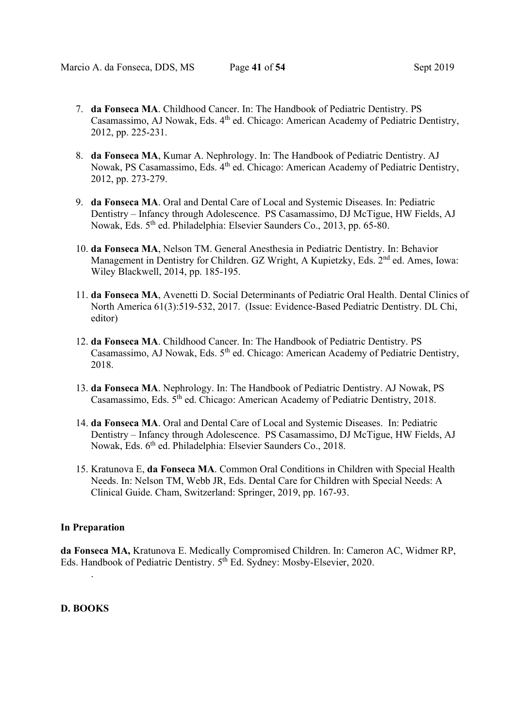7. **da Fonseca MA**. Childhood Cancer. In: The Handbook of Pediatric Dentistry. PS Casamassimo, AJ Nowak, Eds. 4th ed. Chicago: American Academy of Pediatric Dentistry, 2012, pp. 225-231.

8. **da Fonseca MA**, Kumar A. Nephrology. In: The Handbook of Pediatric Dentistry. AJ Nowak, PS Casamassimo, Eds. 4th ed. Chicago: American Academy of Pediatric Dentistry, 2012, pp. 273-279.

9. **da Fonseca MA**. Oral and Dental Care of Local and Systemic Diseases. In: Pediatric Dentistry – Infancy through Adolescence. PS Casamassimo, DJ McTigue, HW Fields, AJ Nowak, Eds. 5th ed. Philadelphia: Elsevier Saunders Co., 2013, pp. 65-80.

10. **da Fonseca MA**, Nelson TM. General Anesthesia in Pediatric Dentistry. In: Behavior Management in Dentistry for Children. GZ Wright, A Kupietzky, Eds. 2nd ed. Ames, Iowa: Wiley Blackwell, 2014, pp. 185-195.

11. **da Fonseca MA**, Avenetti D. Social Determinants of Pediatric Oral Health. Dental Clinics of North America 61(3):519-532, 2017. (Issue: Evidence-Based Pediatric Dentistry. DL Chi, editor)

12. **da Fonseca MA**. Childhood Cancer. In: The Handbook of Pediatric Dentistry. PS Casamassimo, AJ Nowak, Eds. 5th ed. Chicago: American Academy of Pediatric Dentistry, 2018.

13. **da Fonseca MA**. Nephrology. In: The Handbook of Pediatric Dentistry. AJ Nowak, PS Casamassimo, Eds. 5th ed. Chicago: American Academy of Pediatric Dentistry, 2018.

14. **da Fonseca MA**. Oral and Dental Care of Local and Systemic Diseases. In: Pediatric Dentistry – Infancy through Adolescence. PS Casamassimo, DJ McTigue, HW Fields, AJ Nowak, Eds. 6th ed. Philadelphia: Elsevier Saunders Co., 2018.

15. Kratunova E, **da Fonseca MA**. Common Oral Conditions in Children with Special Health Needs. In: Nelson TM, Webb JR, Eds. Dental Care for Children with Special Needs: A Clinical Guide. Cham, Switzerland: Springer, 2019, pp. 167-93.

**In Preparation**

**da Fonseca MA,** Kratunova E. Medically Compromised Children. In: Cameron AC, Widmer RP, Eds. Handbook of Pediatric Dentistry. 5th Ed. Sydney: Mosby-Elsevier, 2020.

.

**D. BOOKS**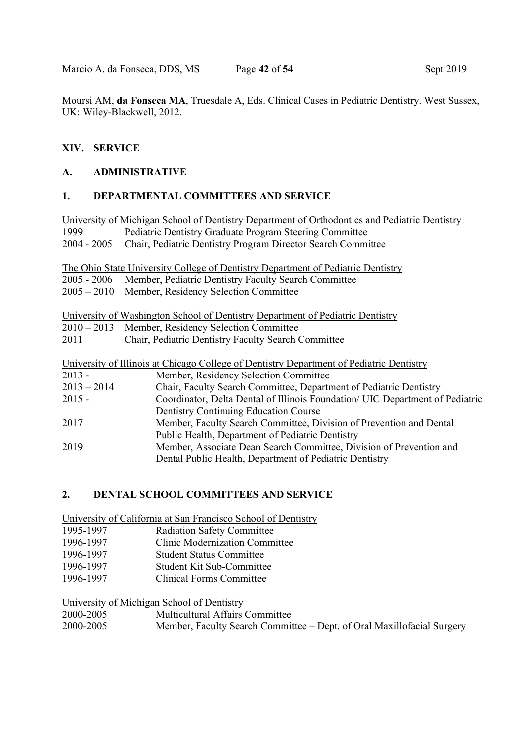Moursi AM, **da Fonseca MA**, Truesdale A, Eds. Clinical Cases in Pediatric Dentistry. West Sussex, UK: Wiley-Blackwell, 2012.

## XIV. SERVICE

### A. ADMINISTRATIVE

#### 1. DEPARTMENTAL COMMITTEES AND SERVICE

<u>University of Michigan School of Dentistry Department of Orthodontics and Pediatric Dentistry</u>

| | |
|---|---|
| 1999 | Pediatric Dentistry Graduate Program Steering Committee |
| 2004 - 2005 | Chair, Pediatric Dentistry Program Director Search Committee |

<u>The Ohio State University College of Dentistry Department of Pediatric Dentistry</u>

| | |
|---|---|
| 2005 - 2006 | Member, Pediatric Dentistry Faculty Search Committee |
| 2005 – 2010 | Member, Residency Selection Committee |

<u>University of Washington School of Dentistry</u> <u>Department of Pediatric Dentistry</u>

| | |
|---|---|
| 2010 – 2013 | Member, Residency Selection Committee |
| 2011 | Chair, Pediatric Dentistry Faculty Search Committee |

<u>University of Illinois at Chicago College of Dentistry Department of Pediatric Dentistry</u>

| | |
|---|---|
| 2013 - | Member, Residency Selection Committee |
| 2013 – 2014 | Chair, Faculty Search Committee, Department of Pediatric Dentistry |
| 2015 - | Coordinator, Delta Dental of Illinois Foundation/ UIC Department of Pediatric Dentistry Continuing Education Course |
| 2017 | Member, Faculty Search Committee, Division of Prevention and Dental Public Health, Department of Pediatric Dentistry |
| 2019 | Member, Associate Dean Search Committee, Division of Prevention and Dental Public Health, Department of Pediatric Dentistry |

#### 2. DENTAL SCHOOL COMMITTEES AND SERVICE

<u>University of California at San Francisco School of Dentistry</u>

| | |
|---|---|
| 1995-1997 | Radiation Safety Committee |
| 1996-1997 | Clinic Modernization Committee |
| 1996-1997 | Student Status Committee |
| 1996-1997 | Student Kit Sub-Committee |
| 1996-1997 | Clinical Forms Committee |

<u>University of Michigan School of Dentistry</u>

| | |
|---|---|
| 2000-2005 | Multicultural Affairs Committee |
| 2000-2005 | Member, Faculty Search Committee – Dept. of Oral Maxillofacial Surgery |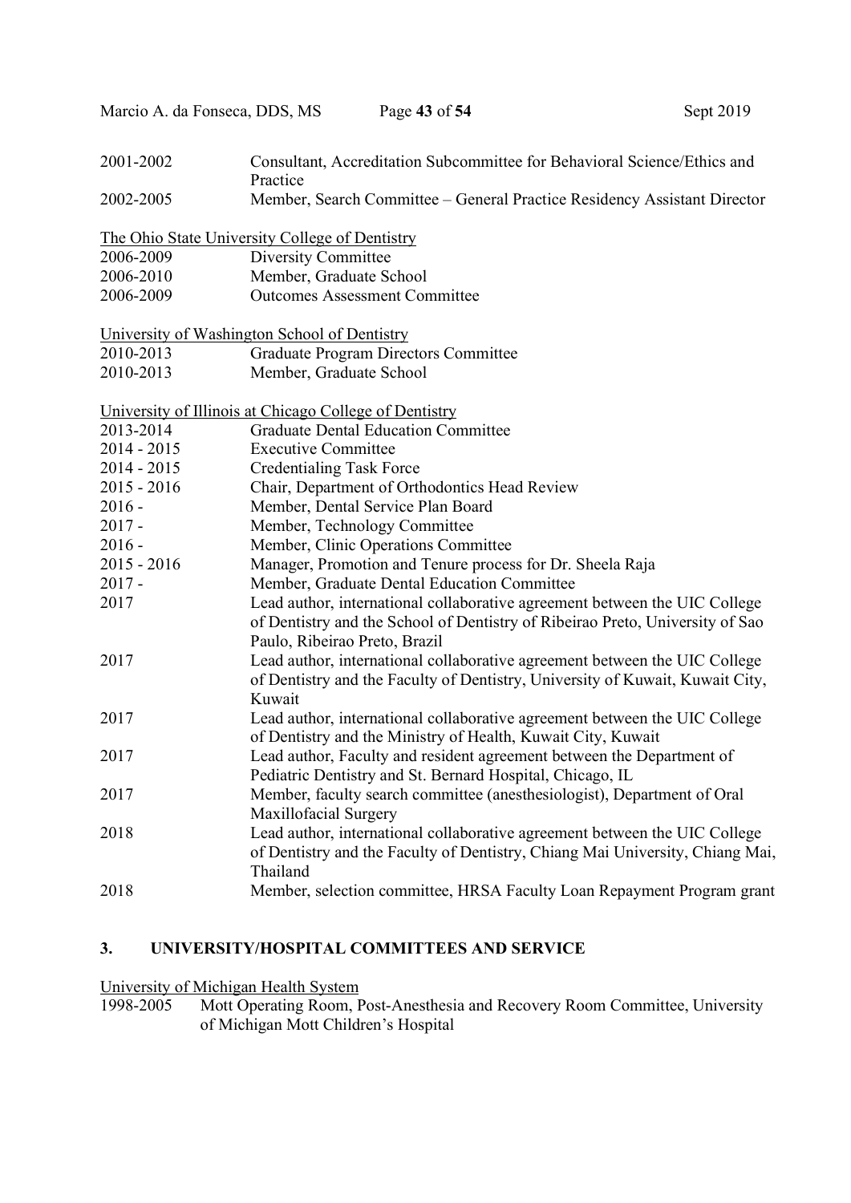2001-2002 Consultant, Accreditation Subcommittee for Behavioral Science/Ethics and Practice
2002-2005 Member, Search Committee – General Practice Residency Assistant Director

<u>The Ohio State University College of Dentistry</u>

2006-2009 Diversity Committee
2006-2010 Member, Graduate School
2006-2009 Outcomes Assessment Committee

<u>University of Washington School of Dentistry</u>

2010-2013 Graduate Program Directors Committee
2010-2013 Member, Graduate School

<u>University of Illinois at Chicago College of Dentistry</u>

2013-2014 Graduate Dental Education Committee
2014 - 2015 Executive Committee
2014 - 2015 Credentialing Task Force
2015 - 2016 Chair, Department of Orthodontics Head Review
2016 - Member, Dental Service Plan Board
2017 - Member, Technology Committee
2016 - Member, Clinic Operations Committee
2015 - 2016 Manager, Promotion and Tenure process for Dr. Sheela Raja
2017 - Member, Graduate Dental Education Committee
2017 Lead author, international collaborative agreement between the UIC College of Dentistry and the School of Dentistry of Ribeirao Preto, University of Sao Paulo, Ribeirao Preto, Brazil
2017 Lead author, international collaborative agreement between the UIC College of Dentistry and the Faculty of Dentistry, University of Kuwait, Kuwait City, Kuwait
2017 Lead author, international collaborative agreement between the UIC College of Dentistry and the Ministry of Health, Kuwait City, Kuwait
2017 Lead author, Faculty and resident agreement between the Department of Pediatric Dentistry and St. Bernard Hospital, Chicago, IL
2017 Member, faculty search committee (anesthesiologist), Department of Oral Maxillofacial Surgery
2018 Lead author, international collaborative agreement between the UIC College of Dentistry and the Faculty of Dentistry, Chiang Mai University, Chiang Mai, Thailand
2018 Member, selection committee, HRSA Faculty Loan Repayment Program grant

## 3. UNIVERSITY/HOSPITAL COMMITTEES AND SERVICE

<u>University of Michigan Health System</u>

1998-2005 Mott Operating Room, Post-Anesthesia and Recovery Room Committee, University of Michigan Mott Children's Hospital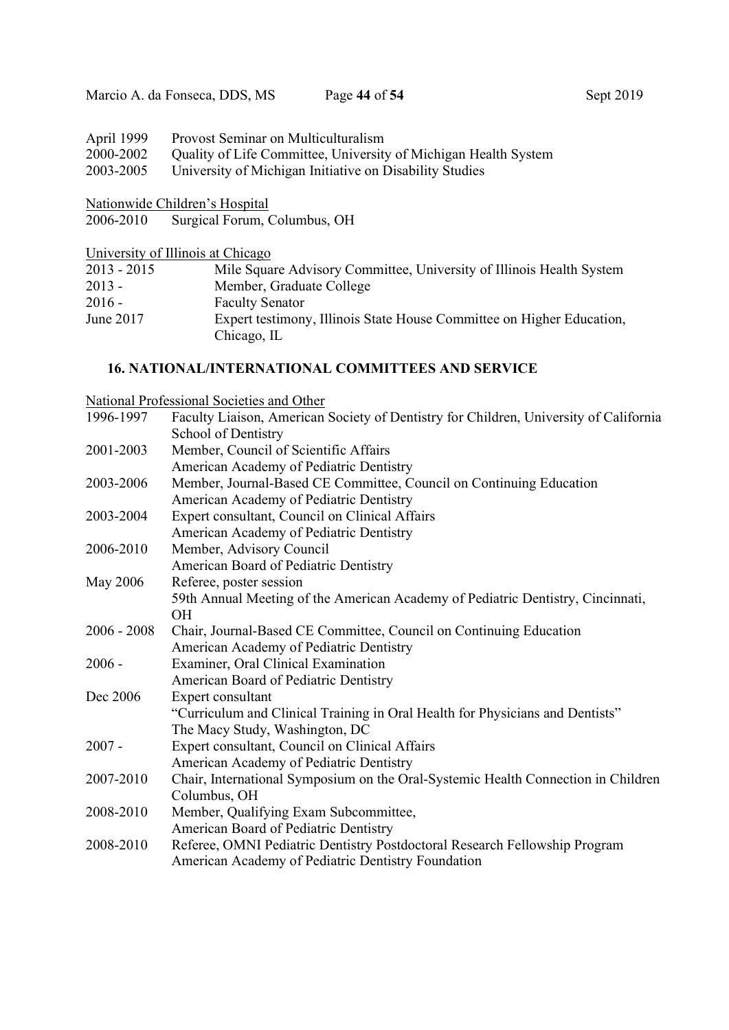| | |
|---|---|
| April 1999 | Provost Seminar on Multiculturalism |
| 2000-2002 | Quality of Life Committee, University of Michigan Health System |
| 2003-2005 | University of Michigan Initiative on Disability Studies |

Nationwide Children's Hospital

| | |
|---|---|
| 2006-2010 | Surgical Forum, Columbus, OH |

University of Illinois at Chicago

| | |
|---|---|
| 2013 - 2015 | Mile Square Advisory Committee, University of Illinois Health System |
| 2013 - | Member, Graduate College |
| 2016 - | Faculty Senator |
| June 2017 | Expert testimony, Illinois State House Committee on Higher Education, Chicago, IL |

## 16. NATIONAL/INTERNATIONAL COMMITTEES AND SERVICE

National Professional Societies and Other

| | |
|---|---|
| 1996-1997 | Faculty Liaison, American Society of Dentistry for Children, University of California School of Dentistry |
| 2001-2003 | Member, Council of Scientific Affairs<br>American Academy of Pediatric Dentistry |
| 2003-2006 | Member, Journal-Based CE Committee, Council on Continuing Education<br>American Academy of Pediatric Dentistry |
| 2003-2004 | Expert consultant, Council on Clinical Affairs<br>American Academy of Pediatric Dentistry |
| 2006-2010 | Member, Advisory Council<br>American Board of Pediatric Dentistry |
| May 2006 | Referee, poster session<br>59th Annual Meeting of the American Academy of Pediatric Dentistry, Cincinnati, OH |
| 2006 - 2008 | Chair, Journal-Based CE Committee, Council on Continuing Education<br>American Academy of Pediatric Dentistry |
| 2006 - | Examiner, Oral Clinical Examination<br>American Board of Pediatric Dentistry |
| Dec 2006 | Expert consultant<br>"Curriculum and Clinical Training in Oral Health for Physicians and Dentists"<br>The Macy Study, Washington, DC |
| 2007 - | Expert consultant, Council on Clinical Affairs<br>American Academy of Pediatric Dentistry |
| 2007-2010 | Chair, International Symposium on the Oral-Systemic Health Connection in Children<br>Columbus, OH |
| 2008-2010 | Member, Qualifying Exam Subcommittee,<br>American Board of Pediatric Dentistry |
| 2008-2010 | Referee, OMNI Pediatric Dentistry Postdoctoral Research Fellowship Program<br>American Academy of Pediatric Dentistry Foundation |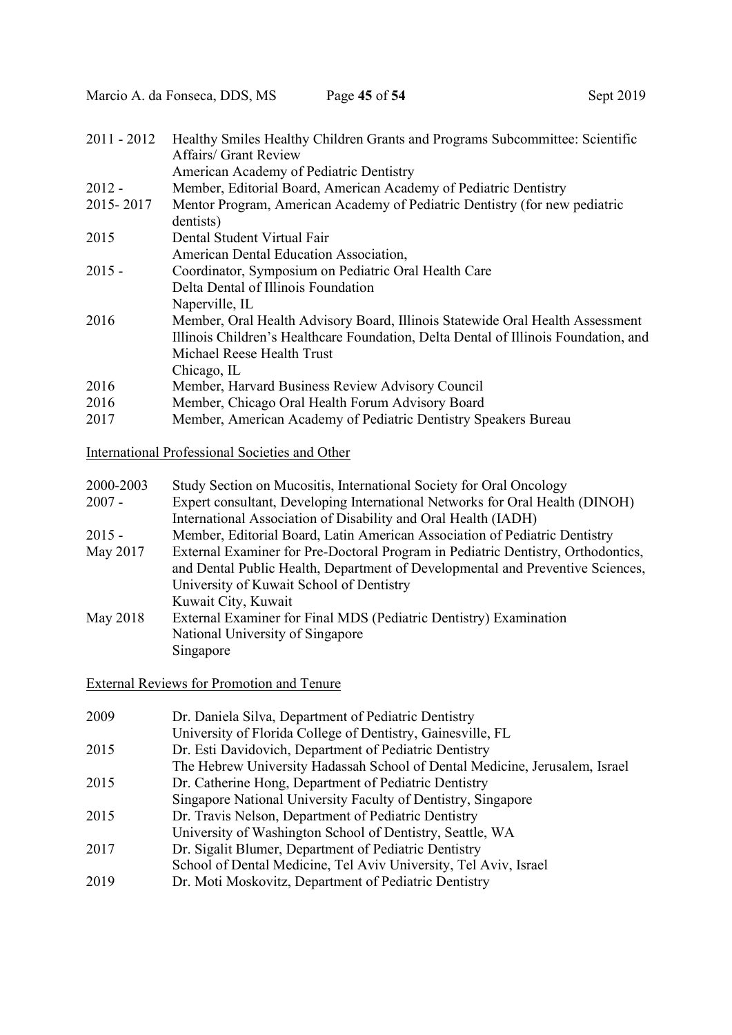| | |
|---|---|
| 2011 - 2012 | Healthy Smiles Healthy Children Grants and Programs Subcommittee: Scientific Affairs/ Grant Review<br>American Academy of Pediatric Dentistry |
| 2012 - | Member, Editorial Board, American Academy of Pediatric Dentistry |
| 2015- 2017 | Mentor Program, American Academy of Pediatric Dentistry (for new pediatric dentists) |
| 2015 | Dental Student Virtual Fair<br>American Dental Education Association, |
| 2015 - | Coordinator, Symposium on Pediatric Oral Health Care<br>Delta Dental of Illinois Foundation<br>Naperville, IL |
| 2016 | Member, Oral Health Advisory Board, Illinois Statewide Oral Health Assessment<br>Illinois Children's Healthcare Foundation, Delta Dental of Illinois Foundation, and Michael Reese Health Trust<br>Chicago, IL |
| 2016 | Member, Harvard Business Review Advisory Council |
| 2016 | Member, Chicago Oral Health Forum Advisory Board |
| 2017 | Member, American Academy of Pediatric Dentistry Speakers Bureau |

<u>International Professional Societies and Other</u>

| | |
|---|---|
| 2000-2003 | Study Section on Mucositis, International Society for Oral Oncology |
| 2007 - | Expert consultant, Developing International Networks for Oral Health (DINOH)<br>International Association of Disability and Oral Health (IADH) |
| 2015 - | Member, Editorial Board, Latin American Association of Pediatric Dentistry |
| May 2017 | External Examiner for Pre-Doctoral Program in Pediatric Dentistry, Orthodontics, and Dental Public Health, Department of Developmental and Preventive Sciences, University of Kuwait School of Dentistry<br>Kuwait City, Kuwait |
| May 2018 | External Examiner for Final MDS (Pediatric Dentistry) Examination<br>National University of Singapore<br>Singapore |

<u>External Reviews for Promotion and Tenure</u>

| | |
|---|---|
| 2009 | Dr. Daniela Silva, Department of Pediatric Dentistry<br>University of Florida College of Dentistry, Gainesville, FL |
| 2015 | Dr. Esti Davidovich, Department of Pediatric Dentistry<br>The Hebrew University Hadassah School of Dental Medicine, Jerusalem, Israel |
| 2015 | Dr. Catherine Hong, Department of Pediatric Dentistry<br>Singapore National University Faculty of Dentistry, Singapore |
| 2015 | Dr. Travis Nelson, Department of Pediatric Dentistry<br>University of Washington School of Dentistry, Seattle, WA |
| 2017 | Dr. Sigalit Blumer, Department of Pediatric Dentistry<br>School of Dental Medicine, Tel Aviv University, Tel Aviv, Israel |
| 2019 | Dr. Moti Moskovitz, Department of Pediatric Dentistry |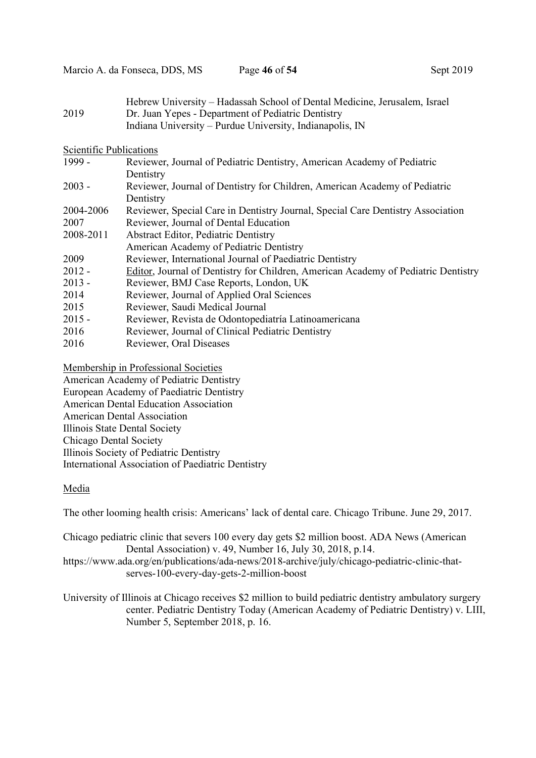| | |
|---|---|
| | Hebrew University – Hadassah School of Dental Medicine, Jerusalem, Israel |
| 2019 | Dr. Juan Yepes - Department of Pediatric Dentistry<br>Indiana University – Purdue University, Indianapolis, IN |

Scientific Publications

| | |
|---|---|
| 1999 - | Reviewer, Journal of Pediatric Dentistry, American Academy of Pediatric Dentistry |
| 2003 - | Reviewer, Journal of Dentistry for Children, American Academy of Pediatric Dentistry |
| 2004-2006 | Reviewer, Special Care in Dentistry Journal, Special Care Dentistry Association |
| 2007 | Reviewer, Journal of Dental Education |
| 2008-2011 | Abstract Editor, Pediatric Dentistry<br>American Academy of Pediatric Dentistry |
| 2009 | Reviewer, International Journal of Paediatric Dentistry |
| 2012 - | Editor, Journal of Dentistry for Children, American Academy of Pediatric Dentistry |
| 2013 - | Reviewer, BMJ Case Reports, London, UK |
| 2014 | Reviewer, Journal of Applied Oral Sciences |
| 2015 | Reviewer, Saudi Medical Journal |
| 2015 - | Reviewer, Revista de Odontopediatría Latinoamericana |
| 2016 | Reviewer, Journal of Clinical Pediatric Dentistry |
| 2016 | Reviewer, Oral Diseases |

Membership in Professional Societies

American Academy of Pediatric Dentistry
European Academy of Paediatric Dentistry
American Dental Education Association
American Dental Association
Illinois State Dental Society
Chicago Dental Society
Illinois Society of Pediatric Dentistry
International Association of Paediatric Dentistry

Media

The other looming health crisis: Americans' lack of dental care. Chicago Tribune. June 29, 2017.

Chicago pediatric clinic that severs 100 every day gets $2 million boost. ADA News (American Dental Association) v. 49, Number 16, July 30, 2018, p.14.
https://www.ada.org/en/publications/ada-news/2018-archive/july/chicago-pediatric-clinic-that-serves-100-every-day-gets-2-million-boost

University of Illinois at Chicago receives $2 million to build pediatric dentistry ambulatory surgery center. Pediatric Dentistry Today (American Academy of Pediatric Dentistry) v. LIII, Number 5, September 2018, p. 16.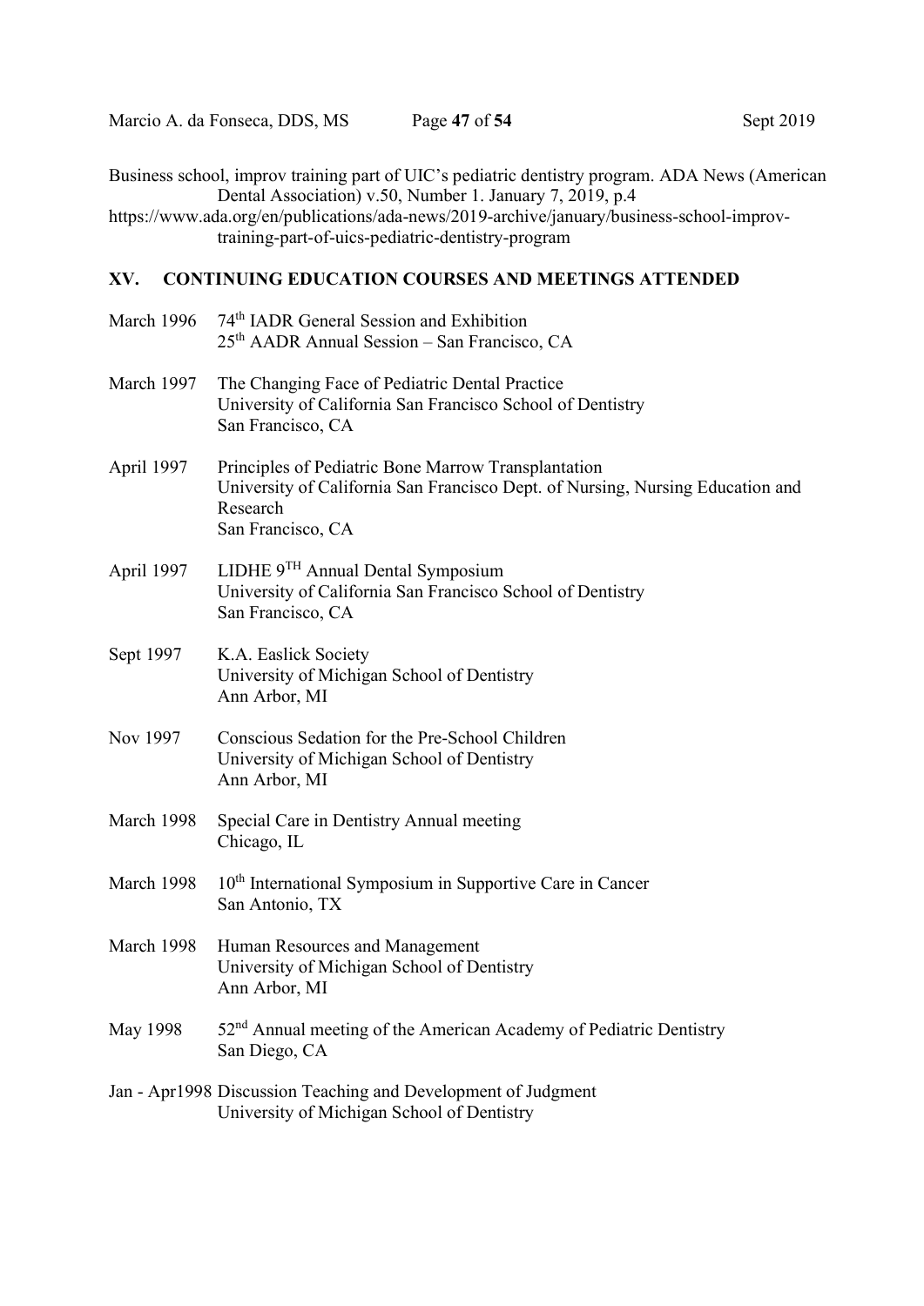Business school, improv training part of UIC's pediatric dentistry program. ADA News (American Dental Association) v.50, Number 1. January 7, 2019, p.4
https://www.ada.org/en/publications/ada-news/2019-archive/january/business-school-improv-training-part-of-uics-pediatric-dentistry-program

## XV. CONTINUING EDUCATION COURSES AND MEETINGS ATTENDED

March 1996 — 74th IADR General Session and Exhibition
25th AADR Annual Session – San Francisco, CA

March 1997 — The Changing Face of Pediatric Dental Practice
University of California San Francisco School of Dentistry
San Francisco, CA

April 1997 — Principles of Pediatric Bone Marrow Transplantation
University of California San Francisco Dept. of Nursing, Nursing Education and Research
San Francisco, CA

April 1997 — LIDHE 9TH Annual Dental Symposium
University of California San Francisco School of Dentistry
San Francisco, CA

Sept 1997 — K.A. Easlick Society
University of Michigan School of Dentistry
Ann Arbor, MI

Nov 1997 — Conscious Sedation for the Pre-School Children
University of Michigan School of Dentistry
Ann Arbor, MI

March 1998 — Special Care in Dentistry Annual meeting
Chicago, IL

March 1998 — 10th International Symposium in Supportive Care in Cancer
San Antonio, TX

March 1998 — Human Resources and Management
University of Michigan School of Dentistry
Ann Arbor, MI

May 1998 — 52nd Annual meeting of the American Academy of Pediatric Dentistry
San Diego, CA

Jan - Apr1998 — Discussion Teaching and Development of Judgment
University of Michigan School of Dentistry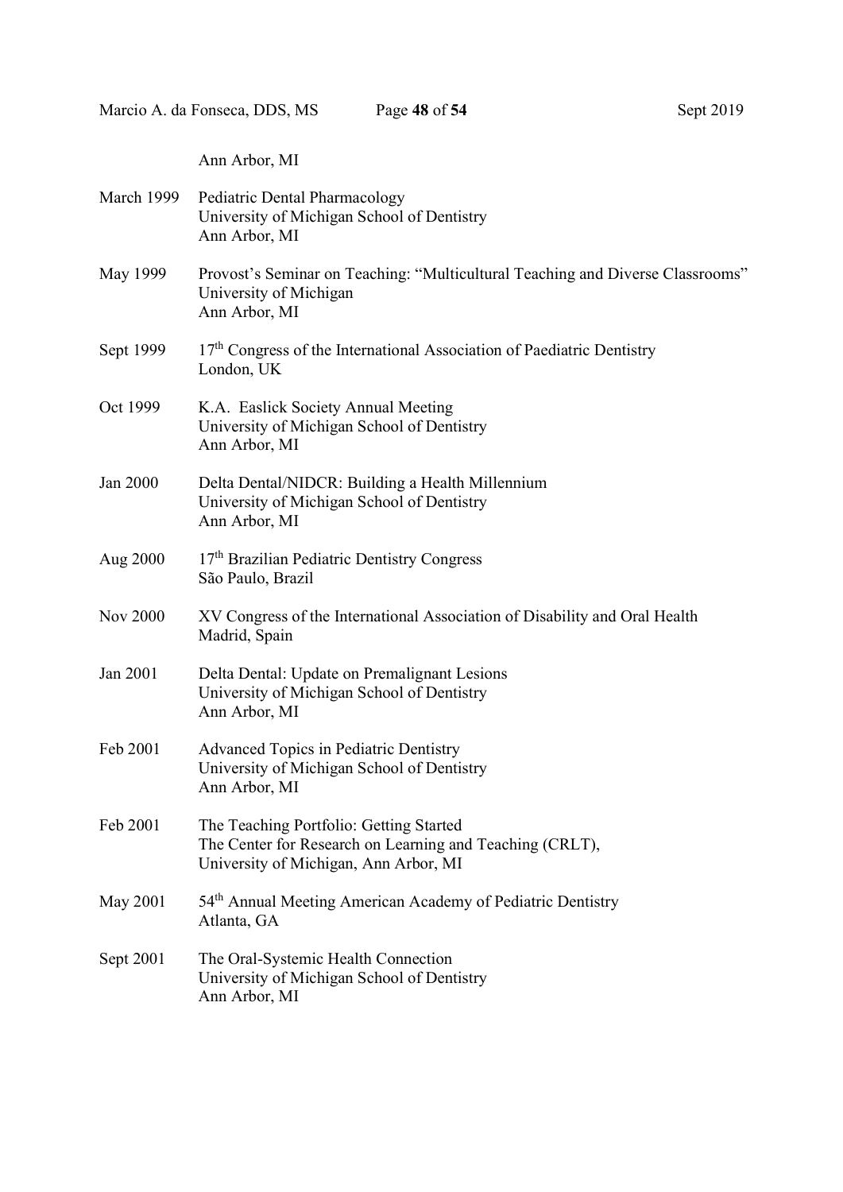Ann Arbor, MI

| | |
|---|---|
| March 1999 | Pediatric Dental Pharmacology<br>University of Michigan School of Dentistry<br>Ann Arbor, MI |
| May 1999 | Provost's Seminar on Teaching: "Multicultural Teaching and Diverse Classrooms"<br>University of Michigan<br>Ann Arbor, MI |
| Sept 1999 | 17th Congress of the International Association of Paediatric Dentistry<br>London, UK |
| Oct 1999 | K.A. Easlick Society Annual Meeting<br>University of Michigan School of Dentistry<br>Ann Arbor, MI |
| Jan 2000 | Delta Dental/NIDCR: Building a Health Millennium<br>University of Michigan School of Dentistry<br>Ann Arbor, MI |
| Aug 2000 | 17th Brazilian Pediatric Dentistry Congress<br>São Paulo, Brazil |
| Nov 2000 | XV Congress of the International Association of Disability and Oral Health<br>Madrid, Spain |
| Jan 2001 | Delta Dental: Update on Premalignant Lesions<br>University of Michigan School of Dentistry<br>Ann Arbor, MI |
| Feb 2001 | Advanced Topics in Pediatric Dentistry<br>University of Michigan School of Dentistry<br>Ann Arbor, MI |
| Feb 2001 | The Teaching Portfolio: Getting Started<br>The Center for Research on Learning and Teaching (CRLT),<br>University of Michigan, Ann Arbor, MI |
| May 2001 | 54th Annual Meeting American Academy of Pediatric Dentistry<br>Atlanta, GA |
| Sept 2001 | The Oral-Systemic Health Connection<br>University of Michigan School of Dentistry<br>Ann Arbor, MI |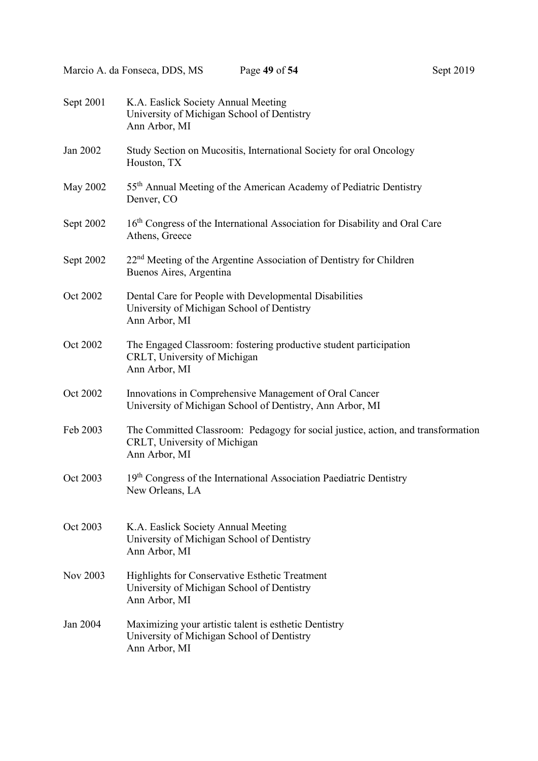Sept 2001 K.A. Easlick Society Annual Meeting
University of Michigan School of Dentistry
Ann Arbor, MI

Jan 2002 Study Section on Mucositis, International Society for oral Oncology
Houston, TX

May 2002 55th Annual Meeting of the American Academy of Pediatric Dentistry
Denver, CO

Sept 2002 16th Congress of the International Association for Disability and Oral Care
Athens, Greece

Sept 2002 22nd Meeting of the Argentine Association of Dentistry for Children
Buenos Aires, Argentina

Oct 2002 Dental Care for People with Developmental Disabilities
University of Michigan School of Dentistry
Ann Arbor, MI

Oct 2002 The Engaged Classroom: fostering productive student participation
CRLT, University of Michigan
Ann Arbor, MI

Oct 2002 Innovations in Comprehensive Management of Oral Cancer
University of Michigan School of Dentistry, Ann Arbor, MI

Feb 2003 The Committed Classroom: Pedagogy for social justice, action, and transformation
CRLT, University of Michigan
Ann Arbor, MI

Oct 2003 19th Congress of the International Association Paediatric Dentistry
New Orleans, LA

Oct 2003 K.A. Easlick Society Annual Meeting
University of Michigan School of Dentistry
Ann Arbor, MI

Nov 2003 Highlights for Conservative Esthetic Treatment
University of Michigan School of Dentistry
Ann Arbor, MI

Jan 2004 Maximizing your artistic talent is esthetic Dentistry
University of Michigan School of Dentistry
Ann Arbor, MI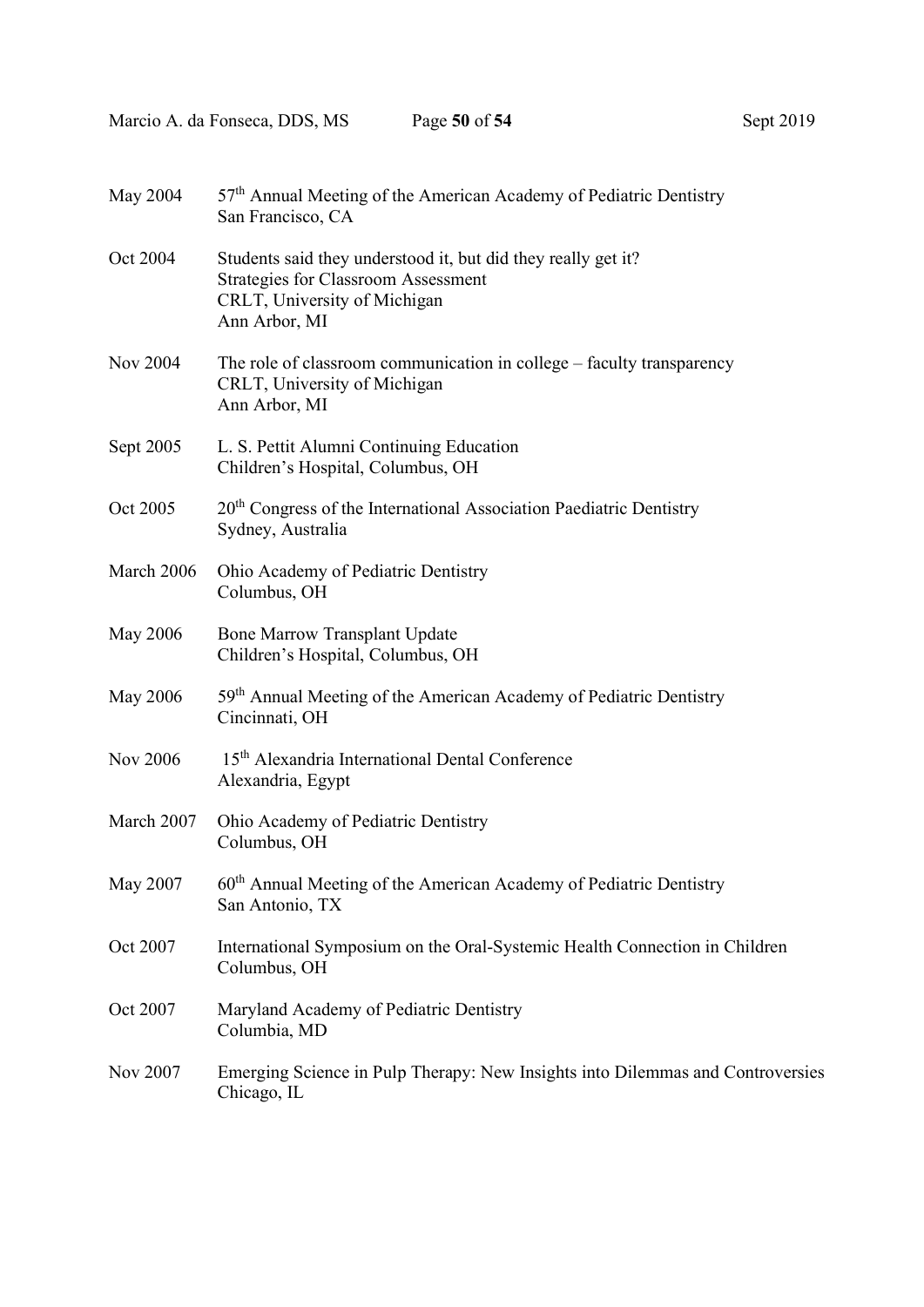May 2004 57th Annual Meeting of the American Academy of Pediatric Dentistry
San Francisco, CA

Oct 2004 Students said they understood it, but did they really get it?
Strategies for Classroom Assessment
CRLT, University of Michigan
Ann Arbor, MI

Nov 2004 The role of classroom communication in college – faculty transparency
CRLT, University of Michigan
Ann Arbor, MI

Sept 2005 L. S. Pettit Alumni Continuing Education
Children's Hospital, Columbus, OH

Oct 2005 20th Congress of the International Association Paediatric Dentistry
Sydney, Australia

March 2006 Ohio Academy of Pediatric Dentistry
Columbus, OH

May 2006 Bone Marrow Transplant Update
Children's Hospital, Columbus, OH

May 2006 59th Annual Meeting of the American Academy of Pediatric Dentistry
Cincinnati, OH

Nov 2006 15th Alexandria International Dental Conference
Alexandria, Egypt

March 2007 Ohio Academy of Pediatric Dentistry
Columbus, OH

May 2007 60th Annual Meeting of the American Academy of Pediatric Dentistry
San Antonio, TX

Oct 2007 International Symposium on the Oral-Systemic Health Connection in Children
Columbus, OH

Oct 2007 Maryland Academy of Pediatric Dentistry
Columbia, MD

Nov 2007 Emerging Science in Pulp Therapy: New Insights into Dilemmas and Controversies
Chicago, IL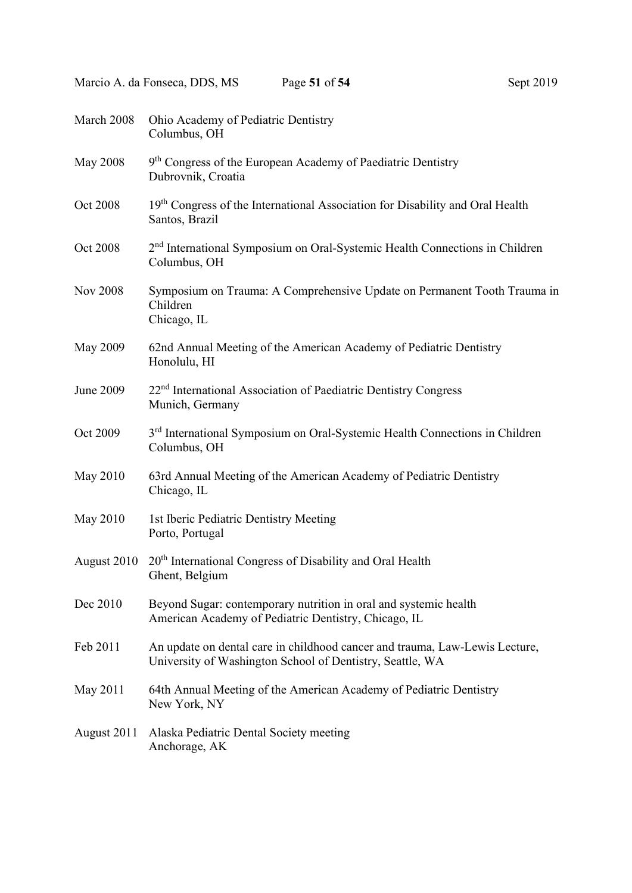| | |
|---|---|
| March 2008 | Ohio Academy of Pediatric Dentistry<br>Columbus, OH |
| May 2008 | 9th Congress of the European Academy of Paediatric Dentistry<br>Dubrovnik, Croatia |
| Oct 2008 | 19th Congress of the International Association for Disability and Oral Health<br>Santos, Brazil |
| Oct 2008 | 2nd International Symposium on Oral-Systemic Health Connections in Children<br>Columbus, OH |
| Nov 2008 | Symposium on Trauma: A Comprehensive Update on Permanent Tooth Trauma in Children<br>Chicago, IL |
| May 2009 | 62nd Annual Meeting of the American Academy of Pediatric Dentistry<br>Honolulu, HI |
| June 2009 | 22nd International Association of Paediatric Dentistry Congress<br>Munich, Germany |
| Oct 2009 | 3rd International Symposium on Oral-Systemic Health Connections in Children<br>Columbus, OH |
| May 2010 | 63rd Annual Meeting of the American Academy of Pediatric Dentistry<br>Chicago, IL |
| May 2010 | 1st Iberic Pediatric Dentistry Meeting<br>Porto, Portugal |
| August 2010 | 20th International Congress of Disability and Oral Health<br>Ghent, Belgium |
| Dec 2010 | Beyond Sugar: contemporary nutrition in oral and systemic health<br>American Academy of Pediatric Dentistry, Chicago, IL |
| Feb 2011 | An update on dental care in childhood cancer and trauma, Law-Lewis Lecture, University of Washington School of Dentistry, Seattle, WA |
| May 2011 | 64th Annual Meeting of the American Academy of Pediatric Dentistry<br>New York, NY |
| August 2011 | Alaska Pediatric Dental Society meeting<br>Anchorage, AK |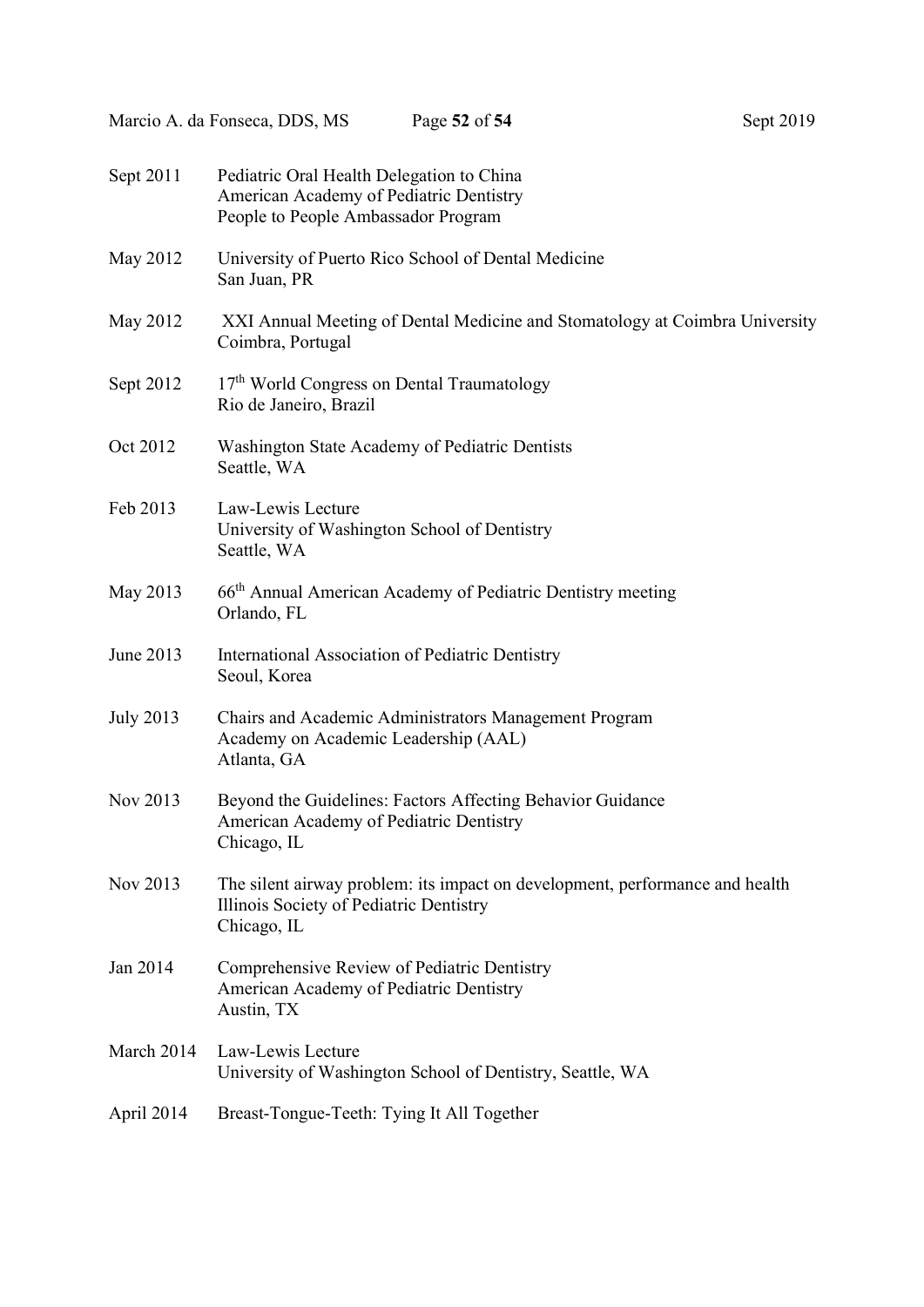| | |
|---|---|
| Sept 2011 | Pediatric Oral Health Delegation to China<br>American Academy of Pediatric Dentistry<br>People to People Ambassador Program |
| May 2012 | University of Puerto Rico School of Dental Medicine<br>San Juan, PR |
| May 2012 | XXI Annual Meeting of Dental Medicine and Stomatology at Coimbra University<br>Coimbra, Portugal |
| Sept 2012 | 17th World Congress on Dental Traumatology<br>Rio de Janeiro, Brazil |
| Oct 2012 | Washington State Academy of Pediatric Dentists<br>Seattle, WA |
| Feb 2013 | Law-Lewis Lecture<br>University of Washington School of Dentistry<br>Seattle, WA |
| May 2013 | 66th Annual American Academy of Pediatric Dentistry meeting<br>Orlando, FL |
| June 2013 | International Association of Pediatric Dentistry<br>Seoul, Korea |
| July 2013 | Chairs and Academic Administrators Management Program<br>Academy on Academic Leadership (AAL)<br>Atlanta, GA |
| Nov 2013 | Beyond the Guidelines: Factors Affecting Behavior Guidance<br>American Academy of Pediatric Dentistry<br>Chicago, IL |
| Nov 2013 | The silent airway problem: its impact on development, performance and health<br>Illinois Society of Pediatric Dentistry<br>Chicago, IL |
| Jan 2014 | Comprehensive Review of Pediatric Dentistry<br>American Academy of Pediatric Dentistry<br>Austin, TX |
| March 2014 | Law-Lewis Lecture<br>University of Washington School of Dentistry, Seattle, WA |
| April 2014 | Breast-Tongue-Teeth: Tying It All Together |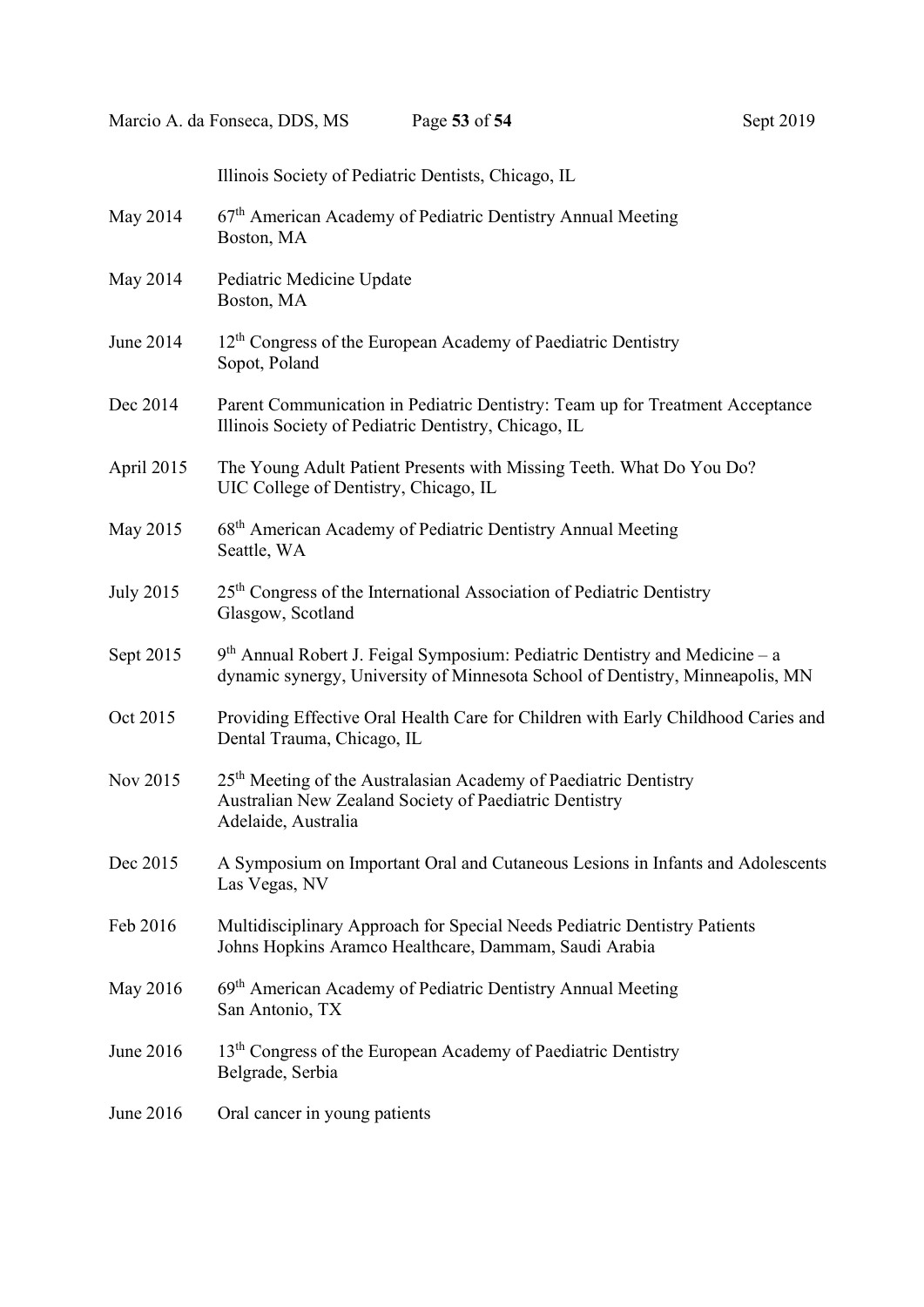Illinois Society of Pediatric Dentists, Chicago, IL

May 2014 67th American Academy of Pediatric Dentistry Annual Meeting
Boston, MA

May 2014 Pediatric Medicine Update
Boston, MA

June 2014 12th Congress of the European Academy of Paediatric Dentistry
Sopot, Poland

Dec 2014 Parent Communication in Pediatric Dentistry: Team up for Treatment Acceptance
Illinois Society of Pediatric Dentistry, Chicago, IL

April 2015 The Young Adult Patient Presents with Missing Teeth. What Do You Do?
UIC College of Dentistry, Chicago, IL

May 2015 68th American Academy of Pediatric Dentistry Annual Meeting
Seattle, WA

July 2015 25th Congress of the International Association of Pediatric Dentistry
Glasgow, Scotland

Sept 2015 9th Annual Robert J. Feigal Symposium: Pediatric Dentistry and Medicine – a dynamic synergy, University of Minnesota School of Dentistry, Minneapolis, MN

Oct 2015 Providing Effective Oral Health Care for Children with Early Childhood Caries and Dental Trauma, Chicago, IL

Nov 2015 25th Meeting of the Australasian Academy of Paediatric Dentistry
Australian New Zealand Society of Paediatric Dentistry
Adelaide, Australia

Dec 2015 A Symposium on Important Oral and Cutaneous Lesions in Infants and Adolescents
Las Vegas, NV

Feb 2016 Multidisciplinary Approach for Special Needs Pediatric Dentistry Patients
Johns Hopkins Aramco Healthcare, Dammam, Saudi Arabia

May 2016 69th American Academy of Pediatric Dentistry Annual Meeting
San Antonio, TX

June 2016 13th Congress of the European Academy of Paediatric Dentistry
Belgrade, Serbia

June 2016 Oral cancer in young patients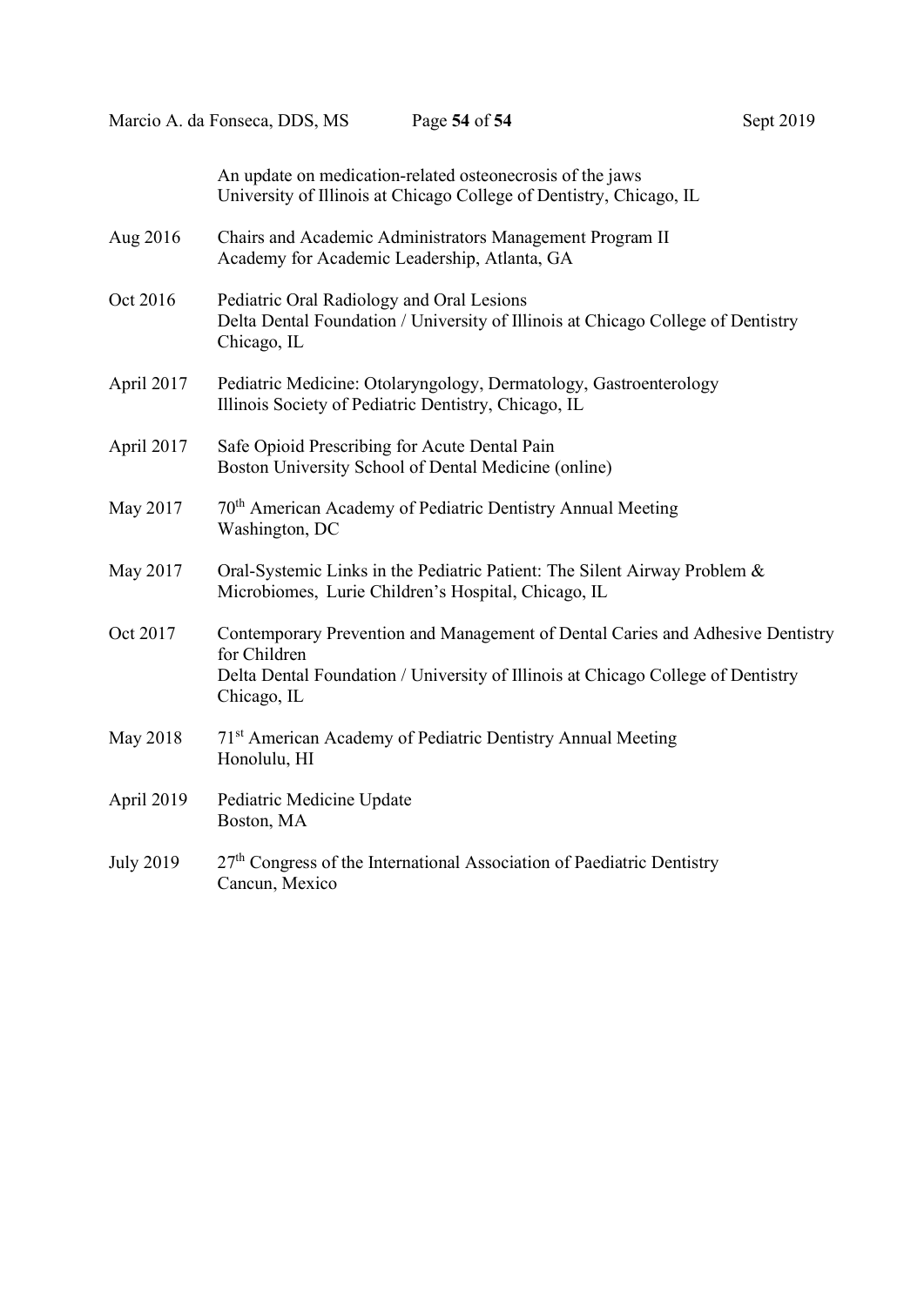An update on medication-related osteonecrosis of the jaws
University of Illinois at Chicago College of Dentistry, Chicago, IL

Aug 2016 Chairs and Academic Administrators Management Program II
Academy for Academic Leadership, Atlanta, GA

Oct 2016 Pediatric Oral Radiology and Oral Lesions
Delta Dental Foundation / University of Illinois at Chicago College of Dentistry
Chicago, IL

April 2017 Pediatric Medicine: Otolaryngology, Dermatology, Gastroenterology
Illinois Society of Pediatric Dentistry, Chicago, IL

April 2017 Safe Opioid Prescribing for Acute Dental Pain
Boston University School of Dental Medicine (online)

May 2017 70th American Academy of Pediatric Dentistry Annual Meeting
Washington, DC

May 2017 Oral-Systemic Links in the Pediatric Patient: The Silent Airway Problem & Microbiomes, Lurie Children's Hospital, Chicago, IL

Oct 2017 Contemporary Prevention and Management of Dental Caries and Adhesive Dentistry for Children
Delta Dental Foundation / University of Illinois at Chicago College of Dentistry
Chicago, IL

May 2018 71st American Academy of Pediatric Dentistry Annual Meeting
Honolulu, HI

April 2019 Pediatric Medicine Update
Boston, MA

July 2019 27th Congress of the International Association of Paediatric Dentistry
Cancun, Mexico